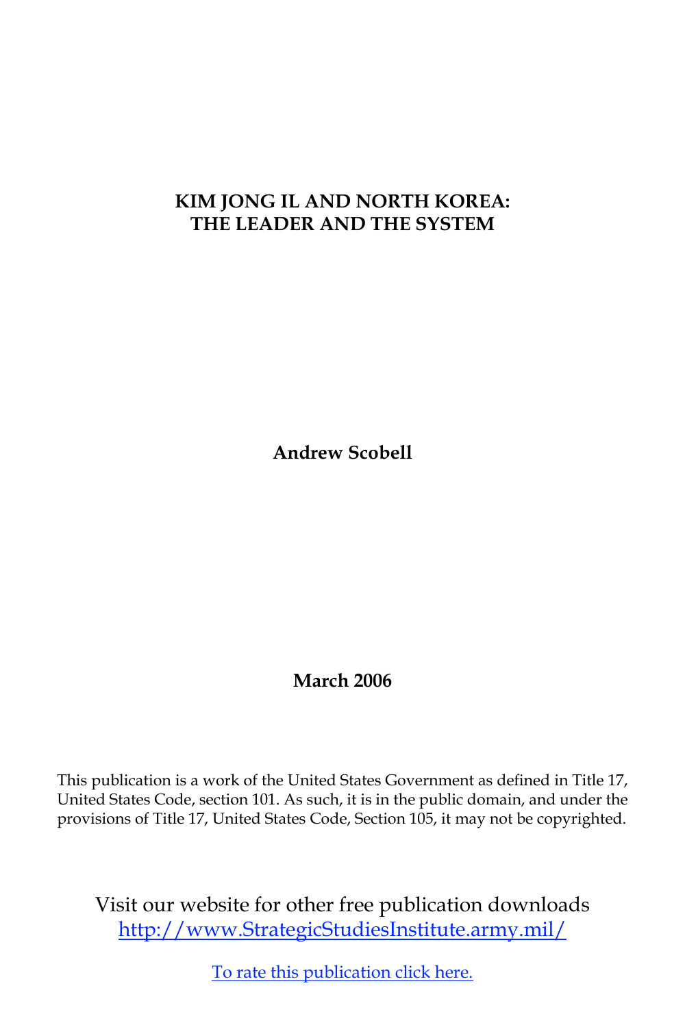# KIM JONG IL AND NORTH KOREA: THE LEADER AND THE SYSTEM

**Andrew Scobell**

**March 2006**

This publication is a work of the United States Government as defined in Title 17, United States Code, section 101. As such, it is in the public domain, and under the provisions of Title 17, United States Code, Section 105, it may not be copyrighted.

Visit our website for other free publication downloads
http://www.StrategicStudiesInstitute.army.mil/

To rate this publication click here.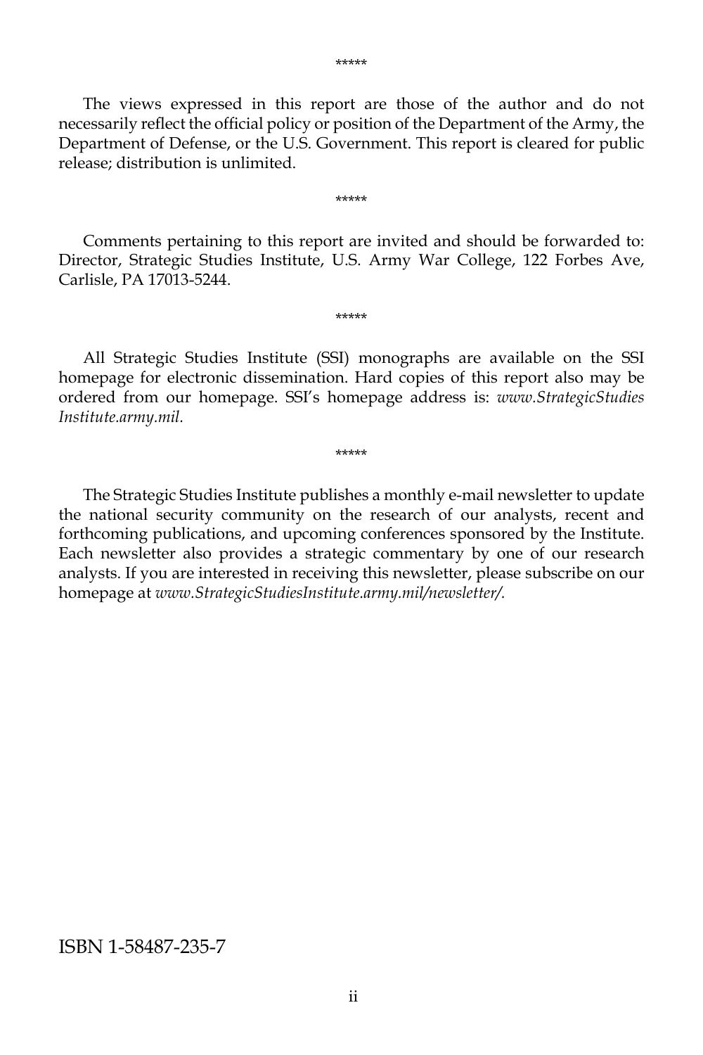*****

The views expressed in this report are those of the author and do not necessarily reflect the official policy or position of the Department of the Army, the Department of Defense, or the U.S. Government. This report is cleared for public release; distribution is unlimited.

*****

Comments pertaining to this report are invited and should be forwarded to: Director, Strategic Studies Institute, U.S. Army War College, 122 Forbes Ave, Carlisle, PA 17013-5244.

*****

All Strategic Studies Institute (SSI) monographs are available on the SSI homepage for electronic dissemination. Hard copies of this report also may be ordered from our homepage. SSI's homepage address is: *www.StrategicStudies Institute.army.mil.*

*****

The Strategic Studies Institute publishes a monthly e-mail newsletter to update the national security community on the research of our analysts, recent and forthcoming publications, and upcoming conferences sponsored by the Institute. Each newsletter also provides a strategic commentary by one of our research analysts. If you are interested in receiving this newsletter, please subscribe on our homepage at *www.StrategicStudiesInstitute.army.mil/newsletter/.*

ISBN 1-58487-235-7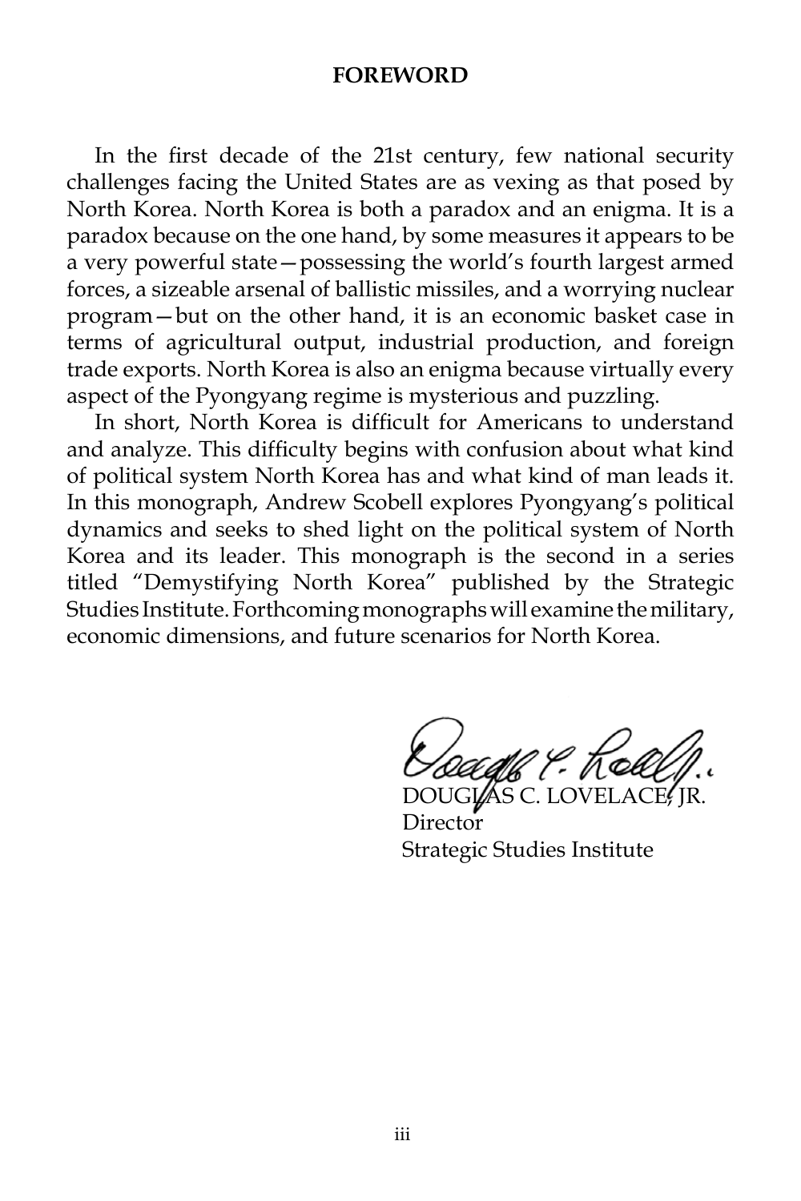## FOREWORD

In the first decade of the 21st century, few national security challenges facing the United States are as vexing as that posed by North Korea. North Korea is both a paradox and an enigma. It is a paradox because on the one hand, by some measures it appears to be a very powerful state—possessing the world's fourth largest armed forces, a sizeable arsenal of ballistic missiles, and a worrying nuclear program—but on the other hand, it is an economic basket case in terms of agricultural output, industrial production, and foreign trade exports. North Korea is also an enigma because virtually every aspect of the Pyongyang regime is mysterious and puzzling.

In short, North Korea is difficult for Americans to understand and analyze. This difficulty begins with confusion about what kind of political system North Korea has and what kind of man leads it. In this monograph, Andrew Scobell explores Pyongyang's political dynamics and seeks to shed light on the political system of North Korea and its leader. This monograph is the second in a series titled "Demystifying North Korea" published by the Strategic Studies Institute. Forthcoming monographs will examine the military, economic dimensions, and future scenarios for North Korea.

DOUGLAS C. LOVELACE, JR.
Director
Strategic Studies Institute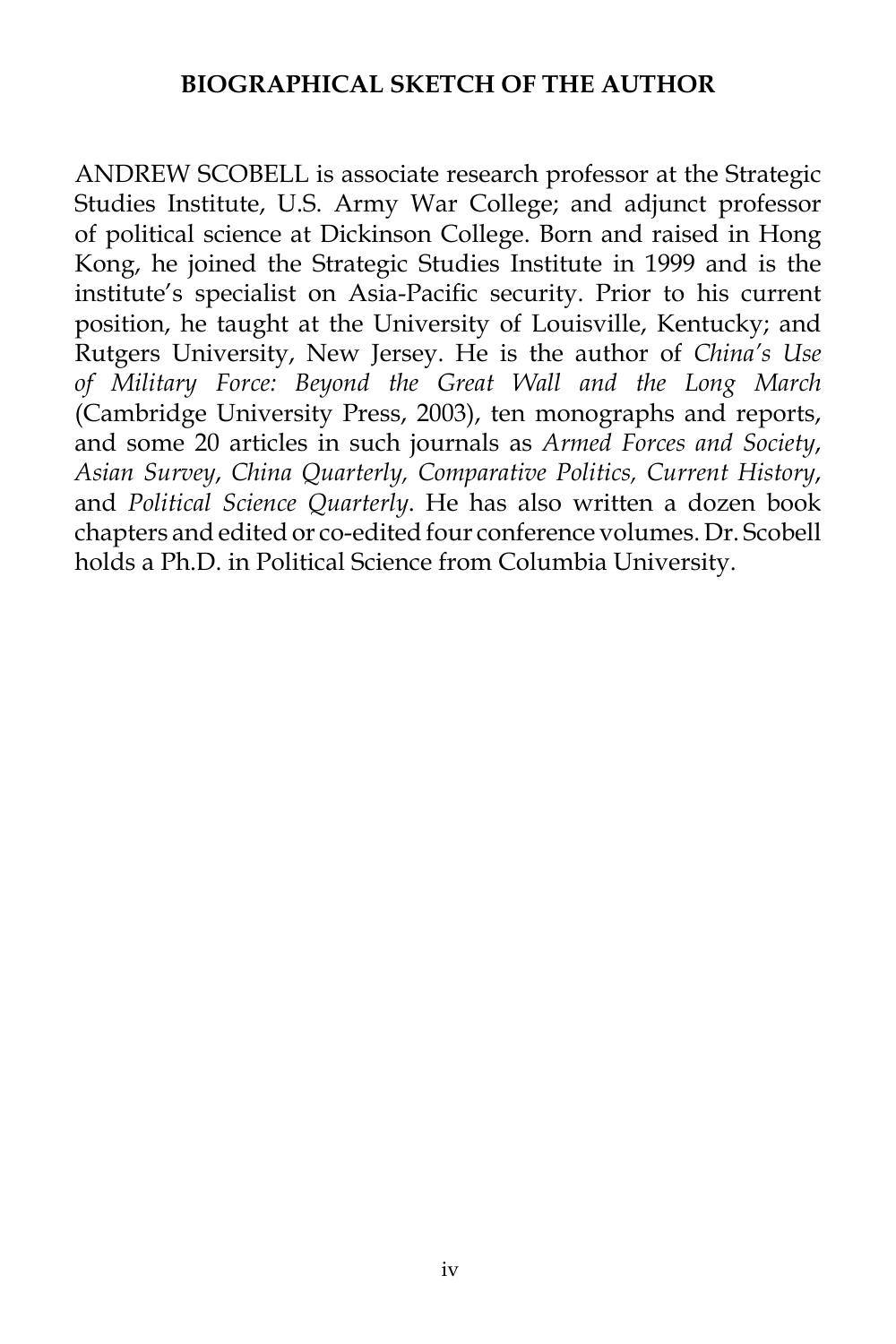## BIOGRAPHICAL SKETCH OF THE AUTHOR

ANDREW SCOBELL is associate research professor at the Strategic Studies Institute, U.S. Army War College; and adjunct professor of political science at Dickinson College. Born and raised in Hong Kong, he joined the Strategic Studies Institute in 1999 and is the institute's specialist on Asia-Pacific security. Prior to his current position, he taught at the University of Louisville, Kentucky; and Rutgers University, New Jersey. He is the author of *China's Use of Military Force: Beyond the Great Wall and the Long March* (Cambridge University Press, 2003), ten monographs and reports, and some 20 articles in such journals as *Armed Forces and Society*, *Asian Survey*, *China Quarterly, Comparative Politics, Current History*, and *Political Science Quarterly*. He has also written a dozen book chapters and edited or co-edited four conference volumes. Dr. Scobell holds a Ph.D. in Political Science from Columbia University.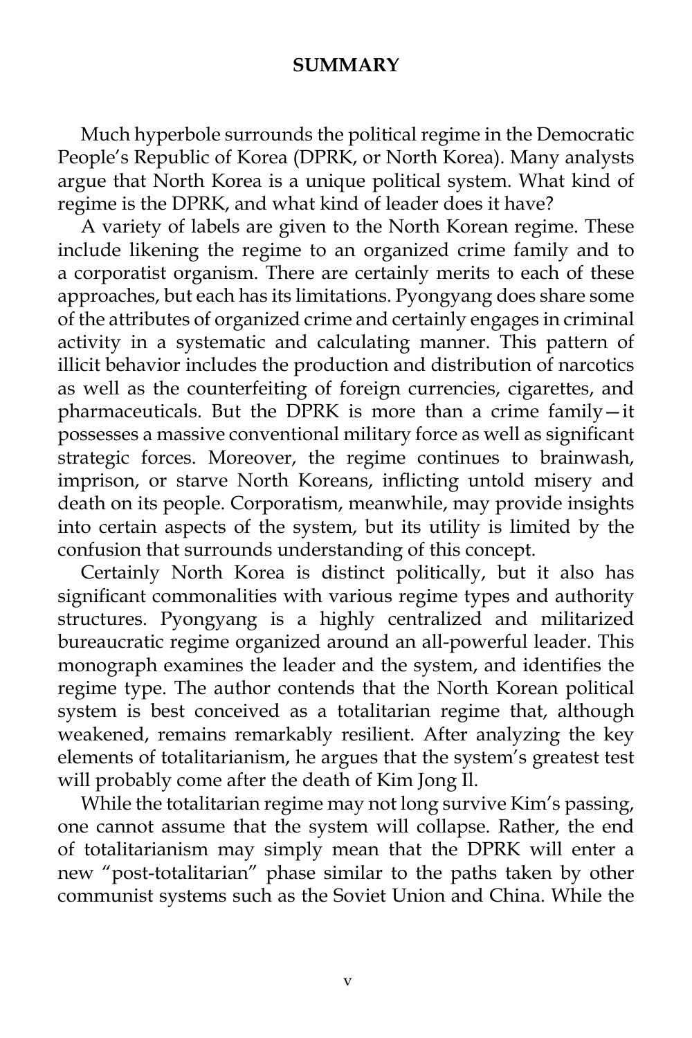# SUMMARY

Much hyperbole surrounds the political regime in the Democratic People's Republic of Korea (DPRK, or North Korea). Many analysts argue that North Korea is a unique political system. What kind of regime is the DPRK, and what kind of leader does it have?

A variety of labels are given to the North Korean regime. These include likening the regime to an organized crime family and to a corporatist organism. There are certainly merits to each of these approaches, but each has its limitations. Pyongyang does share some of the attributes of organized crime and certainly engages in criminal activity in a systematic and calculating manner. This pattern of illicit behavior includes the production and distribution of narcotics as well as the counterfeiting of foreign currencies, cigarettes, and pharmaceuticals. But the DPRK is more than a crime family—it possesses a massive conventional military force as well as significant strategic forces. Moreover, the regime continues to brainwash, imprison, or starve North Koreans, inflicting untold misery and death on its people. Corporatism, meanwhile, may provide insights into certain aspects of the system, but its utility is limited by the confusion that surrounds understanding of this concept.

Certainly North Korea is distinct politically, but it also has significant commonalities with various regime types and authority structures. Pyongyang is a highly centralized and militarized bureaucratic regime organized around an all-powerful leader. This monograph examines the leader and the system, and identifies the regime type. The author contends that the North Korean political system is best conceived as a totalitarian regime that, although weakened, remains remarkably resilient. After analyzing the key elements of totalitarianism, he argues that the system's greatest test will probably come after the death of Kim Jong Il.

While the totalitarian regime may not long survive Kim's passing, one cannot assume that the system will collapse. Rather, the end of totalitarianism may simply mean that the DPRK will enter a new "post-totalitarian" phase similar to the paths taken by other communist systems such as the Soviet Union and China. While the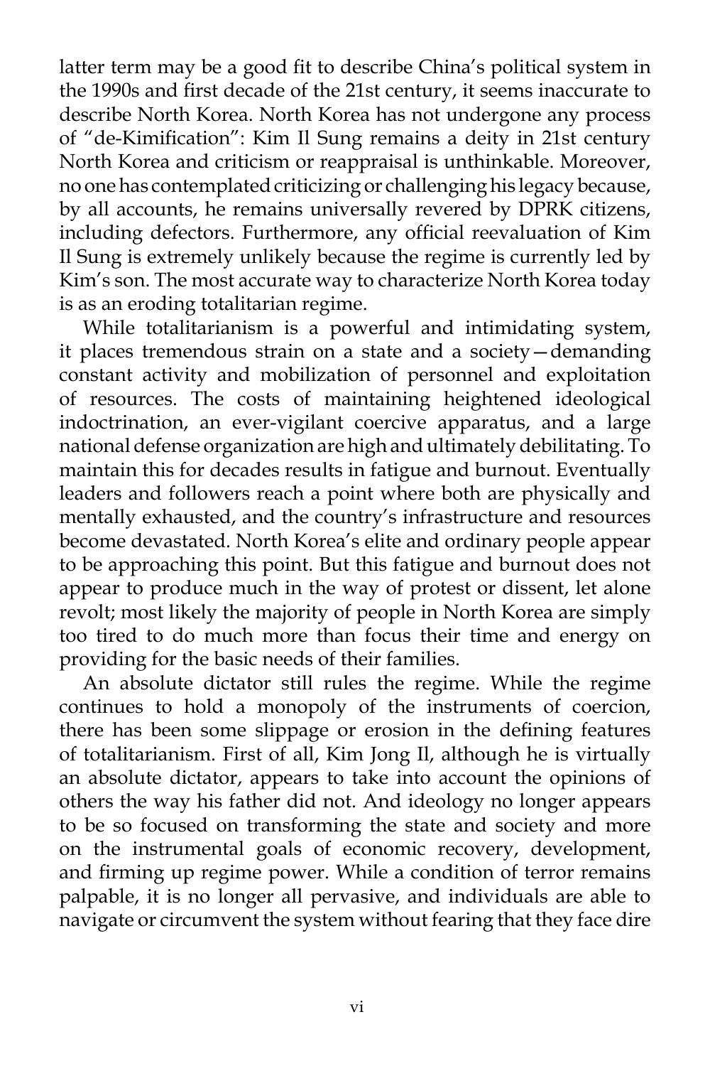latter term may be a good fit to describe China's political system in the 1990s and first decade of the 21st century, it seems inaccurate to describe North Korea. North Korea has not undergone any process of "de-Kimification": Kim Il Sung remains a deity in 21st century North Korea and criticism or reappraisal is unthinkable. Moreover, no one has contemplated criticizing or challenging his legacy because, by all accounts, he remains universally revered by DPRK citizens, including defectors. Furthermore, any official reevaluation of Kim Il Sung is extremely unlikely because the regime is currently led by Kim's son. The most accurate way to characterize North Korea today is as an eroding totalitarian regime.

While totalitarianism is a powerful and intimidating system, it places tremendous strain on a state and a society—demanding constant activity and mobilization of personnel and exploitation of resources. The costs of maintaining heightened ideological indoctrination, an ever-vigilant coercive apparatus, and a large national defense organization are high and ultimately debilitating. To maintain this for decades results in fatigue and burnout. Eventually leaders and followers reach a point where both are physically and mentally exhausted, and the country's infrastructure and resources become devastated. North Korea's elite and ordinary people appear to be approaching this point. But this fatigue and burnout does not appear to produce much in the way of protest or dissent, let alone revolt; most likely the majority of people in North Korea are simply too tired to do much more than focus their time and energy on providing for the basic needs of their families.

An absolute dictator still rules the regime. While the regime continues to hold a monopoly of the instruments of coercion, there has been some slippage or erosion in the defining features of totalitarianism. First of all, Kim Jong Il, although he is virtually an absolute dictator, appears to take into account the opinions of others the way his father did not. And ideology no longer appears to be so focused on transforming the state and society and more on the instrumental goals of economic recovery, development, and firming up regime power. While a condition of terror remains palpable, it is no longer all pervasive, and individuals are able to navigate or circumvent the system without fearing that they face dire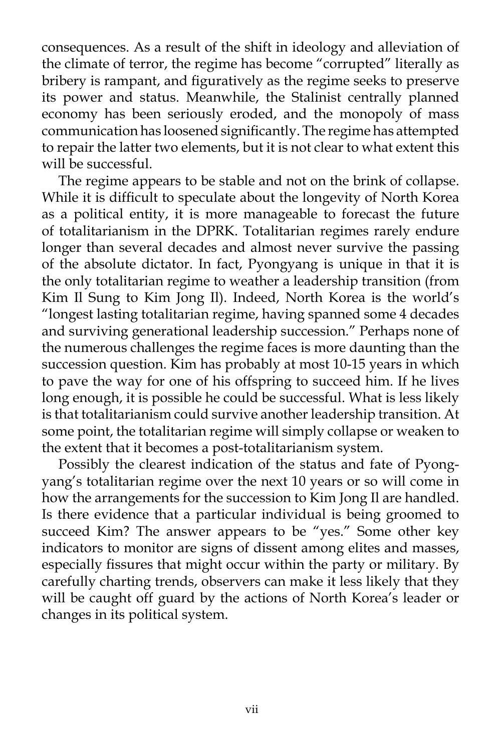consequences. As a result of the shift in ideology and alleviation of the climate of terror, the regime has become "corrupted" literally as bribery is rampant, and figuratively as the regime seeks to preserve its power and status. Meanwhile, the Stalinist centrally planned economy has been seriously eroded, and the monopoly of mass communication has loosened significantly. The regime has attempted to repair the latter two elements, but it is not clear to what extent this will be successful.

The regime appears to be stable and not on the brink of collapse. While it is difficult to speculate about the longevity of North Korea as a political entity, it is more manageable to forecast the future of totalitarianism in the DPRK. Totalitarian regimes rarely endure longer than several decades and almost never survive the passing of the absolute dictator. In fact, Pyongyang is unique in that it is the only totalitarian regime to weather a leadership transition (from Kim Il Sung to Kim Jong Il). Indeed, North Korea is the world's "longest lasting totalitarian regime, having spanned some 4 decades and surviving generational leadership succession." Perhaps none of the numerous challenges the regime faces is more daunting than the succession question. Kim has probably at most 10-15 years in which to pave the way for one of his offspring to succeed him. If he lives long enough, it is possible he could be successful. What is less likely is that totalitarianism could survive another leadership transition. At some point, the totalitarian regime will simply collapse or weaken to the extent that it becomes a post-totalitarianism system.

Possibly the clearest indication of the status and fate of Pyongyang's totalitarian regime over the next 10 years or so will come in how the arrangements for the succession to Kim Jong Il are handled. Is there evidence that a particular individual is being groomed to succeed Kim? The answer appears to be "yes." Some other key indicators to monitor are signs of dissent among elites and masses, especially fissures that might occur within the party or military. By carefully charting trends, observers can make it less likely that they will be caught off guard by the actions of North Korea's leader or changes in its political system.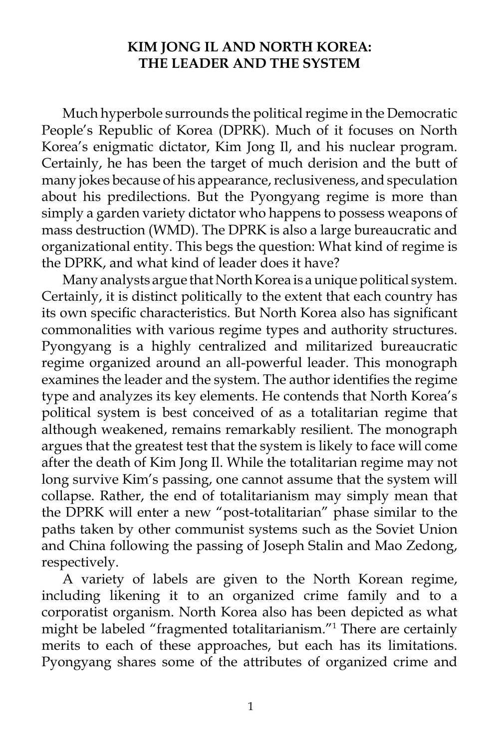# KIM JONG IL AND NORTH KOREA: THE LEADER AND THE SYSTEM

Much hyperbole surrounds the political regime in the Democratic People's Republic of Korea (DPRK). Much of it focuses on North Korea's enigmatic dictator, Kim Jong Il, and his nuclear program. Certainly, he has been the target of much derision and the butt of many jokes because of his appearance, reclusiveness, and speculation about his predilections. But the Pyongyang regime is more than simply a garden variety dictator who happens to possess weapons of mass destruction (WMD). The DPRK is also a large bureaucratic and organizational entity. This begs the question: What kind of regime is the DPRK, and what kind of leader does it have?

Many analysts argue that North Korea is a unique political system. Certainly, it is distinct politically to the extent that each country has its own specific characteristics. But North Korea also has significant commonalities with various regime types and authority structures. Pyongyang is a highly centralized and militarized bureaucratic regime organized around an all-powerful leader. This monograph examines the leader and the system. The author identifies the regime type and analyzes its key elements. He contends that North Korea's political system is best conceived of as a totalitarian regime that although weakened, remains remarkably resilient. The monograph argues that the greatest test that the system is likely to face will come after the death of Kim Jong Il. While the totalitarian regime may not long survive Kim's passing, one cannot assume that the system will collapse. Rather, the end of totalitarianism may simply mean that the DPRK will enter a new "post-totalitarian" phase similar to the paths taken by other communist systems such as the Soviet Union and China following the passing of Joseph Stalin and Mao Zedong, respectively.

A variety of labels are given to the North Korean regime, including likening it to an organized crime family and to a corporatist organism. North Korea also has been depicted as what might be labeled "fragmented totalitarianism."[1] There are certainly merits to each of these approaches, but each has its limitations. Pyongyang shares some of the attributes of organized crime and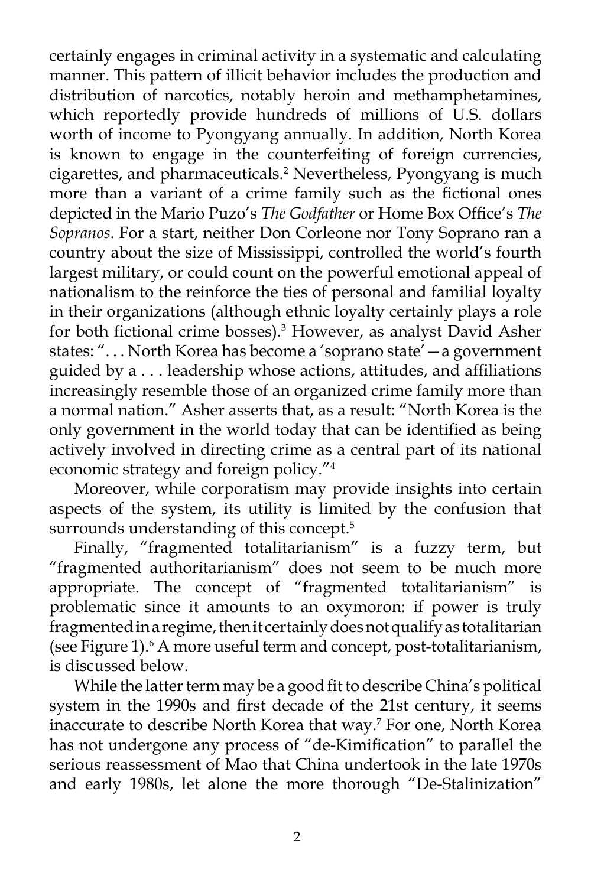certainly engages in criminal activity in a systematic and calculating manner. This pattern of illicit behavior includes the production and distribution of narcotics, notably heroin and methamphetamines, which reportedly provide hundreds of millions of U.S. dollars worth of income to Pyongyang annually. In addition, North Korea is known to engage in the counterfeiting of foreign currencies, cigarettes, and pharmaceuticals.[2] Nevertheless, Pyongyang is much more than a variant of a crime family such as the fictional ones depicted in the Mario Puzo's *The Godfather* or Home Box Office's *The Sopranos*. For a start, neither Don Corleone nor Tony Soprano ran a country about the size of Mississippi, controlled the world's fourth largest military, or could count on the powerful emotional appeal of nationalism to the reinforce the ties of personal and familial loyalty in their organizations (although ethnic loyalty certainly plays a role for both fictional crime bosses).[3] However, as analyst David Asher states: ". . . North Korea has become a 'soprano state'—a government guided by a . . . leadership whose actions, attitudes, and affiliations increasingly resemble those of an organized crime family more than a normal nation." Asher asserts that, as a result: "North Korea is the only government in the world today that can be identified as being actively involved in directing crime as a central part of its national economic strategy and foreign policy."[4]

Moreover, while corporatism may provide insights into certain aspects of the system, its utility is limited by the confusion that surrounds understanding of this concept.[5]

Finally, "fragmented totalitarianism" is a fuzzy term, but "fragmented authoritarianism" does not seem to be much more appropriate. The concept of "fragmented totalitarianism" is problematic since it amounts to an oxymoron: if power is truly fragmented in a regime, then it certainly does not qualify as totalitarian (see Figure 1).[6] A more useful term and concept, post-totalitarianism, is discussed below.

While the latter term may be a good fit to describe China's political system in the 1990s and first decade of the 21st century, it seems inaccurate to describe North Korea that way.[7] For one, North Korea has not undergone any process of "de-Kimification" to parallel the serious reassessment of Mao that China undertook in the late 1970s and early 1980s, let alone the more thorough "De-Stalinization"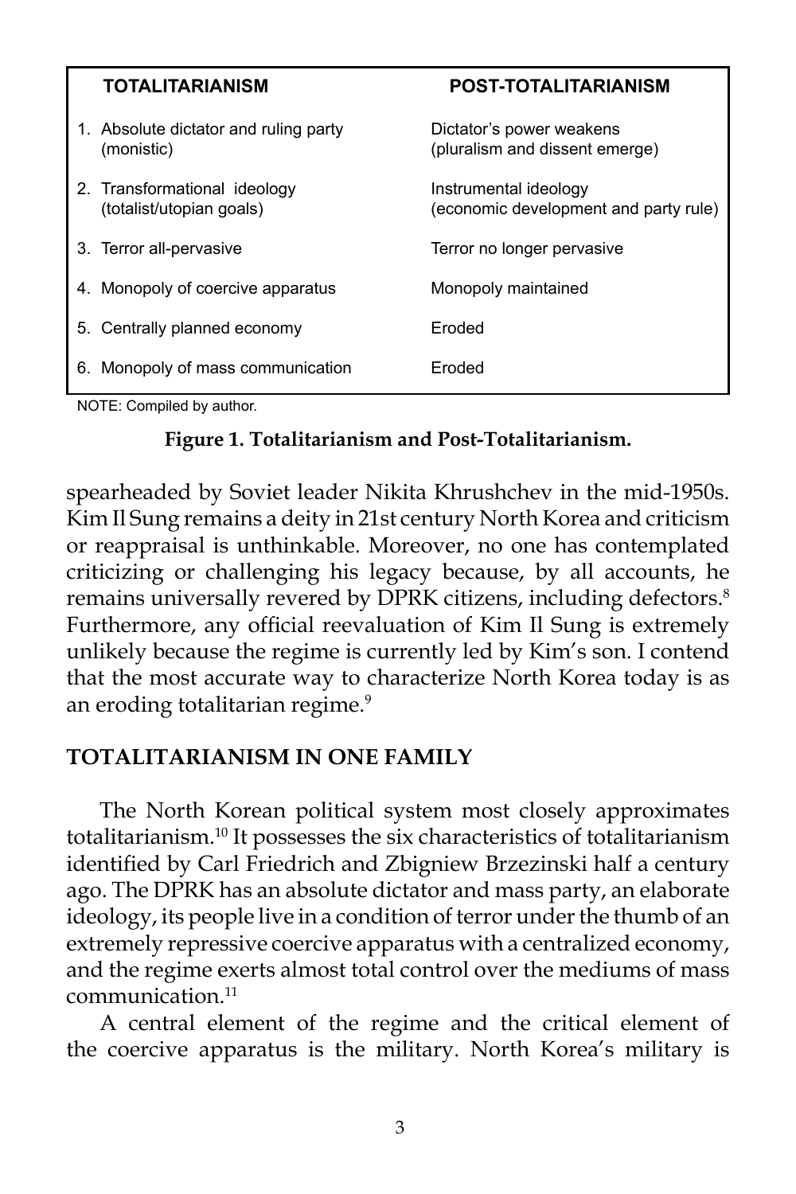| TOTALITARIANISM | POST-TOTALITARIANISM |
| --- | --- |
| 1. Absolute dictator and ruling party (monistic) | Dictator's power weakens (pluralism and dissent emerge) |
| 2. Transformational ideology (totalist/utopian goals) | Instrumental ideology (economic development and party rule) |
| 3. Terror all-pervasive | Terror no longer pervasive |
| 4. Monopoly of coercive apparatus | Monopoly maintained |
| 5. Centrally planned economy | Eroded |
| 6. Monopoly of mass communication | Eroded |

NOTE: Compiled by author.

**Figure 1. Totalitarianism and Post-Totalitarianism.**

spearheaded by Soviet leader Nikita Khrushchev in the mid-1950s. Kim Il Sung remains a deity in 21st century North Korea and criticism or reappraisal is unthinkable. Moreover, no one has contemplated criticizing or challenging his legacy because, by all accounts, he remains universally revered by DPRK citizens, including defectors.[8] Furthermore, any official reevaluation of Kim Il Sung is extremely unlikely because the regime is currently led by Kim's son. I contend that the most accurate way to characterize North Korea today is as an eroding totalitarian regime.[9]

## TOTALITARIANISM IN ONE FAMILY

The North Korean political system most closely approximates totalitarianism.[10] It possesses the six characteristics of totalitarianism identified by Carl Friedrich and Zbigniew Brzezinski half a century ago. The DPRK has an absolute dictator and mass party, an elaborate ideology, its people live in a condition of terror under the thumb of an extremely repressive coercive apparatus with a centralized economy, and the regime exerts almost total control over the mediums of mass communication.[11]

A central element of the regime and the critical element of the coercive apparatus is the military. North Korea's military is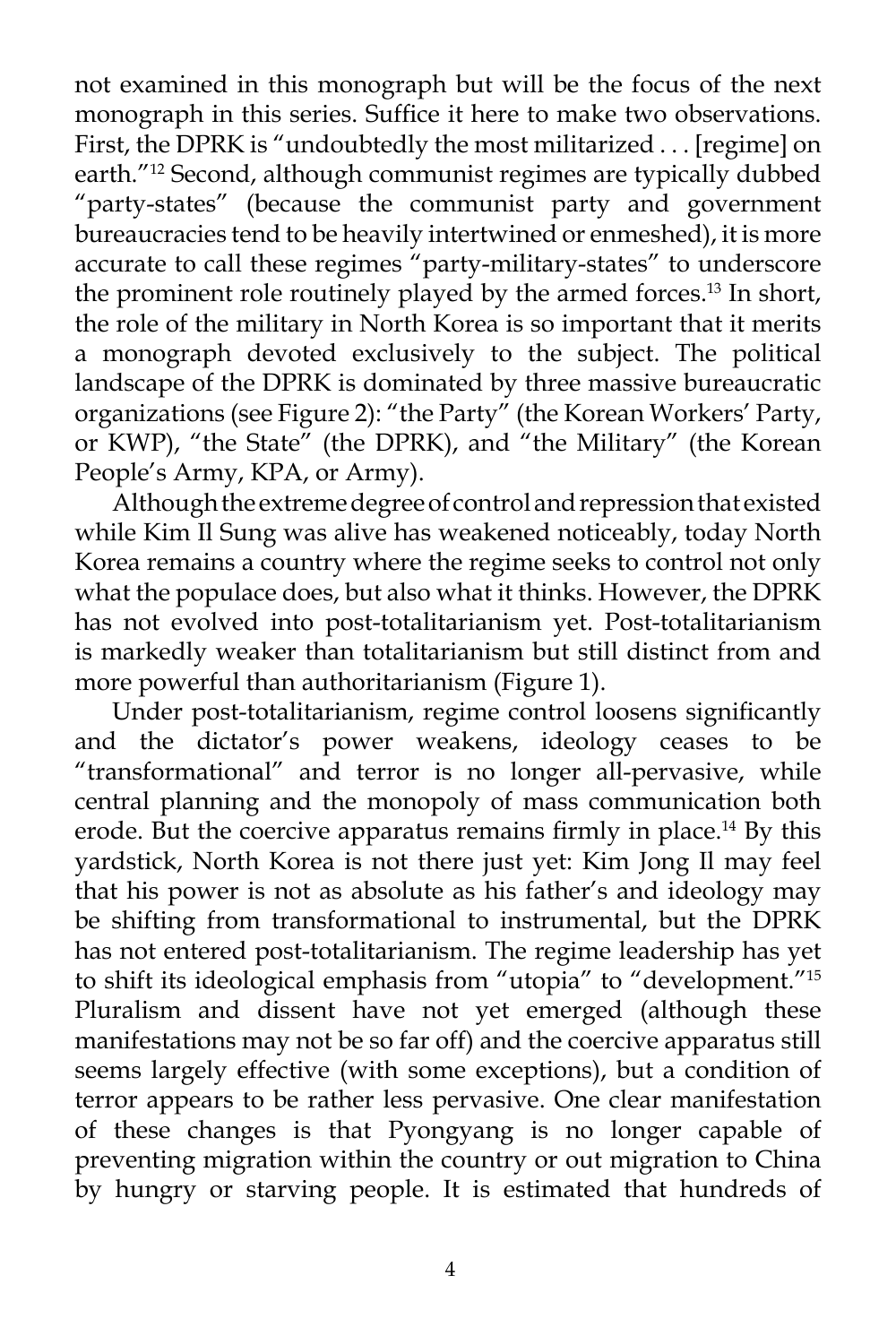not examined in this monograph but will be the focus of the next monograph in this series. Suffice it here to make two observations. First, the DPRK is "undoubtedly the most militarized . . . [regime] on earth."[12] Second, although communist regimes are typically dubbed "party-states" (because the communist party and government bureaucracies tend to be heavily intertwined or enmeshed), it is more accurate to call these regimes "party-military-states" to underscore the prominent role routinely played by the armed forces.[13] In short, the role of the military in North Korea is so important that it merits a monograph devoted exclusively to the subject. The political landscape of the DPRK is dominated by three massive bureaucratic organizations (see Figure 2): "the Party" (the Korean Workers' Party, or KWP), "the State" (the DPRK), and "the Military" (the Korean People's Army, KPA, or Army).

Although the extreme degree of control and repression that existed while Kim Il Sung was alive has weakened noticeably, today North Korea remains a country where the regime seeks to control not only what the populace does, but also what it thinks. However, the DPRK has not evolved into post-totalitarianism yet. Post-totalitarianism is markedly weaker than totalitarianism but still distinct from and more powerful than authoritarianism (Figure 1).

Under post-totalitarianism, regime control loosens significantly and the dictator's power weakens, ideology ceases to be "transformational" and terror is no longer all-pervasive, while central planning and the monopoly of mass communication both erode. But the coercive apparatus remains firmly in place.[14] By this yardstick, North Korea is not there just yet: Kim Jong Il may feel that his power is not as absolute as his father's and ideology may be shifting from transformational to instrumental, but the DPRK has not entered post-totalitarianism. The regime leadership has yet to shift its ideological emphasis from "utopia" to "development."[15] Pluralism and dissent have not yet emerged (although these manifestations may not be so far off) and the coercive apparatus still seems largely effective (with some exceptions), but a condition of terror appears to be rather less pervasive. One clear manifestation of these changes is that Pyongyang is no longer capable of preventing migration within the country or out migration to China by hungry or starving people. It is estimated that hundreds of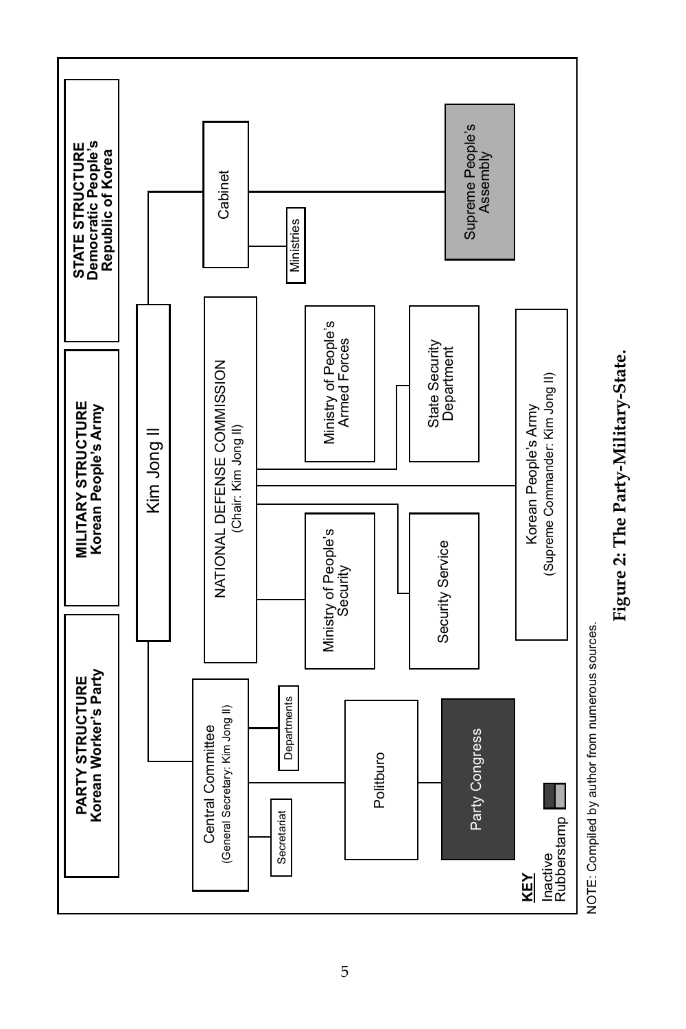PARTY STRUCTURE
Korean Worker's Party

MILITARY STRUCTURE
Korean People's Army

STATE STRUCTURE
Democratic People's Republic of Korea

Kim Jong Il

Central Committee
(General Secretary: Kim Jong Il)

Secretariat

Departments

Politburo

Party Congress

NATIONAL DEFENSE COMMISSION
(Chair: Kim Jong Il)

Ministry of People's Security

Ministry of People's Armed Forces

Security Service

State Security Department

Korean People's Army
(Supreme Commander: Kim Jong Il)

Cabinet

Ministries

Supreme People's Assembly

KEY
Inactive
Rubberstamp

NOTE: Compiled by author from numerous sources.

**Figure 2: The Party-Military-State.**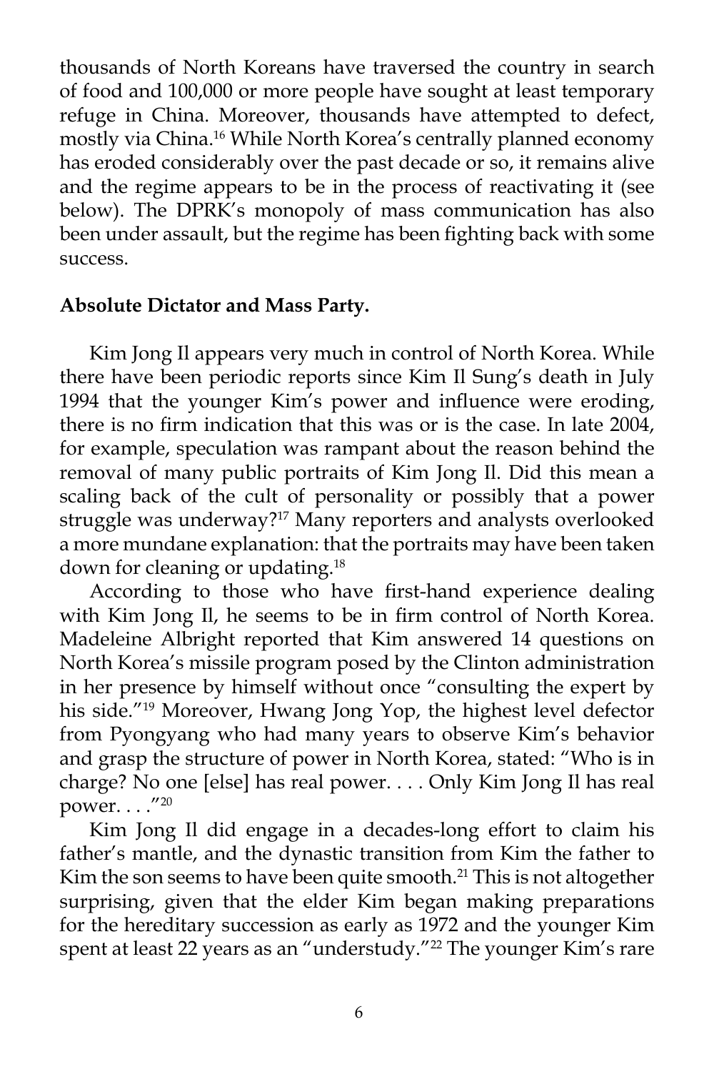thousands of North Koreans have traversed the country in search of food and 100,000 or more people have sought at least temporary refuge in China. Moreover, thousands have attempted to defect, mostly via China.[16] While North Korea's centrally planned economy has eroded considerably over the past decade or so, it remains alive and the regime appears to be in the process of reactivating it (see below). The DPRK's monopoly of mass communication has also been under assault, but the regime has been fighting back with some success.

**Absolute Dictator and Mass Party.**

Kim Jong Il appears very much in control of North Korea. While there have been periodic reports since Kim Il Sung's death in July 1994 that the younger Kim's power and influence were eroding, there is no firm indication that this was or is the case. In late 2004, for example, speculation was rampant about the reason behind the removal of many public portraits of Kim Jong Il. Did this mean a scaling back of the cult of personality or possibly that a power struggle was underway?[17] Many reporters and analysts overlooked a more mundane explanation: that the portraits may have been taken down for cleaning or updating.[18]

According to those who have first-hand experience dealing with Kim Jong Il, he seems to be in firm control of North Korea. Madeleine Albright reported that Kim answered 14 questions on North Korea's missile program posed by the Clinton administration in her presence by himself without once "consulting the expert by his side."[19] Moreover, Hwang Jong Yop, the highest level defector from Pyongyang who had many years to observe Kim's behavior and grasp the structure of power in North Korea, stated: "Who is in charge? No one [else] has real power. . . . Only Kim Jong Il has real power. . . ."[20]

Kim Jong Il did engage in a decades-long effort to claim his father's mantle, and the dynastic transition from Kim the father to Kim the son seems to have been quite smooth.[21] This is not altogether surprising, given that the elder Kim began making preparations for the hereditary succession as early as 1972 and the younger Kim spent at least 22 years as an "understudy."[22] The younger Kim's rare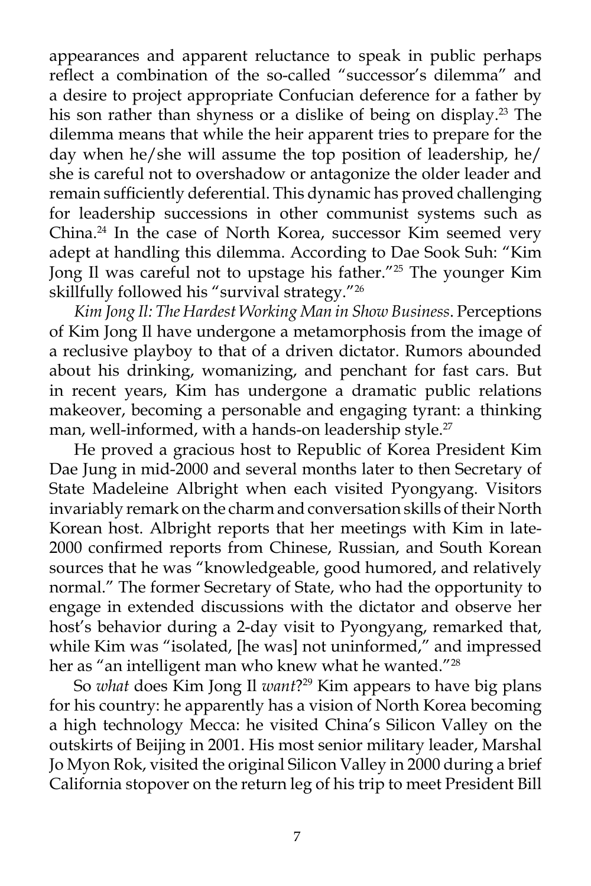appearances and apparent reluctance to speak in public perhaps reflect a combination of the so-called "successor's dilemma" and a desire to project appropriate Confucian deference for a father by his son rather than shyness or a dislike of being on display.[23] The dilemma means that while the heir apparent tries to prepare for the day when he/she will assume the top position of leadership, he/she is careful not to overshadow or antagonize the older leader and remain sufficiently deferential. This dynamic has proved challenging for leadership successions in other communist systems such as China.[24] In the case of North Korea, successor Kim seemed very adept at handling this dilemma. According to Dae Sook Suh: "Kim Jong Il was careful not to upstage his father."[25] The younger Kim skillfully followed his "survival strategy."[26]

*Kim Jong Il: The Hardest Working Man in Show Business.* Perceptions of Kim Jong Il have undergone a metamorphosis from the image of a reclusive playboy to that of a driven dictator. Rumors abounded about his drinking, womanizing, and penchant for fast cars. But in recent years, Kim has undergone a dramatic public relations makeover, becoming a personable and engaging tyrant: a thinking man, well-informed, with a hands-on leadership style.[27]

He proved a gracious host to Republic of Korea President Kim Dae Jung in mid-2000 and several months later to then Secretary of State Madeleine Albright when each visited Pyongyang. Visitors invariably remark on the charm and conversation skills of their North Korean host. Albright reports that her meetings with Kim in late-2000 confirmed reports from Chinese, Russian, and South Korean sources that he was "knowledgeable, good humored, and relatively normal." The former Secretary of State, who had the opportunity to engage in extended discussions with the dictator and observe her host's behavior during a 2-day visit to Pyongyang, remarked that, while Kim was "isolated, [he was] not uninformed," and impressed her as "an intelligent man who knew what he wanted."[28]

So *what* does Kim Jong Il *want*?[29] Kim appears to have big plans for his country: he apparently has a vision of North Korea becoming a high technology Mecca: he visited China's Silicon Valley on the outskirts of Beijing in 2001. His most senior military leader, Marshal Jo Myon Rok, visited the original Silicon Valley in 2000 during a brief California stopover on the return leg of his trip to meet President Bill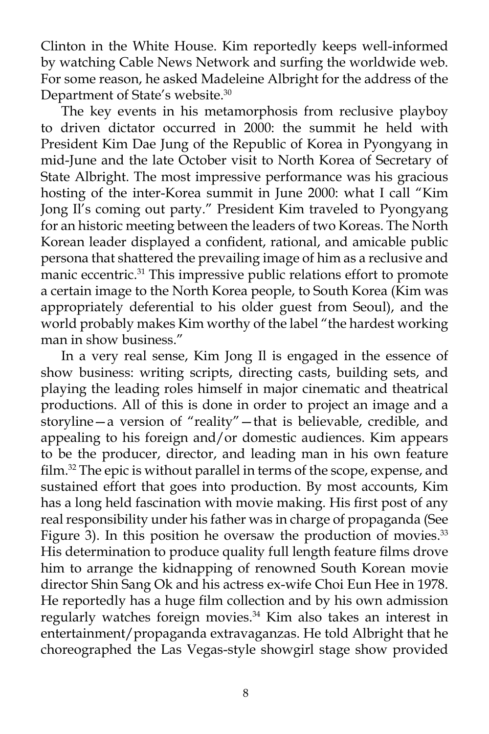Clinton in the White House. Kim reportedly keeps well-informed by watching Cable News Network and surfing the worldwide web. For some reason, he asked Madeleine Albright for the address of the Department of State's website.[30]

The key events in his metamorphosis from reclusive playboy to driven dictator occurred in 2000: the summit he held with President Kim Dae Jung of the Republic of Korea in Pyongyang in mid-June and the late October visit to North Korea of Secretary of State Albright. The most impressive performance was his gracious hosting of the inter-Korea summit in June 2000: what I call "Kim Jong Il's coming out party." President Kim traveled to Pyongyang for an historic meeting between the leaders of two Koreas. The North Korean leader displayed a confident, rational, and amicable public persona that shattered the prevailing image of him as a reclusive and manic eccentric.[31] This impressive public relations effort to promote a certain image to the North Korea people, to South Korea (Kim was appropriately deferential to his older guest from Seoul), and the world probably makes Kim worthy of the label "the hardest working man in show business."

In a very real sense, Kim Jong Il is engaged in the essence of show business: writing scripts, directing casts, building sets, and playing the leading roles himself in major cinematic and theatrical productions. All of this is done in order to project an image and a storyline—a version of "reality"—that is believable, credible, and appealing to his foreign and/or domestic audiences. Kim appears to be the producer, director, and leading man in his own feature film.[32] The epic is without parallel in terms of the scope, expense, and sustained effort that goes into production. By most accounts, Kim has a long held fascination with movie making. His first post of any real responsibility under his father was in charge of propaganda (See Figure 3). In this position he oversaw the production of movies.[33] His determination to produce quality full length feature films drove him to arrange the kidnapping of renowned South Korean movie director Shin Sang Ok and his actress ex-wife Choi Eun Hee in 1978. He reportedly has a huge film collection and by his own admission regularly watches foreign movies.[34] Kim also takes an interest in entertainment/propaganda extravaganzas. He told Albright that he choreographed the Las Vegas-style showgirl stage show provided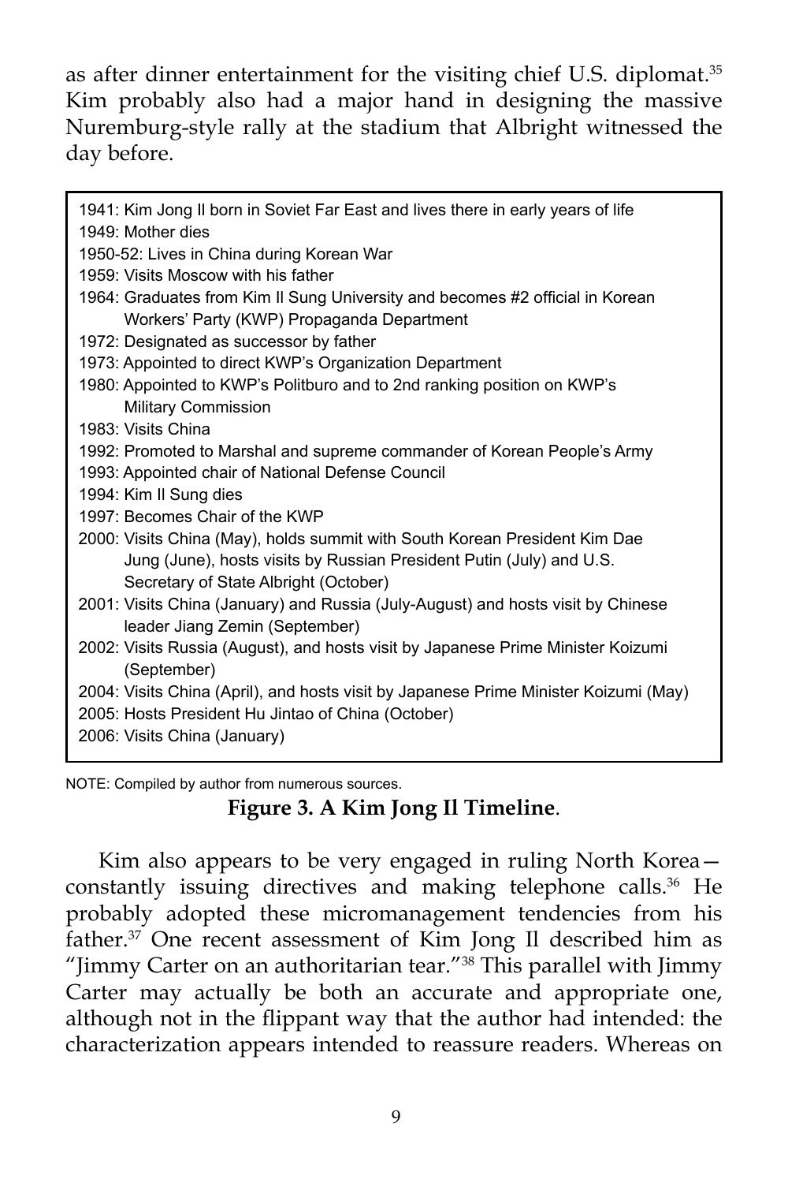as after dinner entertainment for the visiting chief U.S. diplomat.[35] Kim probably also had a major hand in designing the massive Nuremburg-style rally at the stadium that Albright witnessed the day before.

1941: Kim Jong Il born in Soviet Far East and lives there in early years of life
1949: Mother dies
1950-52: Lives in China during Korean War
1959: Visits Moscow with his father
1964: Graduates from Kim Il Sung University and becomes #2 official in Korean Workers' Party (KWP) Propaganda Department
1972: Designated as successor by father
1973: Appointed to direct KWP's Organization Department
1980: Appointed to KWP's Politburo and to 2nd ranking position on KWP's Military Commission
1983: Visits China
1992: Promoted to Marshal and supreme commander of Korean People's Army
1993: Appointed chair of National Defense Council
1994: Kim Il Sung dies
1997: Becomes Chair of the KWP
2000: Visits China (May), holds summit with South Korean President Kim Dae Jung (June), hosts visits by Russian President Putin (July) and U.S. Secretary of State Albright (October)
2001: Visits China (January) and Russia (July-August) and hosts visit by Chinese leader Jiang Zemin (September)
2002: Visits Russia (August), and hosts visit by Japanese Prime Minister Koizumi (September)
2004: Visits China (April), and hosts visit by Japanese Prime Minister Koizumi (May)
2005: Hosts President Hu Jintao of China (October)
2006: Visits China (January)

NOTE: Compiled by author from numerous sources.

**Figure 3. A Kim Jong Il Timeline**.

Kim also appears to be very engaged in ruling North Korea—constantly issuing directives and making telephone calls.[36] He probably adopted these micromanagement tendencies from his father.[37] One recent assessment of Kim Jong Il described him as "Jimmy Carter on an authoritarian tear."[38] This parallel with Jimmy Carter may actually be both an accurate and appropriate one, although not in the flippant way that the author had intended: the characterization appears intended to reassure readers. Whereas on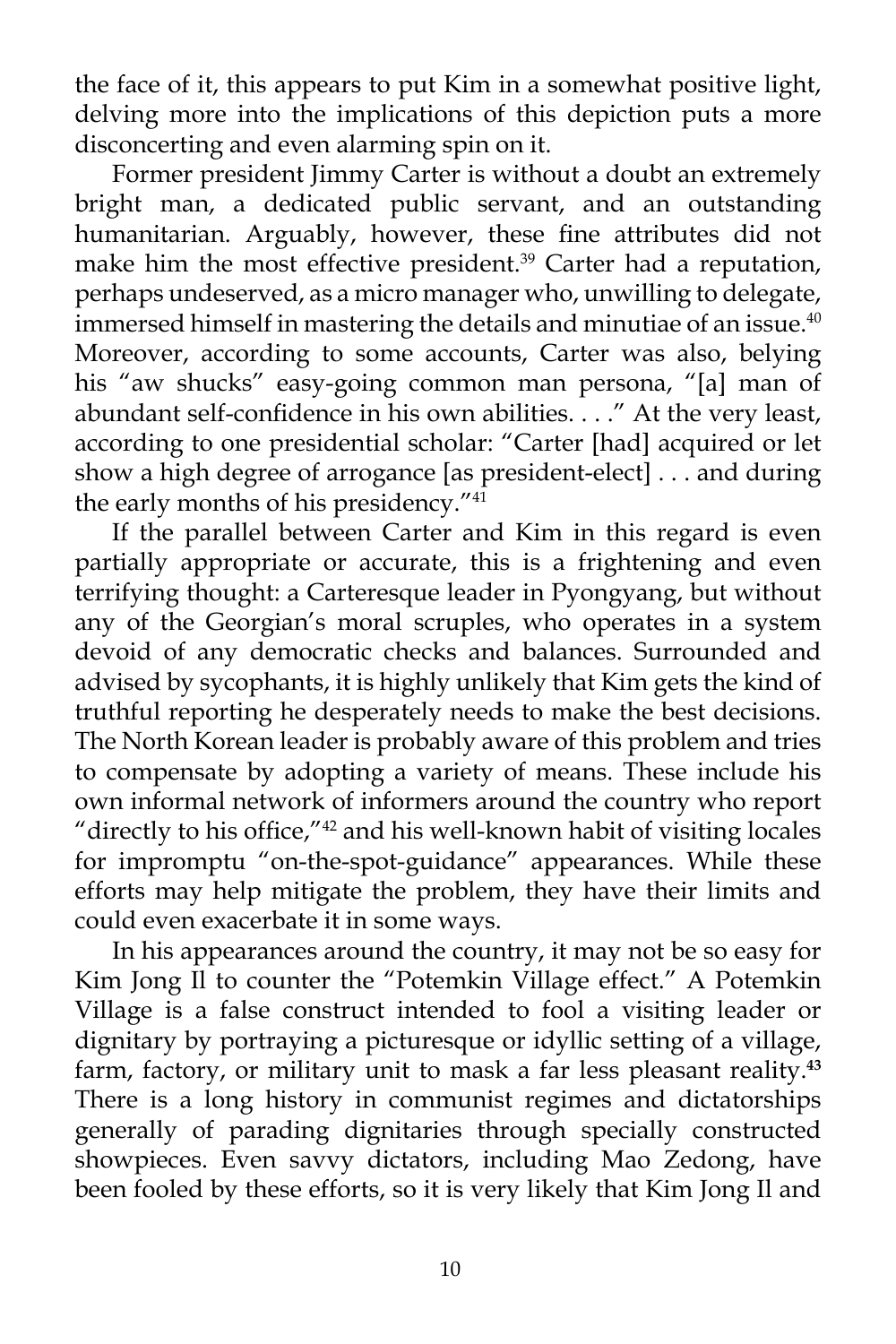the face of it, this appears to put Kim in a somewhat positive light, delving more into the implications of this depiction puts a more disconcerting and even alarming spin on it.

Former president Jimmy Carter is without a doubt an extremely bright man, a dedicated public servant, and an outstanding humanitarian. Arguably, however, these fine attributes did not make him the most effective president.[39] Carter had a reputation, perhaps undeserved, as a micro manager who, unwilling to delegate, immersed himself in mastering the details and minutiae of an issue.[40] Moreover, according to some accounts, Carter was also, belying his "aw shucks" easy-going common man persona, "[a] man of abundant self-confidence in his own abilities. . . ." At the very least, according to one presidential scholar: "Carter [had] acquired or let show a high degree of arrogance [as president-elect] . . . and during the early months of his presidency."[41]

If the parallel between Carter and Kim in this regard is even partially appropriate or accurate, this is a frightening and even terrifying thought: a Carteresque leader in Pyongyang, but without any of the Georgian's moral scruples, who operates in a system devoid of any democratic checks and balances. Surrounded and advised by sycophants, it is highly unlikely that Kim gets the kind of truthful reporting he desperately needs to make the best decisions. The North Korean leader is probably aware of this problem and tries to compensate by adopting a variety of means. These include his own informal network of informers around the country who report "directly to his office,"[42] and his well-known habit of visiting locales for impromptu "on-the-spot-guidance" appearances. While these efforts may help mitigate the problem, they have their limits and could even exacerbate it in some ways.

In his appearances around the country, it may not be so easy for Kim Jong Il to counter the "Potemkin Village effect." A Potemkin Village is a false construct intended to fool a visiting leader or dignitary by portraying a picturesque or idyllic setting of a village, farm, factory, or military unit to mask a far less pleasant reality.[43] There is a long history in communist regimes and dictatorships generally of parading dignitaries through specially constructed showpieces. Even savvy dictators, including Mao Zedong, have been fooled by these efforts, so it is very likely that Kim Jong Il and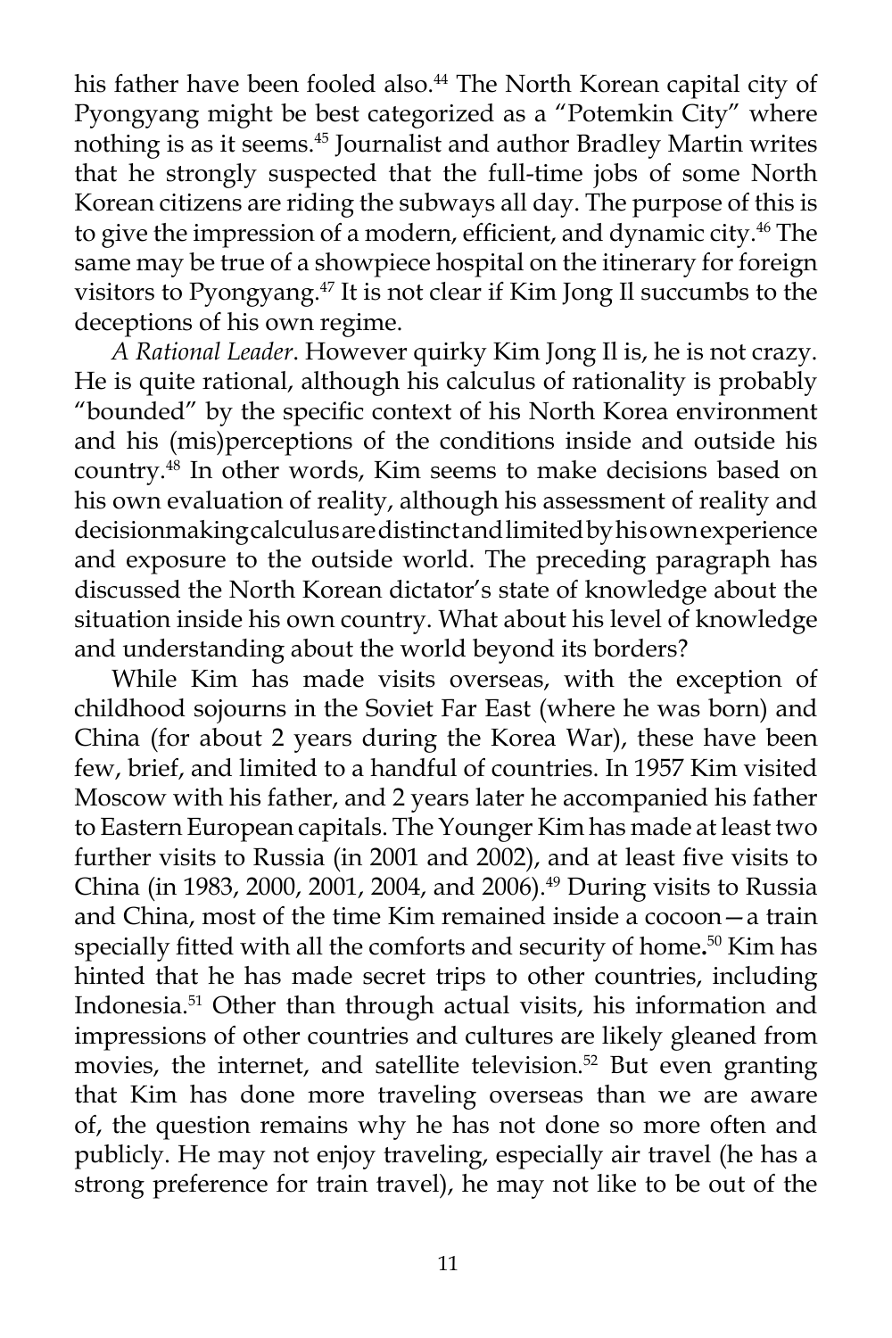his father have been fooled also.[44] The North Korean capital city of Pyongyang might be best categorized as a "Potemkin City" where nothing is as it seems.[45] Journalist and author Bradley Martin writes that he strongly suspected that the full-time jobs of some North Korean citizens are riding the subways all day. The purpose of this is to give the impression of a modern, efficient, and dynamic city.[46] The same may be true of a showpiece hospital on the itinerary for foreign visitors to Pyongyang.[47] It is not clear if Kim Jong Il succumbs to the deceptions of his own regime.

*A Rational Leader*. However quirky Kim Jong Il is, he is not crazy. He is quite rational, although his calculus of rationality is probably "bounded" by the specific context of his North Korea environment and his (mis)perceptions of the conditions inside and outside his country.[48] In other words, Kim seems to make decisions based on his own evaluation of reality, although his assessment of reality and decisionmaking calculus are distinct and limited by his own experience and exposure to the outside world. The preceding paragraph has discussed the North Korean dictator's state of knowledge about the situation inside his own country. What about his level of knowledge and understanding about the world beyond its borders?

While Kim has made visits overseas, with the exception of childhood sojourns in the Soviet Far East (where he was born) and China (for about 2 years during the Korea War), these have been few, brief, and limited to a handful of countries. In 1957 Kim visited Moscow with his father, and 2 years later he accompanied his father to Eastern European capitals. The Younger Kim has made at least two further visits to Russia (in 2001 and 2002), and at least five visits to China (in 1983, 2000, 2001, 2004, and 2006).[49] During visits to Russia and China, most of the time Kim remained inside a cocoon—a train specially fitted with all the comforts and security of home.[50] Kim has hinted that he has made secret trips to other countries, including Indonesia.[51] Other than through actual visits, his information and impressions of other countries and cultures are likely gleaned from movies, the internet, and satellite television.[52] But even granting that Kim has done more traveling overseas than we are aware of, the question remains why he has not done so more often and publicly. He may not enjoy traveling, especially air travel (he has a strong preference for train travel), he may not like to be out of the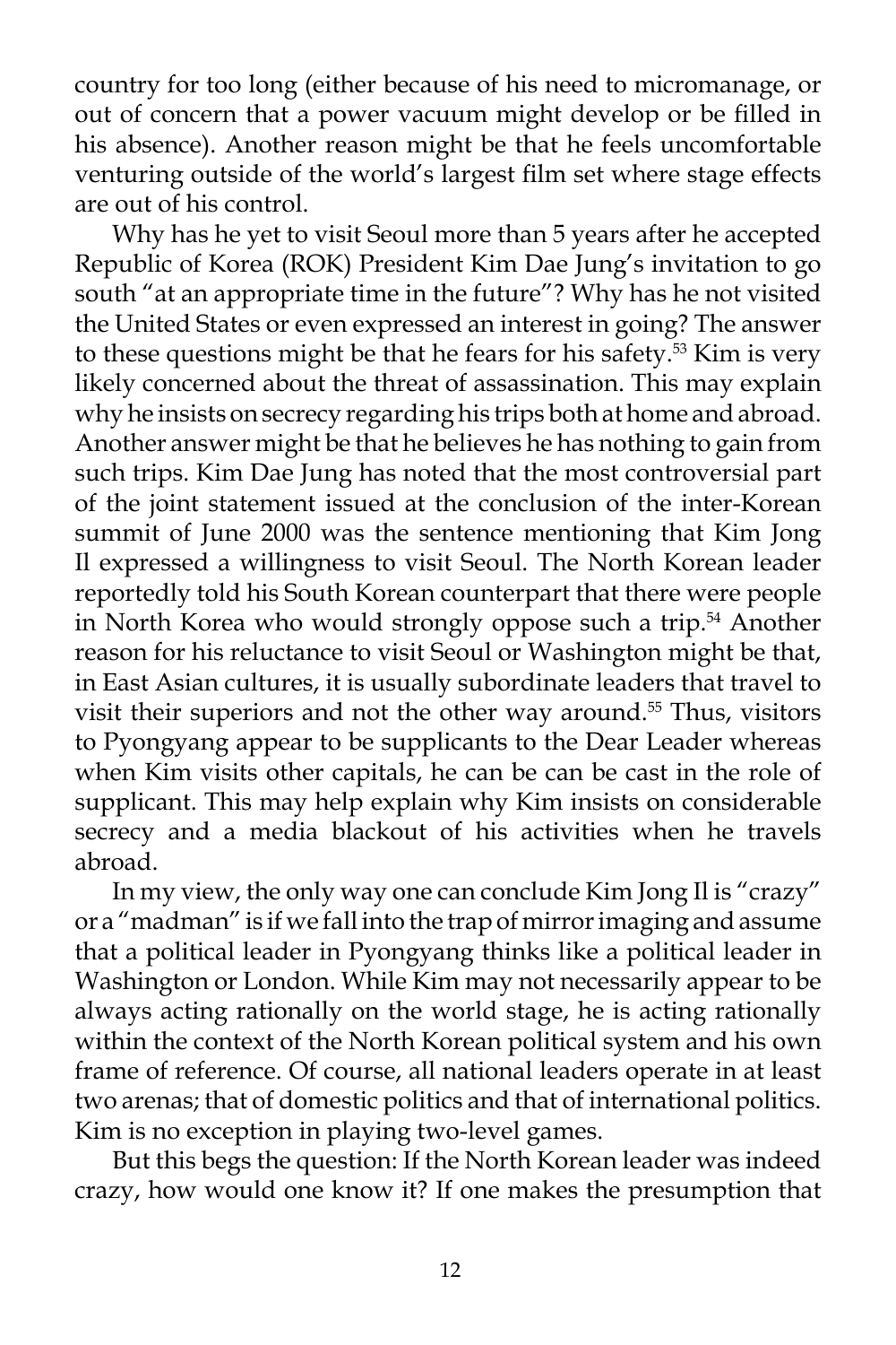country for too long (either because of his need to micromanage, or out of concern that a power vacuum might develop or be filled in his absence). Another reason might be that he feels uncomfortable venturing outside of the world's largest film set where stage effects are out of his control.

Why has he yet to visit Seoul more than 5 years after he accepted Republic of Korea (ROK) President Kim Dae Jung's invitation to go south "at an appropriate time in the future"? Why has he not visited the United States or even expressed an interest in going? The answer to these questions might be that he fears for his safety.[53] Kim is very likely concerned about the threat of assassination. This may explain why he insists on secrecy regarding his trips both at home and abroad. Another answer might be that he believes he has nothing to gain from such trips. Kim Dae Jung has noted that the most controversial part of the joint statement issued at the conclusion of the inter-Korean summit of June 2000 was the sentence mentioning that Kim Jong Il expressed a willingness to visit Seoul. The North Korean leader reportedly told his South Korean counterpart that there were people in North Korea who would strongly oppose such a trip.[54] Another reason for his reluctance to visit Seoul or Washington might be that, in East Asian cultures, it is usually subordinate leaders that travel to visit their superiors and not the other way around.[55] Thus, visitors to Pyongyang appear to be supplicants to the Dear Leader whereas when Kim visits other capitals, he can be can be cast in the role of supplicant. This may help explain why Kim insists on considerable secrecy and a media blackout of his activities when he travels abroad.

In my view, the only way one can conclude Kim Jong Il is "crazy" or a "madman" is if we fall into the trap of mirror imaging and assume that a political leader in Pyongyang thinks like a political leader in Washington or London. While Kim may not necessarily appear to be always acting rationally on the world stage, he is acting rationally within the context of the North Korean political system and his own frame of reference. Of course, all national leaders operate in at least two arenas; that of domestic politics and that of international politics. Kim is no exception in playing two-level games.

But this begs the question: If the North Korean leader was indeed crazy, how would one know it? If one makes the presumption that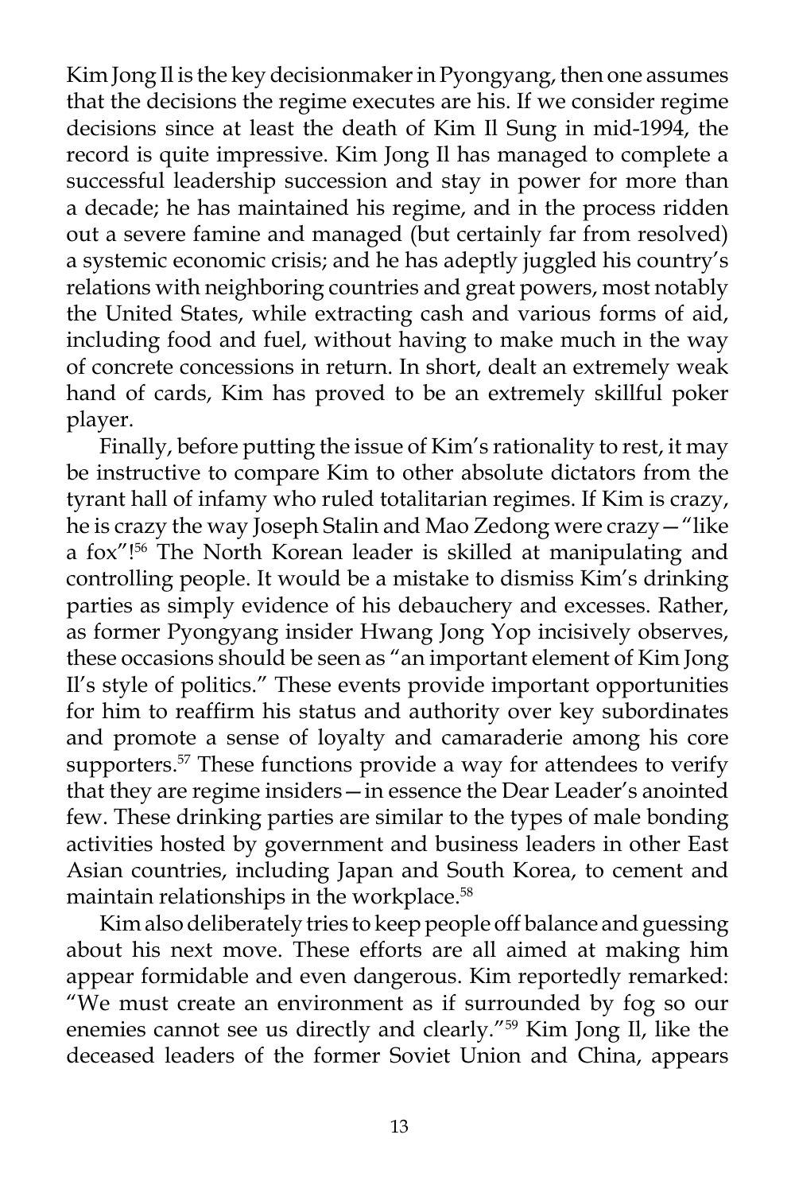Kim Jong Il is the key decisionmaker in Pyongyang, then one assumes that the decisions the regime executes are his. If we consider regime decisions since at least the death of Kim Il Sung in mid-1994, the record is quite impressive. Kim Jong Il has managed to complete a successful leadership succession and stay in power for more than a decade; he has maintained his regime, and in the process ridden out a severe famine and managed (but certainly far from resolved) a systemic economic crisis; and he has adeptly juggled his country's relations with neighboring countries and great powers, most notably the United States, while extracting cash and various forms of aid, including food and fuel, without having to make much in the way of concrete concessions in return. In short, dealt an extremely weak hand of cards, Kim has proved to be an extremely skillful poker player.

Finally, before putting the issue of Kim's rationality to rest, it may be instructive to compare Kim to other absolute dictators from the tyrant hall of infamy who ruled totalitarian regimes. If Kim is crazy, he is crazy the way Joseph Stalin and Mao Zedong were crazy—"like a fox"![56] The North Korean leader is skilled at manipulating and controlling people. It would be a mistake to dismiss Kim's drinking parties as simply evidence of his debauchery and excesses. Rather, as former Pyongyang insider Hwang Jong Yop incisively observes, these occasions should be seen as "an important element of Kim Jong Il's style of politics." These events provide important opportunities for him to reaffirm his status and authority over key subordinates and promote a sense of loyalty and camaraderie among his core supporters.[57] These functions provide a way for attendees to verify that they are regime insiders—in essence the Dear Leader's anointed few. These drinking parties are similar to the types of male bonding activities hosted by government and business leaders in other East Asian countries, including Japan and South Korea, to cement and maintain relationships in the workplace.[58]

Kim also deliberately tries to keep people off balance and guessing about his next move. These efforts are all aimed at making him appear formidable and even dangerous. Kim reportedly remarked: "We must create an environment as if surrounded by fog so our enemies cannot see us directly and clearly."[59] Kim Jong Il, like the deceased leaders of the former Soviet Union and China, appears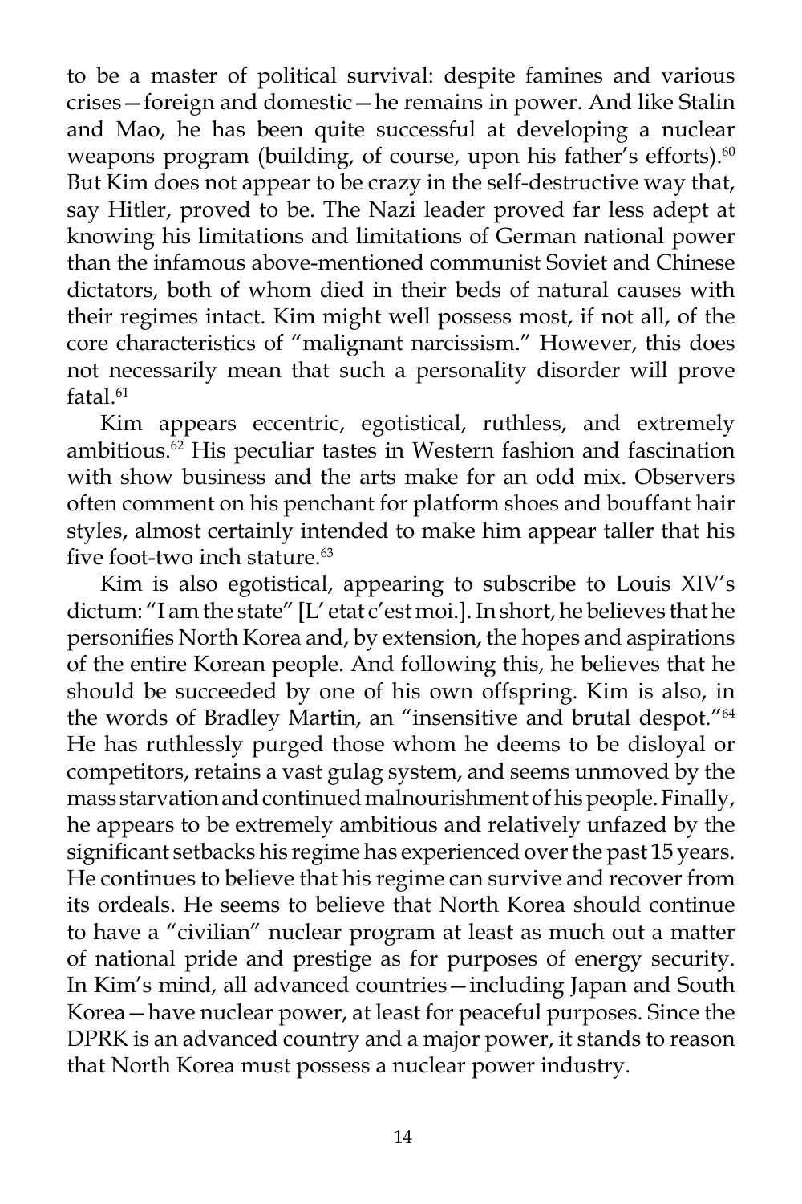to be a master of political survival: despite famines and various crises—foreign and domestic—he remains in power. And like Stalin and Mao, he has been quite successful at developing a nuclear weapons program (building, of course, upon his father's efforts).[60] But Kim does not appear to be crazy in the self-destructive way that, say Hitler, proved to be. The Nazi leader proved far less adept at knowing his limitations and limitations of German national power than the infamous above-mentioned communist Soviet and Chinese dictators, both of whom died in their beds of natural causes with their regimes intact. Kim might well possess most, if not all, of the core characteristics of "malignant narcissism." However, this does not necessarily mean that such a personality disorder will prove fatal.[61]

Kim appears eccentric, egotistical, ruthless, and extremely ambitious.[62] His peculiar tastes in Western fashion and fascination with show business and the arts make for an odd mix. Observers often comment on his penchant for platform shoes and bouffant hair styles, almost certainly intended to make him appear taller that his five foot-two inch stature.[63]

Kim is also egotistical, appearing to subscribe to Louis XIV's dictum: "I am the state" [L' etat c'est moi.]. In short, he believes that he personifies North Korea and, by extension, the hopes and aspirations of the entire Korean people. And following this, he believes that he should be succeeded by one of his own offspring. Kim is also, in the words of Bradley Martin, an "insensitive and brutal despot."[64] He has ruthlessly purged those whom he deems to be disloyal or competitors, retains a vast gulag system, and seems unmoved by the mass starvation and continued malnourishment of his people. Finally, he appears to be extremely ambitious and relatively unfazed by the significant setbacks his regime has experienced over the past 15 years. He continues to believe that his regime can survive and recover from its ordeals. He seems to believe that North Korea should continue to have a "civilian" nuclear program at least as much out a matter of national pride and prestige as for purposes of energy security. In Kim's mind, all advanced countries—including Japan and South Korea—have nuclear power, at least for peaceful purposes. Since the DPRK is an advanced country and a major power, it stands to reason that North Korea must possess a nuclear power industry.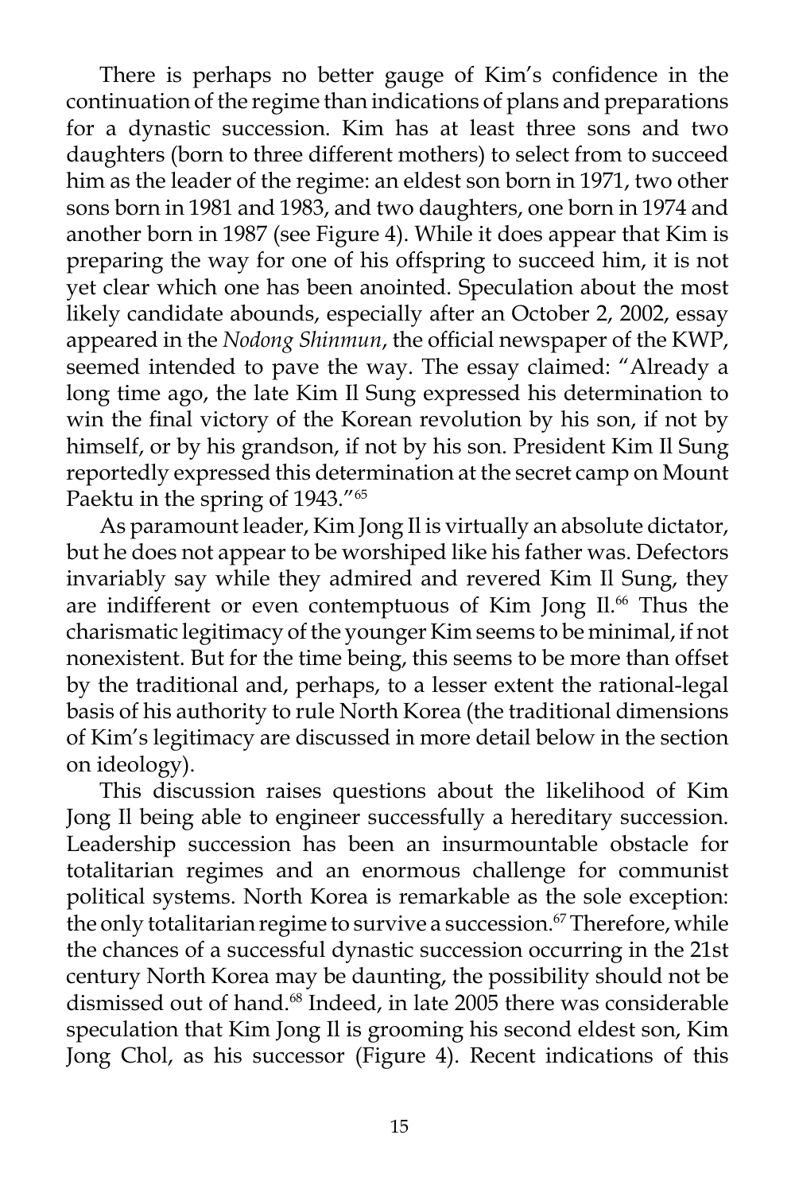There is perhaps no better gauge of Kim's confidence in the continuation of the regime than indications of plans and preparations for a dynastic succession. Kim has at least three sons and two daughters (born to three different mothers) to select from to succeed him as the leader of the regime: an eldest son born in 1971, two other sons born in 1981 and 1983, and two daughters, one born in 1974 and another born in 1987 (see Figure 4). While it does appear that Kim is preparing the way for one of his offspring to succeed him, it is not yet clear which one has been anointed. Speculation about the most likely candidate abounds, especially after an October 2, 2002, essay appeared in the *Nodong Shinmun*, the official newspaper of the KWP, seemed intended to pave the way. The essay claimed: "Already a long time ago, the late Kim Il Sung expressed his determination to win the final victory of the Korean revolution by his son, if not by himself, or by his grandson, if not by his son. President Kim Il Sung reportedly expressed this determination at the secret camp on Mount Paektu in the spring of 1943."[65]

As paramount leader, Kim Jong Il is virtually an absolute dictator, but he does not appear to be worshiped like his father was. Defectors invariably say while they admired and revered Kim Il Sung, they are indifferent or even contemptuous of Kim Jong Il.[66] Thus the charismatic legitimacy of the younger Kim seems to be minimal, if not nonexistent. But for the time being, this seems to be more than offset by the traditional and, perhaps, to a lesser extent the rational-legal basis of his authority to rule North Korea (the traditional dimensions of Kim's legitimacy are discussed in more detail below in the section on ideology).

This discussion raises questions about the likelihood of Kim Jong Il being able to engineer successfully a hereditary succession. Leadership succession has been an insurmountable obstacle for totalitarian regimes and an enormous challenge for communist political systems. North Korea is remarkable as the sole exception: the only totalitarian regime to survive a succession.[67] Therefore, while the chances of a successful dynastic succession occurring in the 21st century North Korea may be daunting, the possibility should not be dismissed out of hand.[68] Indeed, in late 2005 there was considerable speculation that Kim Jong Il is grooming his second eldest son, Kim Jong Chol, as his successor (Figure 4). Recent indications of this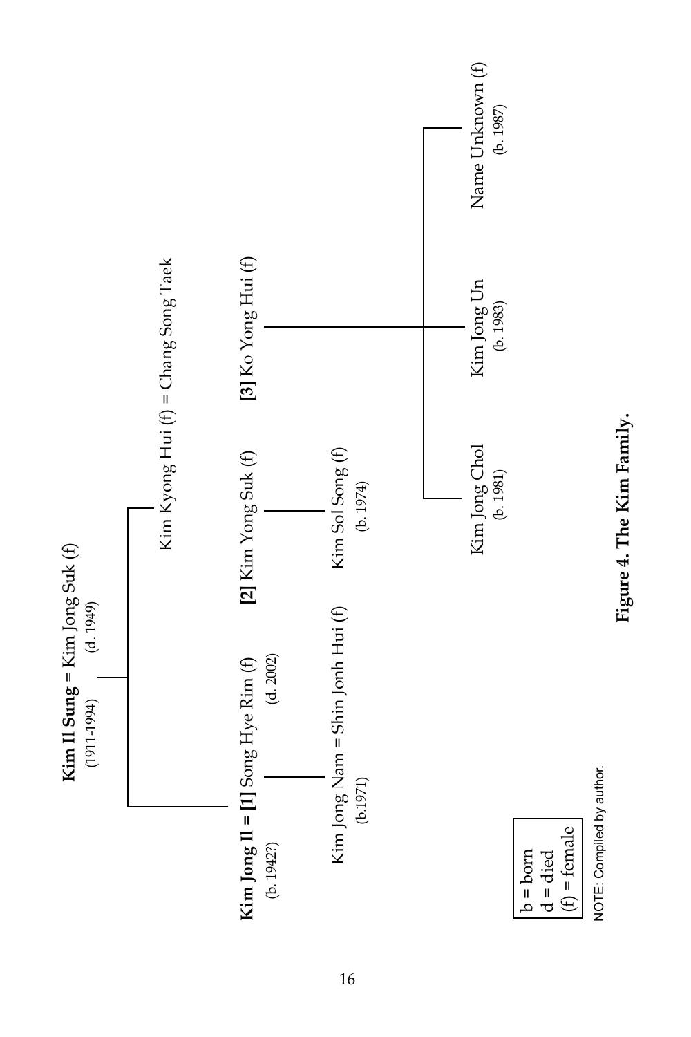**Kim Il Sung** = Kim Jong Suk (f)
(1911-1994) (d. 1949)

**Kim Jong Il** = **[1]** Song Hye Rim (f)
(b. 1942?) (d. 2002)

**[2]** Kim Yong Suk (f)

**[3]** Ko Yong Hui (f)

Kim Kyong Hui (f) = Chang Song Taek

Kim Jong Nam = Shin Jonh Hui (f)
(b.1971)

Kim Sol Song (f)
(b. 1974)

Kim Jong Chol
(b. 1981)

Kim Jong Un
(b. 1983)

Name Unknown (f)
(b. 1987)

b = born
d = died
(f) = female

NOTE: Compiled by author.

**Figure 4. The Kim Family.**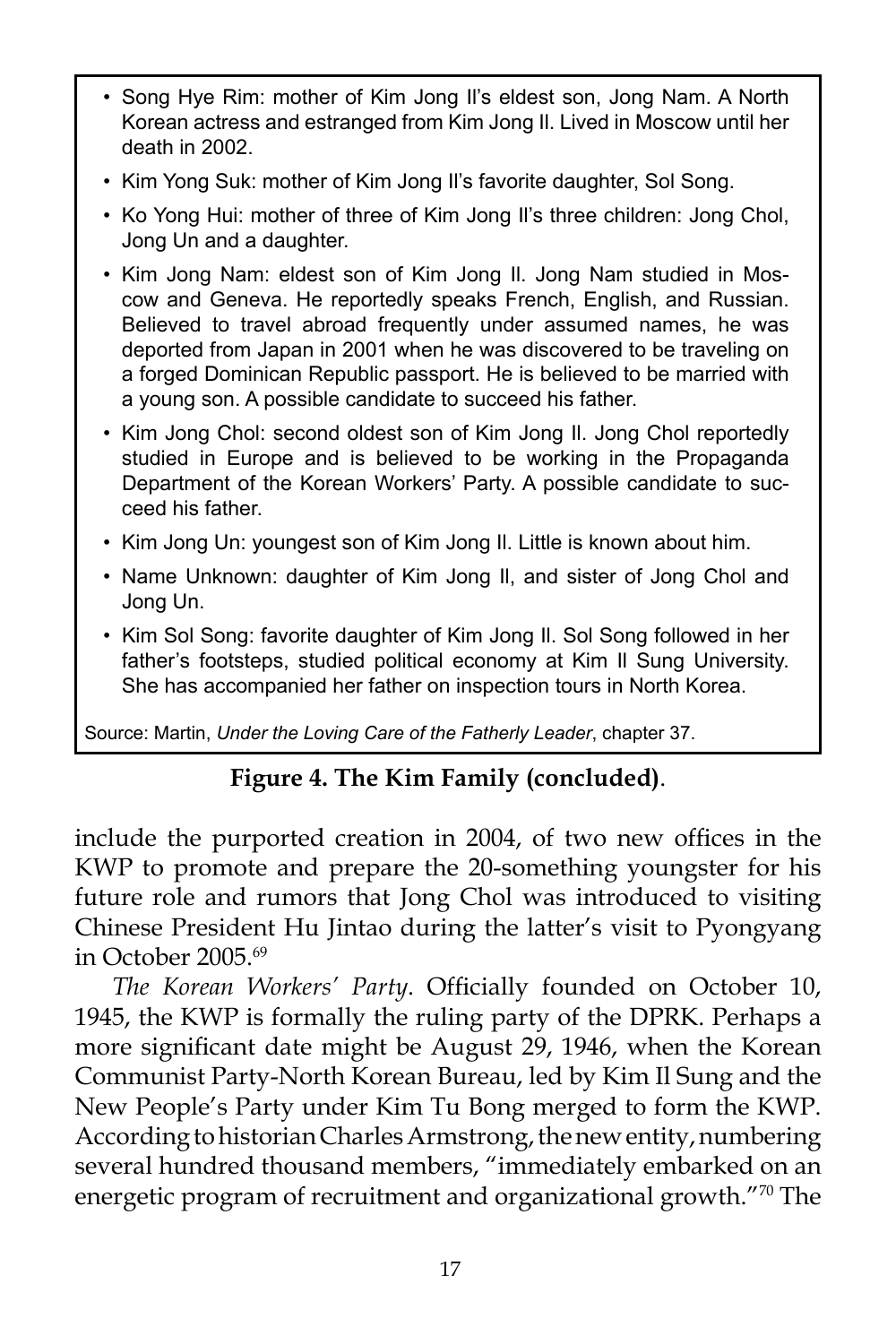- Song Hye Rim: mother of Kim Jong Il's eldest son, Jong Nam. A North Korean actress and estranged from Kim Jong Il. Lived in Moscow until her death in 2002.
- Kim Yong Suk: mother of Kim Jong Il's favorite daughter, Sol Song.
- Ko Yong Hui: mother of three of Kim Jong Il's three children: Jong Chol, Jong Un and a daughter.
- Kim Jong Nam: eldest son of Kim Jong Il. Jong Nam studied in Moscow and Geneva. He reportedly speaks French, English, and Russian. Believed to travel abroad frequently under assumed names, he was deported from Japan in 2001 when he was discovered to be traveling on a forged Dominican Republic passport. He is believed to be married with a young son. A possible candidate to succeed his father.
- Kim Jong Chol: second oldest son of Kim Jong Il. Jong Chol reportedly studied in Europe and is believed to be working in the Propaganda Department of the Korean Workers' Party. A possible candidate to succeed his father.
- Kim Jong Un: youngest son of Kim Jong Il. Little is known about him.
- Name Unknown: daughter of Kim Jong Il, and sister of Jong Chol and Jong Un.
- Kim Sol Song: favorite daughter of Kim Jong Il. Sol Song followed in her father's footsteps, studied political economy at Kim Il Sung University. She has accompanied her father on inspection tours in North Korea.

Source: Martin, *Under the Loving Care of the Fatherly Leader*, chapter 37.

**Figure 4. The Kim Family (concluded)**.

include the purported creation in 2004, of two new offices in the KWP to promote and prepare the 20-something youngster for his future role and rumors that Jong Chol was introduced to visiting Chinese President Hu Jintao during the latter's visit to Pyongyang in October 2005.[69]

*The Korean Workers' Party*. Officially founded on October 10, 1945, the KWP is formally the ruling party of the DPRK. Perhaps a more significant date might be August 29, 1946, when the Korean Communist Party-North Korean Bureau, led by Kim Il Sung and the New People's Party under Kim Tu Bong merged to form the KWP. According to historian Charles Armstrong, the new entity, numbering several hundred thousand members, "immediately embarked on an energetic program of recruitment and organizational growth."[70] The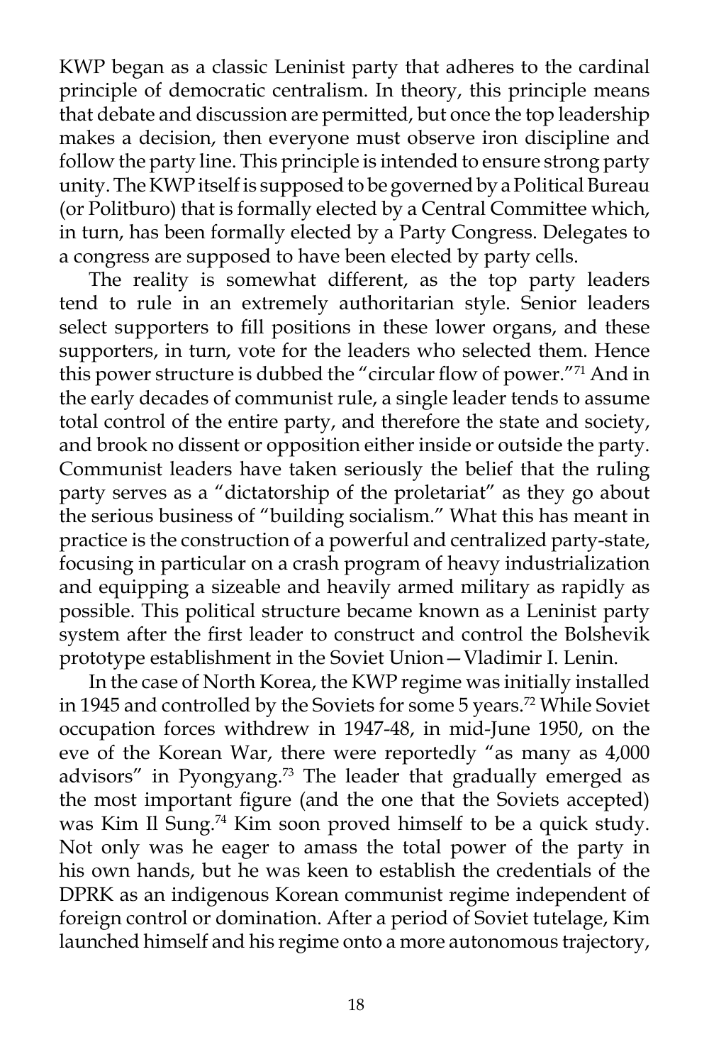KWP began as a classic Leninist party that adheres to the cardinal principle of democratic centralism. In theory, this principle means that debate and discussion are permitted, but once the top leadership makes a decision, then everyone must observe iron discipline and follow the party line. This principle is intended to ensure strong party unity. The KWP itself is supposed to be governed by a Political Bureau (or Politburo) that is formally elected by a Central Committee which, in turn, has been formally elected by a Party Congress. Delegates to a congress are supposed to have been elected by party cells.

The reality is somewhat different, as the top party leaders tend to rule in an extremely authoritarian style. Senior leaders select supporters to fill positions in these lower organs, and these supporters, in turn, vote for the leaders who selected them. Hence this power structure is dubbed the "circular flow of power."[71] And in the early decades of communist rule, a single leader tends to assume total control of the entire party, and therefore the state and society, and brook no dissent or opposition either inside or outside the party. Communist leaders have taken seriously the belief that the ruling party serves as a "dictatorship of the proletariat" as they go about the serious business of "building socialism." What this has meant in practice is the construction of a powerful and centralized party-state, focusing in particular on a crash program of heavy industrialization and equipping a sizeable and heavily armed military as rapidly as possible. This political structure became known as a Leninist party system after the first leader to construct and control the Bolshevik prototype establishment in the Soviet Union—Vladimir I. Lenin.

In the case of North Korea, the KWP regime was initially installed in 1945 and controlled by the Soviets for some 5 years.[72] While Soviet occupation forces withdrew in 1947-48, in mid-June 1950, on the eve of the Korean War, there were reportedly "as many as 4,000 advisors" in Pyongyang.[73] The leader that gradually emerged as the most important figure (and the one that the Soviets accepted) was Kim Il Sung.[74] Kim soon proved himself to be a quick study. Not only was he eager to amass the total power of the party in his own hands, but he was keen to establish the credentials of the DPRK as an indigenous Korean communist regime independent of foreign control or domination. After a period of Soviet tutelage, Kim launched himself and his regime onto a more autonomous trajectory,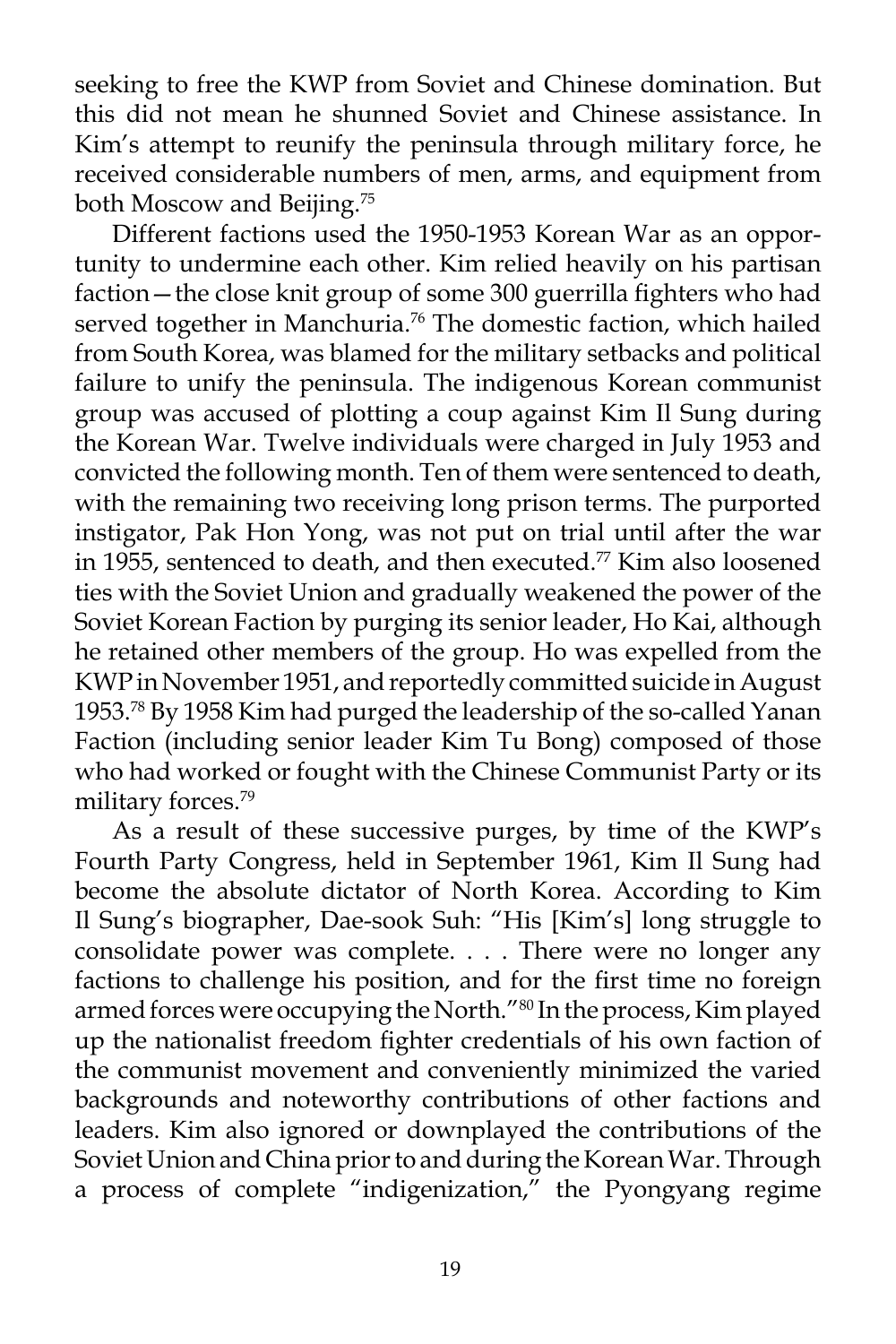seeking to free the KWP from Soviet and Chinese domination. But this did not mean he shunned Soviet and Chinese assistance. In Kim's attempt to reunify the peninsula through military force, he received considerable numbers of men, arms, and equipment from both Moscow and Beijing.[75]

Different factions used the 1950-1953 Korean War as an opportunity to undermine each other. Kim relied heavily on his partisan faction—the close knit group of some 300 guerrilla fighters who had served together in Manchuria.[76] The domestic faction, which hailed from South Korea, was blamed for the military setbacks and political failure to unify the peninsula. The indigenous Korean communist group was accused of plotting a coup against Kim Il Sung during the Korean War. Twelve individuals were charged in July 1953 and convicted the following month. Ten of them were sentenced to death, with the remaining two receiving long prison terms. The purported instigator, Pak Hon Yong, was not put on trial until after the war in 1955, sentenced to death, and then executed.[77] Kim also loosened ties with the Soviet Union and gradually weakened the power of the Soviet Korean Faction by purging its senior leader, Ho Kai, although he retained other members of the group. Ho was expelled from the KWP in November 1951, and reportedly committed suicide in August 1953.[78] By 1958 Kim had purged the leadership of the so-called Yanan Faction (including senior leader Kim Tu Bong) composed of those who had worked or fought with the Chinese Communist Party or its military forces.[79]

As a result of these successive purges, by time of the KWP's Fourth Party Congress, held in September 1961, Kim Il Sung had become the absolute dictator of North Korea. According to Kim Il Sung's biographer, Dae-sook Suh: "His [Kim's] long struggle to consolidate power was complete. . . . There were no longer any factions to challenge his position, and for the first time no foreign armed forces were occupying the North."[80] In the process, Kim played up the nationalist freedom fighter credentials of his own faction of the communist movement and conveniently minimized the varied backgrounds and noteworthy contributions of other factions and leaders. Kim also ignored or downplayed the contributions of the Soviet Union and China prior to and during the Korean War. Through a process of complete "indigenization," the Pyongyang regime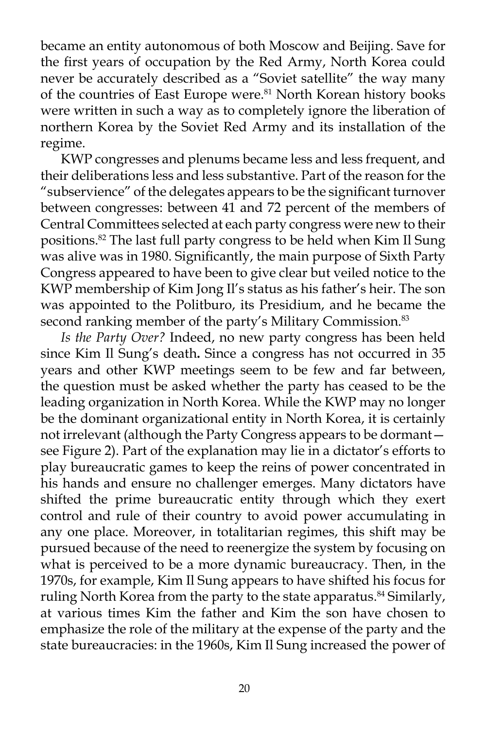became an entity autonomous of both Moscow and Beijing. Save for the first years of occupation by the Red Army, North Korea could never be accurately described as a "Soviet satellite" the way many of the countries of East Europe were.[81] North Korean history books were written in such a way as to completely ignore the liberation of northern Korea by the Soviet Red Army and its installation of the regime.

KWP congresses and plenums became less and less frequent, and their deliberations less and less substantive. Part of the reason for the "subservience" of the delegates appears to be the significant turnover between congresses: between 41 and 72 percent of the members of Central Committees selected at each party congress were new to their positions.[82] The last full party congress to be held when Kim Il Sung was alive was in 1980. Significantly, the main purpose of Sixth Party Congress appeared to have been to give clear but veiled notice to the KWP membership of Kim Jong Il's status as his father's heir. The son was appointed to the Politburo, its Presidium, and he became the second ranking member of the party's Military Commission.[83]

*Is the Party Over?* Indeed, no new party congress has been held since Kim Il Sung's death**.** Since a congress has not occurred in 35 years and other KWP meetings seem to be few and far between, the question must be asked whether the party has ceased to be the leading organization in North Korea. While the KWP may no longer be the dominant organizational entity in North Korea, it is certainly not irrelevant (although the Party Congress appears to be dormant—see Figure 2). Part of the explanation may lie in a dictator's efforts to play bureaucratic games to keep the reins of power concentrated in his hands and ensure no challenger emerges. Many dictators have shifted the prime bureaucratic entity through which they exert control and rule of their country to avoid power accumulating in any one place. Moreover, in totalitarian regimes, this shift may be pursued because of the need to reenergize the system by focusing on what is perceived to be a more dynamic bureaucracy. Then, in the 1970s, for example, Kim Il Sung appears to have shifted his focus for ruling North Korea from the party to the state apparatus.[84] Similarly, at various times Kim the father and Kim the son have chosen to emphasize the role of the military at the expense of the party and the state bureaucracies: in the 1960s, Kim Il Sung increased the power of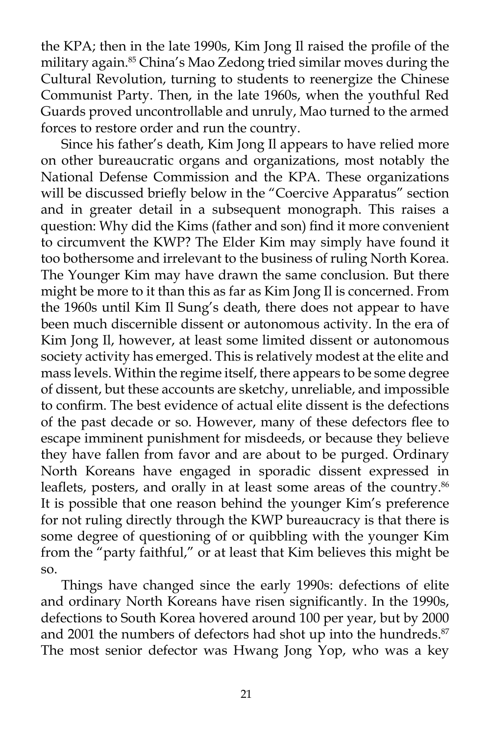the KPA; then in the late 1990s, Kim Jong Il raised the profile of the military again.[85] China's Mao Zedong tried similar moves during the Cultural Revolution, turning to students to reenergize the Chinese Communist Party. Then, in the late 1960s, when the youthful Red Guards proved uncontrollable and unruly, Mao turned to the armed forces to restore order and run the country.

Since his father's death, Kim Jong Il appears to have relied more on other bureaucratic organs and organizations, most notably the National Defense Commission and the KPA. These organizations will be discussed briefly below in the "Coercive Apparatus" section and in greater detail in a subsequent monograph. This raises a question: Why did the Kims (father and son) find it more convenient to circumvent the KWP? The Elder Kim may simply have found it too bothersome and irrelevant to the business of ruling North Korea. The Younger Kim may have drawn the same conclusion. But there might be more to it than this as far as Kim Jong Il is concerned. From the 1960s until Kim Il Sung's death, there does not appear to have been much discernible dissent or autonomous activity. In the era of Kim Jong Il, however, at least some limited dissent or autonomous society activity has emerged. This is relatively modest at the elite and mass levels. Within the regime itself, there appears to be some degree of dissent, but these accounts are sketchy, unreliable, and impossible to confirm. The best evidence of actual elite dissent is the defections of the past decade or so. However, many of these defectors flee to escape imminent punishment for misdeeds, or because they believe they have fallen from favor and are about to be purged. Ordinary North Koreans have engaged in sporadic dissent expressed in leaflets, posters, and orally in at least some areas of the country.[86] It is possible that one reason behind the younger Kim's preference for not ruling directly through the KWP bureaucracy is that there is some degree of questioning of or quibbling with the younger Kim from the "party faithful," or at least that Kim believes this might be so.

Things have changed since the early 1990s: defections of elite and ordinary North Koreans have risen significantly. In the 1990s, defections to South Korea hovered around 100 per year, but by 2000 and 2001 the numbers of defectors had shot up into the hundreds.[87] The most senior defector was Hwang Jong Yop, who was a key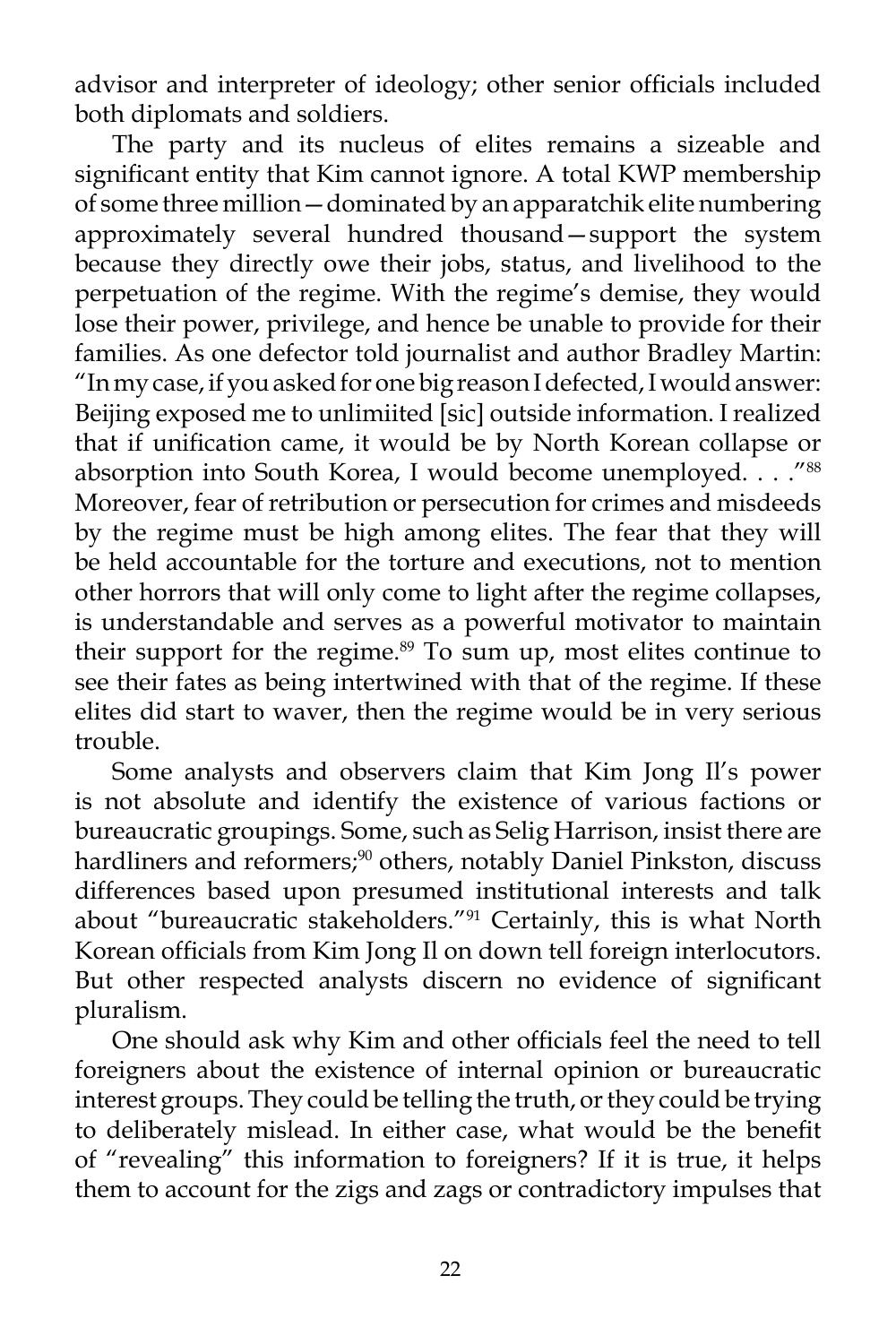advisor and interpreter of ideology; other senior officials included both diplomats and soldiers.

The party and its nucleus of elites remains a sizeable and significant entity that Kim cannot ignore. A total KWP membership of some three million—dominated by an apparatchik elite numbering approximately several hundred thousand—support the system because they directly owe their jobs, status, and livelihood to the perpetuation of the regime. With the regime's demise, they would lose their power, privilege, and hence be unable to provide for their families. As one defector told journalist and author Bradley Martin: "In my case, if you asked for one big reason I defected, I would answer: Beijing exposed me to unlimiited [sic] outside information. I realized that if unification came, it would be by North Korean collapse or absorption into South Korea, I would become unemployed. . . ."[88] Moreover, fear of retribution or persecution for crimes and misdeeds by the regime must be high among elites. The fear that they will be held accountable for the torture and executions, not to mention other horrors that will only come to light after the regime collapses, is understandable and serves as a powerful motivator to maintain their support for the regime.[89] To sum up, most elites continue to see their fates as being intertwined with that of the regime. If these elites did start to waver, then the regime would be in very serious trouble.

Some analysts and observers claim that Kim Jong Il's power is not absolute and identify the existence of various factions or bureaucratic groupings. Some, such as Selig Harrison, insist there are hardliners and reformers;[90] others, notably Daniel Pinkston, discuss differences based upon presumed institutional interests and talk about "bureaucratic stakeholders."[91] Certainly, this is what North Korean officials from Kim Jong Il on down tell foreign interlocutors. But other respected analysts discern no evidence of significant pluralism.

One should ask why Kim and other officials feel the need to tell foreigners about the existence of internal opinion or bureaucratic interest groups. They could be telling the truth, or they could be trying to deliberately mislead. In either case, what would be the benefit of "revealing" this information to foreigners? If it is true, it helps them to account for the zigs and zags or contradictory impulses that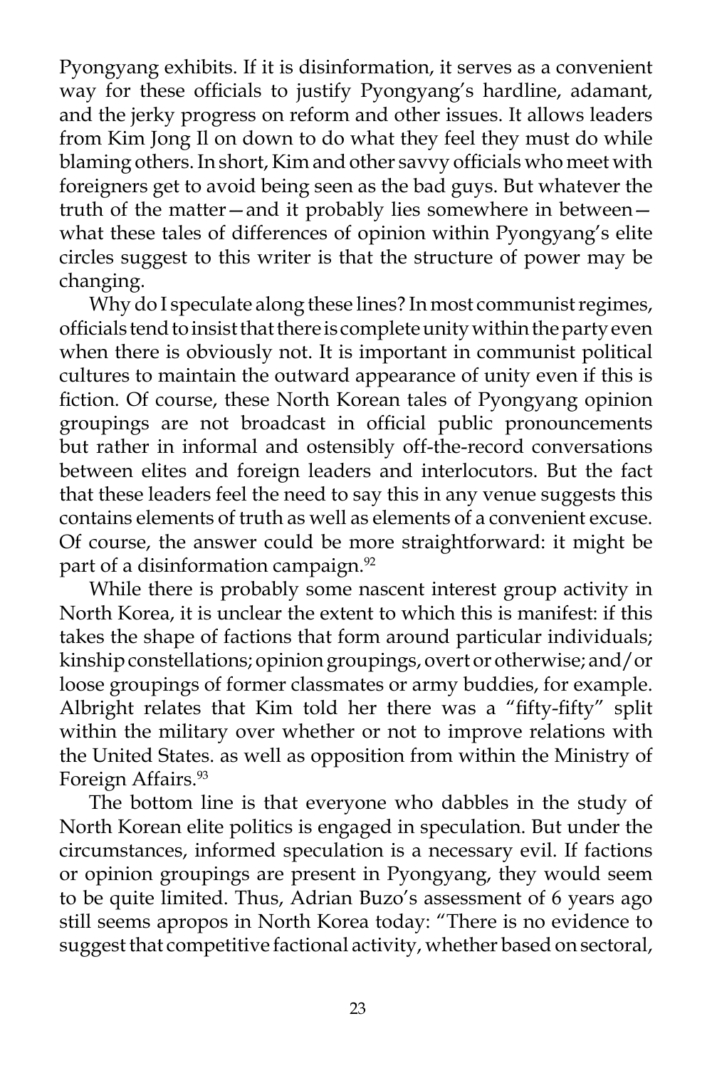Pyongyang exhibits. If it is disinformation, it serves as a convenient way for these officials to justify Pyongyang's hardline, adamant, and the jerky progress on reform and other issues. It allows leaders from Kim Jong Il on down to do what they feel they must do while blaming others. In short, Kim and other savvy officials who meet with foreigners get to avoid being seen as the bad guys. But whatever the truth of the matter—and it probably lies somewhere in between—what these tales of differences of opinion within Pyongyang's elite circles suggest to this writer is that the structure of power may be changing.

Why do I speculate along these lines? In most communist regimes, officials tend to insist that there is complete unity within the party even when there is obviously not. It is important in communist political cultures to maintain the outward appearance of unity even if this is fiction. Of course, these North Korean tales of Pyongyang opinion groupings are not broadcast in official public pronouncements but rather in informal and ostensibly off-the-record conversations between elites and foreign leaders and interlocutors. But the fact that these leaders feel the need to say this in any venue suggests this contains elements of truth as well as elements of a convenient excuse. Of course, the answer could be more straightforward: it might be part of a disinformation campaign.[92]

While there is probably some nascent interest group activity in North Korea, it is unclear the extent to which this is manifest: if this takes the shape of factions that form around particular individuals; kinship constellations; opinion groupings, overt or otherwise; and/or loose groupings of former classmates or army buddies, for example. Albright relates that Kim told her there was a "fifty-fifty" split within the military over whether or not to improve relations with the United States. as well as opposition from within the Ministry of Foreign Affairs.[93]

The bottom line is that everyone who dabbles in the study of North Korean elite politics is engaged in speculation. But under the circumstances, informed speculation is a necessary evil. If factions or opinion groupings are present in Pyongyang, they would seem to be quite limited. Thus, Adrian Buzo's assessment of 6 years ago still seems apropos in North Korea today: "There is no evidence to suggest that competitive factional activity, whether based on sectoral,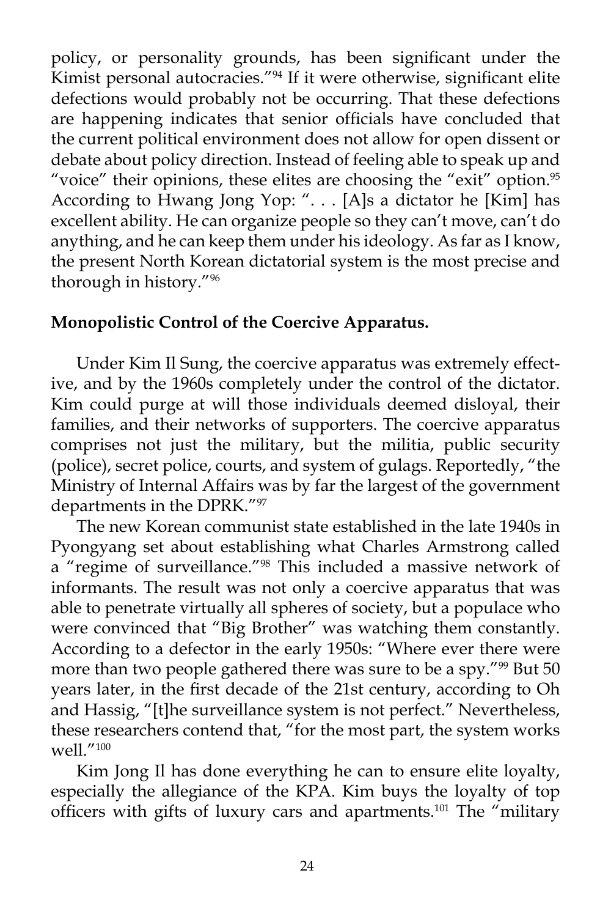policy, or personality grounds, has been significant under the Kimist personal autocracies."[94] If it were otherwise, significant elite defections would probably not be occurring. That these defections are happening indicates that senior officials have concluded that the current political environment does not allow for open dissent or debate about policy direction. Instead of feeling able to speak up and "voice" their opinions, these elites are choosing the "exit" option.[95] According to Hwang Jong Yop: ". . . [A]s a dictator he [Kim] has excellent ability. He can organize people so they can't move, can't do anything, and he can keep them under his ideology. As far as I know, the present North Korean dictatorial system is the most precise and thorough in history."[96]

**Monopolistic Control of the Coercive Apparatus.**

Under Kim Il Sung, the coercive apparatus was extremely effective, and by the 1960s completely under the control of the dictator. Kim could purge at will those individuals deemed disloyal, their families, and their networks of supporters. The coercive apparatus comprises not just the military, but the militia, public security (police), secret police, courts, and system of gulags. Reportedly, "the Ministry of Internal Affairs was by far the largest of the government departments in the DPRK."[97]

The new Korean communist state established in the late 1940s in Pyongyang set about establishing what Charles Armstrong called a "regime of surveillance."[98] This included a massive network of informants. The result was not only a coercive apparatus that was able to penetrate virtually all spheres of society, but a populace who were convinced that "Big Brother" was watching them constantly. According to a defector in the early 1950s: "Where ever there were more than two people gathered there was sure to be a spy."[99] But 50 years later, in the first decade of the 21st century, according to Oh and Hassig, "[t]he surveillance system is not perfect." Nevertheless, these researchers contend that, "for the most part, the system works well."[100]

Kim Jong Il has done everything he can to ensure elite loyalty, especially the allegiance of the KPA. Kim buys the loyalty of top officers with gifts of luxury cars and apartments.[101] The "military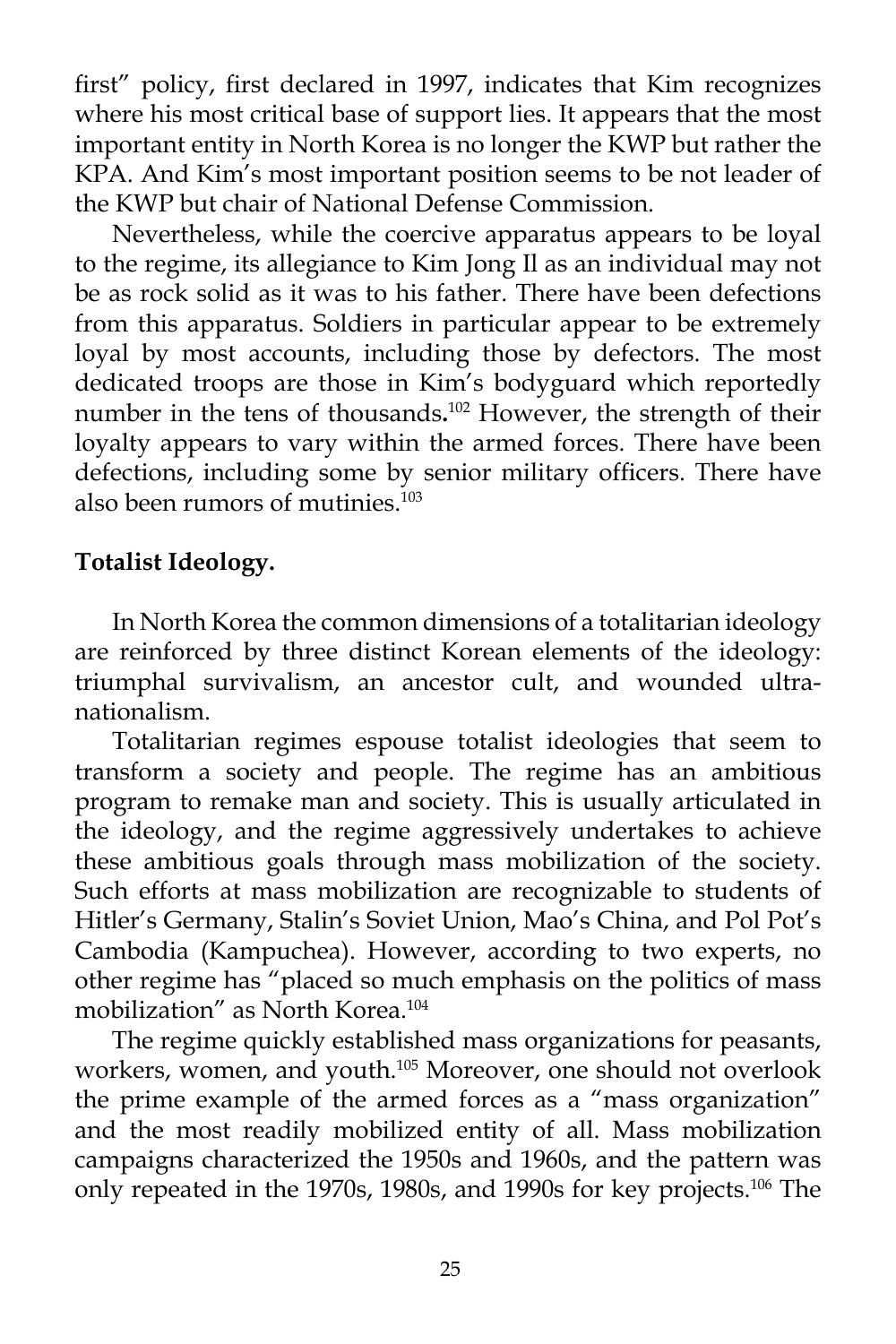first" policy, first declared in 1997, indicates that Kim recognizes where his most critical base of support lies. It appears that the most important entity in North Korea is no longer the KWP but rather the KPA. And Kim's most important position seems to be not leader of the KWP but chair of National Defense Commission.

Nevertheless, while the coercive apparatus appears to be loyal to the regime, its allegiance to Kim Jong Il as an individual may not be as rock solid as it was to his father. There have been defections from this apparatus. Soldiers in particular appear to be extremely loyal by most accounts, including those by defectors. The most dedicated troops are those in Kim's bodyguard which reportedly number in the tens of thousands.[102] However, the strength of their loyalty appears to vary within the armed forces. There have been defections, including some by senior military officers. There have also been rumors of mutinies.[103]

**Totalist Ideology.**

In North Korea the common dimensions of a totalitarian ideology are reinforced by three distinct Korean elements of the ideology: triumphal survivalism, an ancestor cult, and wounded ultra-nationalism.

Totalitarian regimes espouse totalist ideologies that seem to transform a society and people. The regime has an ambitious program to remake man and society. This is usually articulated in the ideology, and the regime aggressively undertakes to achieve these ambitious goals through mass mobilization of the society. Such efforts at mass mobilization are recognizable to students of Hitler's Germany, Stalin's Soviet Union, Mao's China, and Pol Pot's Cambodia (Kampuchea). However, according to two experts, no other regime has "placed so much emphasis on the politics of mass mobilization" as North Korea.[104]

The regime quickly established mass organizations for peasants, workers, women, and youth.[105] Moreover, one should not overlook the prime example of the armed forces as a "mass organization" and the most readily mobilized entity of all. Mass mobilization campaigns characterized the 1950s and 1960s, and the pattern was only repeated in the 1970s, 1980s, and 1990s for key projects.[106] The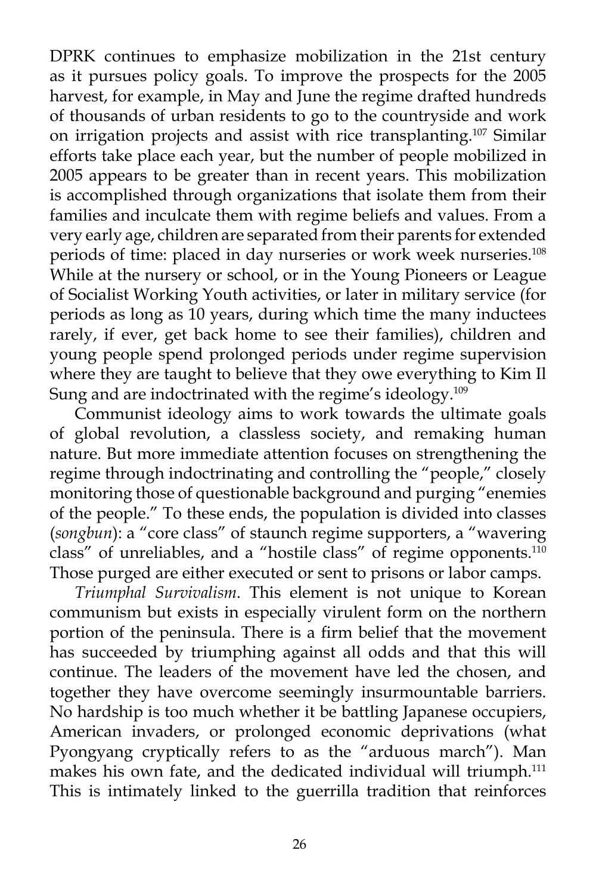DPRK continues to emphasize mobilization in the 21st century as it pursues policy goals. To improve the prospects for the 2005 harvest, for example, in May and June the regime drafted hundreds of thousands of urban residents to go to the countryside and work on irrigation projects and assist with rice transplanting.[107] Similar efforts take place each year, but the number of people mobilized in 2005 appears to be greater than in recent years. This mobilization is accomplished through organizations that isolate them from their families and inculcate them with regime beliefs and values. From a very early age, children are separated from their parents for extended periods of time: placed in day nurseries or work week nurseries.[108] While at the nursery or school, or in the Young Pioneers or League of Socialist Working Youth activities, or later in military service (for periods as long as 10 years, during which time the many inductees rarely, if ever, get back home to see their families), children and young people spend prolonged periods under regime supervision where they are taught to believe that they owe everything to Kim Il Sung and are indoctrinated with the regime's ideology.[109]

Communist ideology aims to work towards the ultimate goals of global revolution, a classless society, and remaking human nature. But more immediate attention focuses on strengthening the regime through indoctrinating and controlling the "people," closely monitoring those of questionable background and purging "enemies of the people." To these ends, the population is divided into classes (*songbun*): a "core class" of staunch regime supporters, a "wavering class" of unreliables, and a "hostile class" of regime opponents.[110] Those purged are either executed or sent to prisons or labor camps.

*Triumphal Survivalism.* This element is not unique to Korean communism but exists in especially virulent form on the northern portion of the peninsula. There is a firm belief that the movement has succeeded by triumphing against all odds and that this will continue. The leaders of the movement have led the chosen, and together they have overcome seemingly insurmountable barriers. No hardship is too much whether it be battling Japanese occupiers, American invaders, or prolonged economic deprivations (what Pyongyang cryptically refers to as the "arduous march"). Man makes his own fate, and the dedicated individual will triumph.[111] This is intimately linked to the guerrilla tradition that reinforces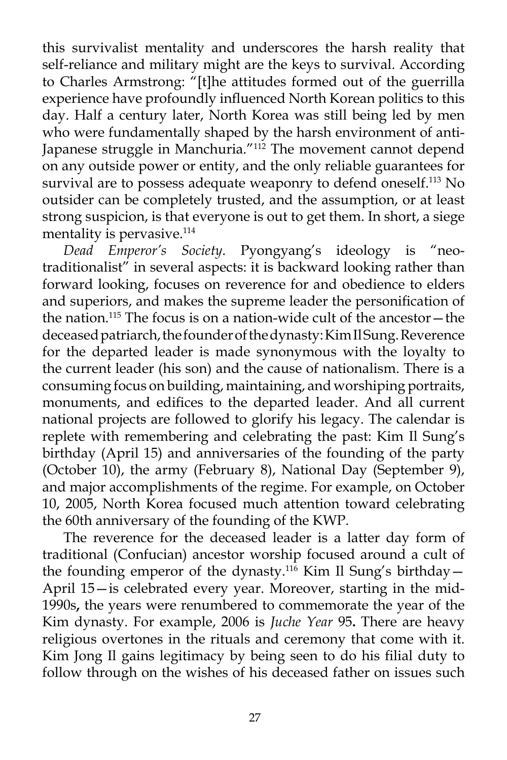this survivalist mentality and underscores the harsh reality that self-reliance and military might are the keys to survival. According to Charles Armstrong: "[t]he attitudes formed out of the guerrilla experience have profoundly influenced North Korean politics to this day. Half a century later, North Korea was still being led by men who were fundamentally shaped by the harsh environment of anti-Japanese struggle in Manchuria."[112] The movement cannot depend on any outside power or entity, and the only reliable guarantees for survival are to possess adequate weaponry to defend oneself.[113] No outsider can be completely trusted, and the assumption, or at least strong suspicion, is that everyone is out to get them. In short, a siege mentality is pervasive.[114]

*Dead Emperor's Society*. Pyongyang's ideology is "neo-traditionalist" in several aspects: it is backward looking rather than forward looking, focuses on reverence for and obedience to elders and superiors, and makes the supreme leader the personification of the nation.[115] The focus is on a nation-wide cult of the ancestor—the deceased patriarch, the founder of the dynasty: Kim Il Sung. Reverence for the departed leader is made synonymous with the loyalty to the current leader (his son) and the cause of nationalism. There is a consuming focus on building, maintaining, and worshiping portraits, monuments, and edifices to the departed leader. And all current national projects are followed to glorify his legacy. The calendar is replete with remembering and celebrating the past: Kim Il Sung's birthday (April 15) and anniversaries of the founding of the party (October 10), the army (February 8), National Day (September 9), and major accomplishments of the regime. For example, on October 10, 2005, North Korea focused much attention toward celebrating the 60th anniversary of the founding of the KWP.

The reverence for the deceased leader is a latter day form of traditional (Confucian) ancestor worship focused around a cult of the founding emperor of the dynasty.[116] Kim Il Sung's birthday—April 15—is celebrated every year. Moreover, starting in the mid-1990s**,** the years were renumbered to commemorate the year of the Kim dynasty. For example, 2006 is *Juche Year* 95**.** There are heavy religious overtones in the rituals and ceremony that come with it. Kim Jong Il gains legitimacy by being seen to do his filial duty to follow through on the wishes of his deceased father on issues such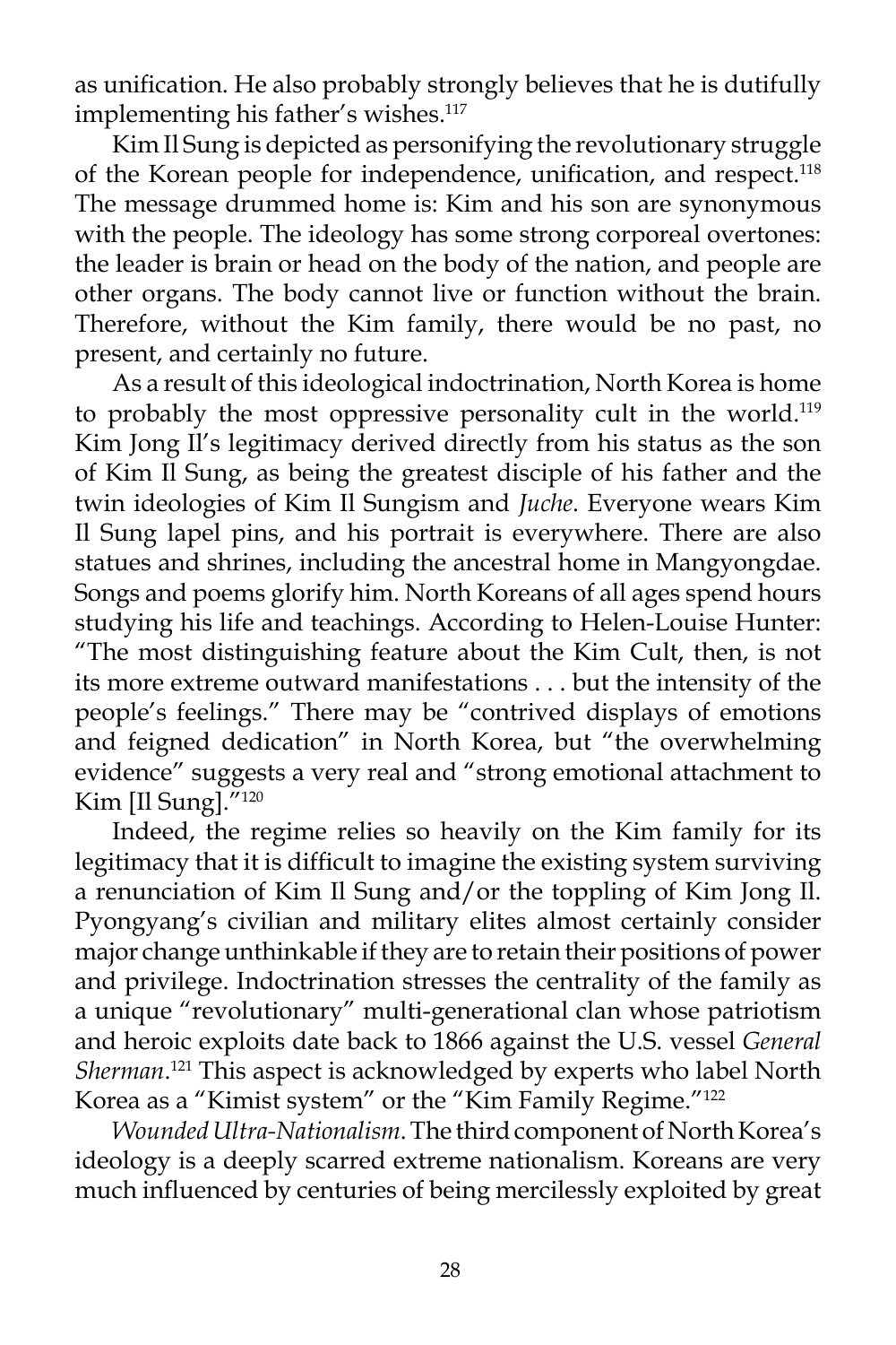as unification. He also probably strongly believes that he is dutifully implementing his father's wishes.[117]

Kim Il Sung is depicted as personifying the revolutionary struggle of the Korean people for independence, unification, and respect.[118] The message drummed home is: Kim and his son are synonymous with the people. The ideology has some strong corporeal overtones: the leader is brain or head on the body of the nation, and people are other organs. The body cannot live or function without the brain. Therefore, without the Kim family, there would be no past, no present, and certainly no future.

As a result of this ideological indoctrination, North Korea is home to probably the most oppressive personality cult in the world.[119] Kim Jong Il's legitimacy derived directly from his status as the son of Kim Il Sung, as being the greatest disciple of his father and the twin ideologies of Kim Il Sungism and *Juche*. Everyone wears Kim Il Sung lapel pins, and his portrait is everywhere. There are also statues and shrines, including the ancestral home in Mangyongdae. Songs and poems glorify him. North Koreans of all ages spend hours studying his life and teachings. According to Helen-Louise Hunter: "The most distinguishing feature about the Kim Cult, then, is not its more extreme outward manifestations . . . but the intensity of the people's feelings." There may be "contrived displays of emotions and feigned dedication" in North Korea, but "the overwhelming evidence" suggests a very real and "strong emotional attachment to Kim [Il Sung]."[120]

Indeed, the regime relies so heavily on the Kim family for its legitimacy that it is difficult to imagine the existing system surviving a renunciation of Kim Il Sung and/or the toppling of Kim Jong Il. Pyongyang's civilian and military elites almost certainly consider major change unthinkable if they are to retain their positions of power and privilege. Indoctrination stresses the centrality of the family as a unique "revolutionary" multi-generational clan whose patriotism and heroic exploits date back to 1866 against the U.S. vessel *General Sherman*.[121] This aspect is acknowledged by experts who label North Korea as a "Kimist system" or the "Kim Family Regime."[122]

*Wounded Ultra-Nationalism*. The third component of North Korea's ideology is a deeply scarred extreme nationalism. Koreans are very much influenced by centuries of being mercilessly exploited by great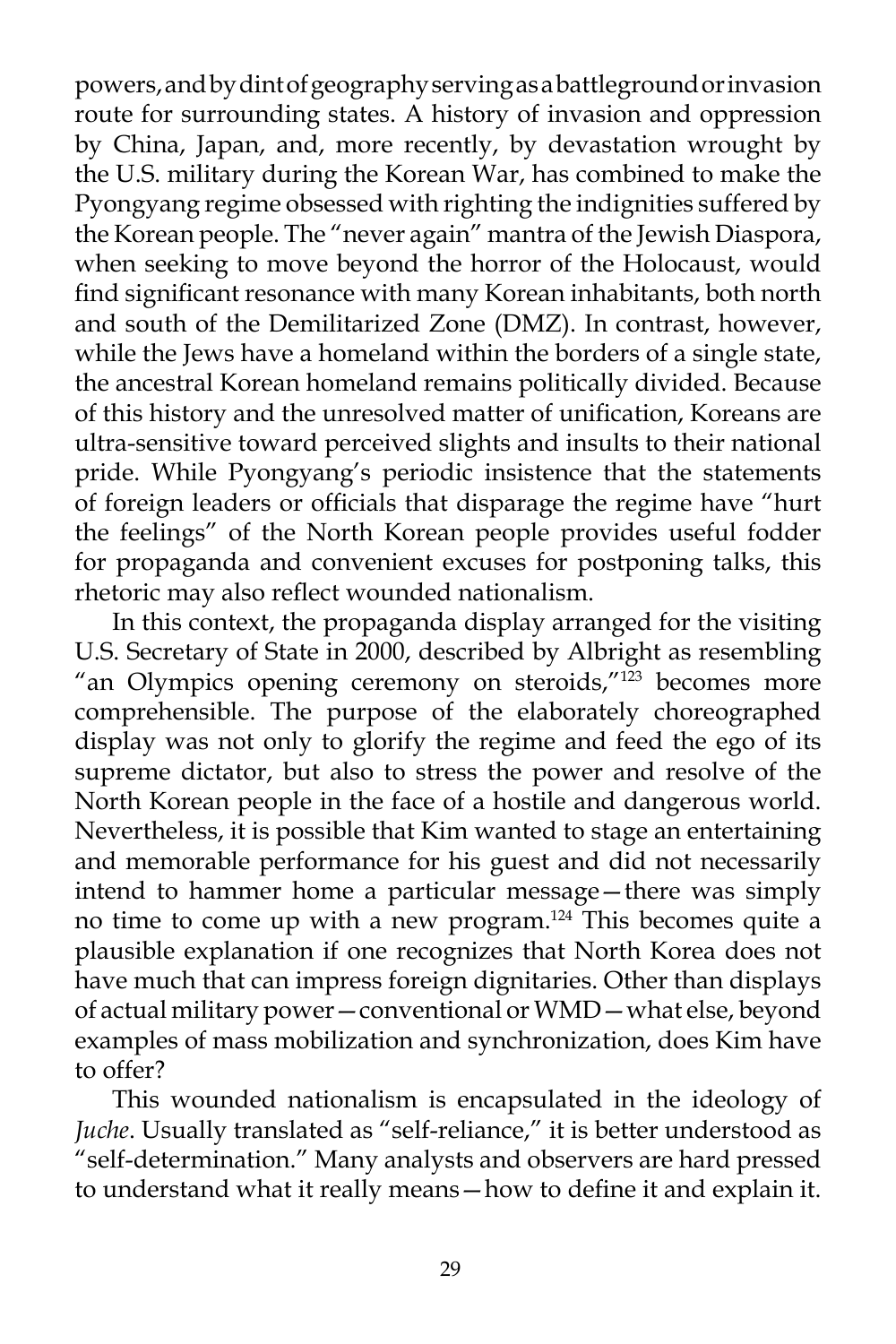powers, and by dint of geography serving as a battleground or invasion route for surrounding states. A history of invasion and oppression by China, Japan, and, more recently, by devastation wrought by the U.S. military during the Korean War, has combined to make the Pyongyang regime obsessed with righting the indignities suffered by the Korean people. The "never again" mantra of the Jewish Diaspora, when seeking to move beyond the horror of the Holocaust, would find significant resonance with many Korean inhabitants, both north and south of the Demilitarized Zone (DMZ). In contrast, however, while the Jews have a homeland within the borders of a single state, the ancestral Korean homeland remains politically divided. Because of this history and the unresolved matter of unification, Koreans are ultra-sensitive toward perceived slights and insults to their national pride. While Pyongyang's periodic insistence that the statements of foreign leaders or officials that disparage the regime have "hurt the feelings" of the North Korean people provides useful fodder for propaganda and convenient excuses for postponing talks, this rhetoric may also reflect wounded nationalism.

In this context, the propaganda display arranged for the visiting U.S. Secretary of State in 2000, described by Albright as resembling "an Olympics opening ceremony on steroids,"[123] becomes more comprehensible. The purpose of the elaborately choreographed display was not only to glorify the regime and feed the ego of its supreme dictator, but also to stress the power and resolve of the North Korean people in the face of a hostile and dangerous world. Nevertheless, it is possible that Kim wanted to stage an entertaining and memorable performance for his guest and did not necessarily intend to hammer home a particular message—there was simply no time to come up with a new program.[124] This becomes quite a plausible explanation if one recognizes that North Korea does not have much that can impress foreign dignitaries. Other than displays of actual military power—conventional or WMD—what else, beyond examples of mass mobilization and synchronization, does Kim have to offer?

This wounded nationalism is encapsulated in the ideology of *Juche*. Usually translated as "self-reliance," it is better understood as "self-determination." Many analysts and observers are hard pressed to understand what it really means—how to define it and explain it.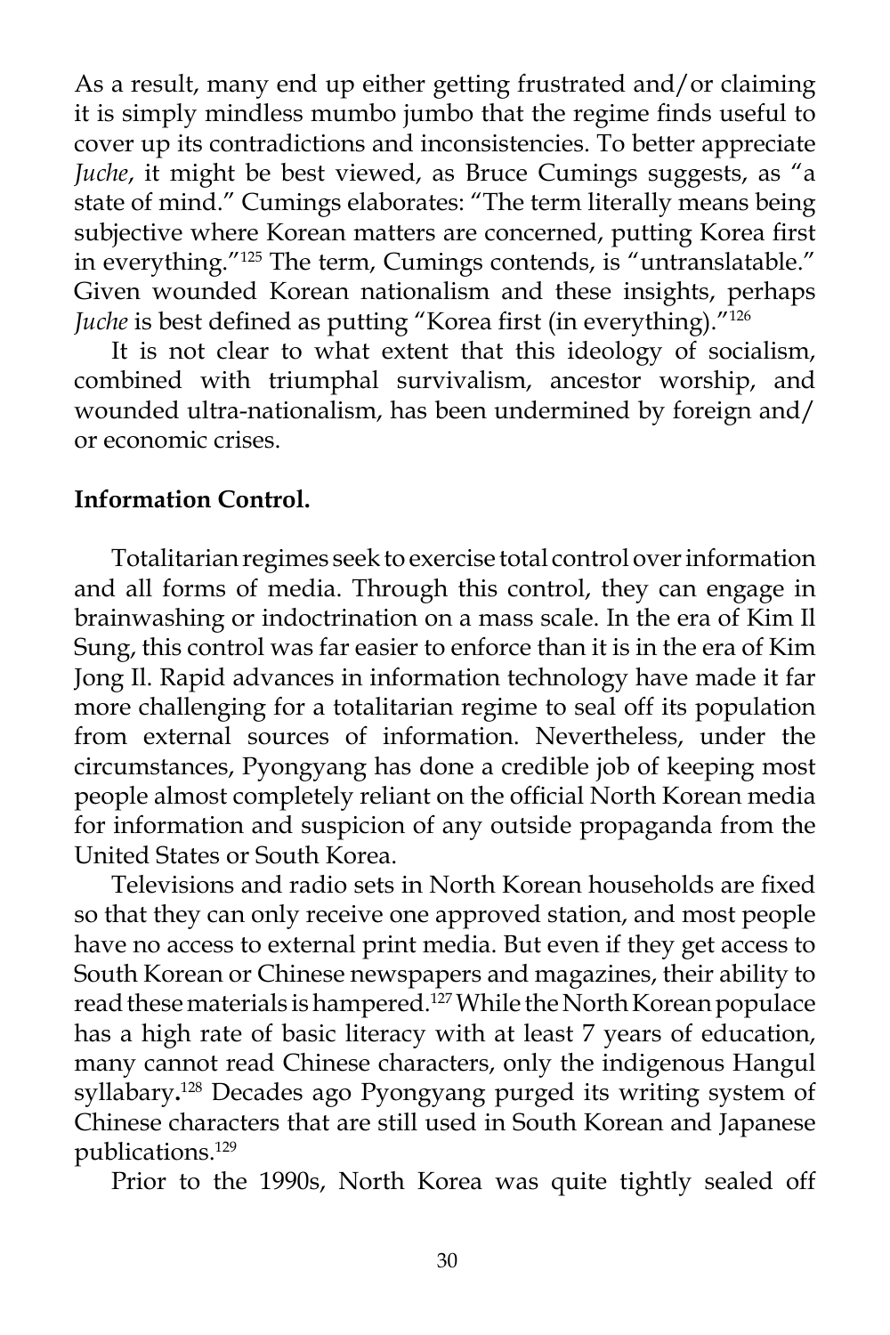As a result, many end up either getting frustrated and/or claiming it is simply mindless mumbo jumbo that the regime finds useful to cover up its contradictions and inconsistencies. To better appreciate *Juche*, it might be best viewed, as Bruce Cumings suggests, as "a state of mind." Cumings elaborates: "The term literally means being subjective where Korean matters are concerned, putting Korea first in everything."[125] The term, Cumings contends, is "untranslatable." Given wounded Korean nationalism and these insights, perhaps *Juche* is best defined as putting "Korea first (in everything)."[126]

It is not clear to what extent that this ideology of socialism, combined with triumphal survivalism, ancestor worship, and wounded ultra-nationalism, has been undermined by foreign and/or economic crises.

**Information Control.**

Totalitarian regimes seek to exercise total control over information and all forms of media. Through this control, they can engage in brainwashing or indoctrination on a mass scale. In the era of Kim Il Sung, this control was far easier to enforce than it is in the era of Kim Jong Il. Rapid advances in information technology have made it far more challenging for a totalitarian regime to seal off its population from external sources of information. Nevertheless, under the circumstances, Pyongyang has done a credible job of keeping most people almost completely reliant on the official North Korean media for information and suspicion of any outside propaganda from the United States or South Korea.

Televisions and radio sets in North Korean households are fixed so that they can only receive one approved station, and most people have no access to external print media. But even if they get access to South Korean or Chinese newspapers and magazines, their ability to read these materials is hampered.[127] While the North Korean populace has a high rate of basic literacy with at least 7 years of education, many cannot read Chinese characters, only the indigenous Hangul syllabary.[128] Decades ago Pyongyang purged its writing system of Chinese characters that are still used in South Korean and Japanese publications.[129]

Prior to the 1990s, North Korea was quite tightly sealed off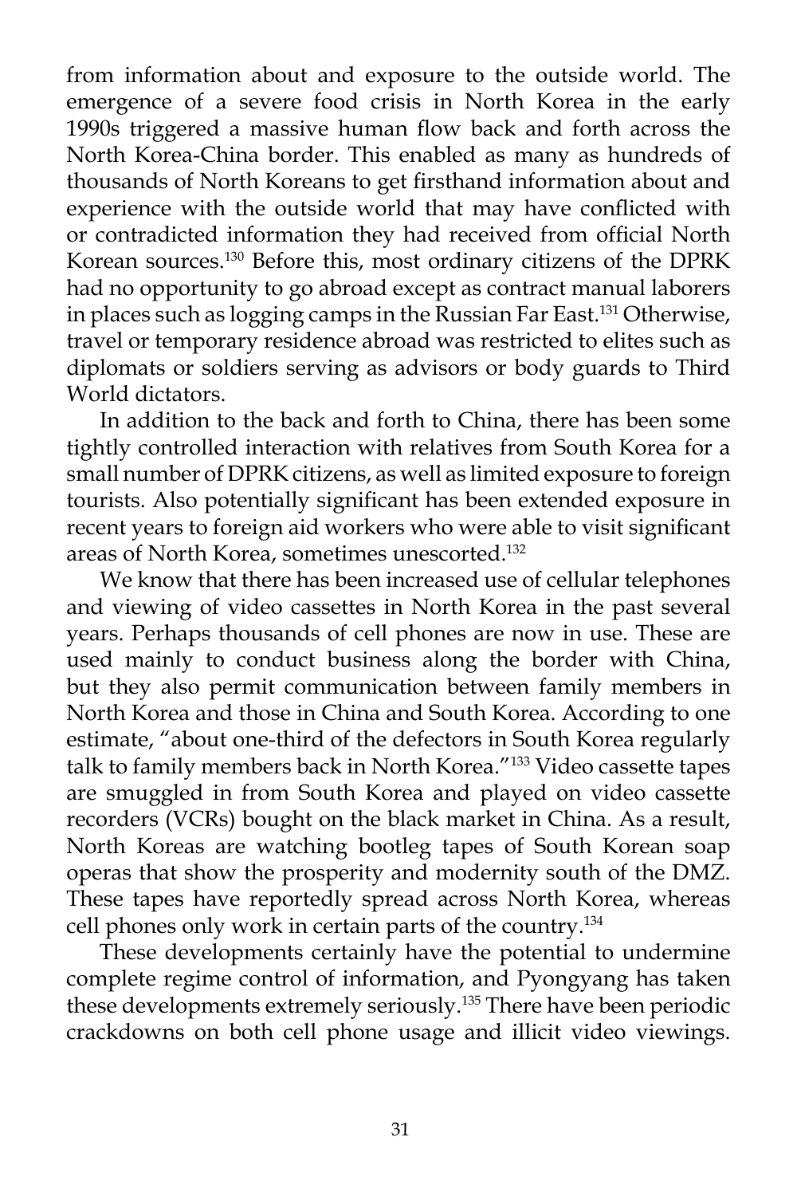from information about and exposure to the outside world. The emergence of a severe food crisis in North Korea in the early 1990s triggered a massive human flow back and forth across the North Korea-China border. This enabled as many as hundreds of thousands of North Koreans to get firsthand information about and experience with the outside world that may have conflicted with or contradicted information they had received from official North Korean sources.[130] Before this, most ordinary citizens of the DPRK had no opportunity to go abroad except as contract manual laborers in places such as logging camps in the Russian Far East.[131] Otherwise, travel or temporary residence abroad was restricted to elites such as diplomats or soldiers serving as advisors or body guards to Third World dictators.

In addition to the back and forth to China, there has been some tightly controlled interaction with relatives from South Korea for a small number of DPRK citizens, as well as limited exposure to foreign tourists. Also potentially significant has been extended exposure in recent years to foreign aid workers who were able to visit significant areas of North Korea, sometimes unescorted.[132]

We know that there has been increased use of cellular telephones and viewing of video cassettes in North Korea in the past several years. Perhaps thousands of cell phones are now in use. These are used mainly to conduct business along the border with China, but they also permit communication between family members in North Korea and those in China and South Korea. According to one estimate, "about one-third of the defectors in South Korea regularly talk to family members back in North Korea."[133] Video cassette tapes are smuggled in from South Korea and played on video cassette recorders (VCRs) bought on the black market in China. As a result, North Koreas are watching bootleg tapes of South Korean soap operas that show the prosperity and modernity south of the DMZ. These tapes have reportedly spread across North Korea, whereas cell phones only work in certain parts of the country.[134]

These developments certainly have the potential to undermine complete regime control of information, and Pyongyang has taken these developments extremely seriously.[135] There have been periodic crackdowns on both cell phone usage and illicit video viewings.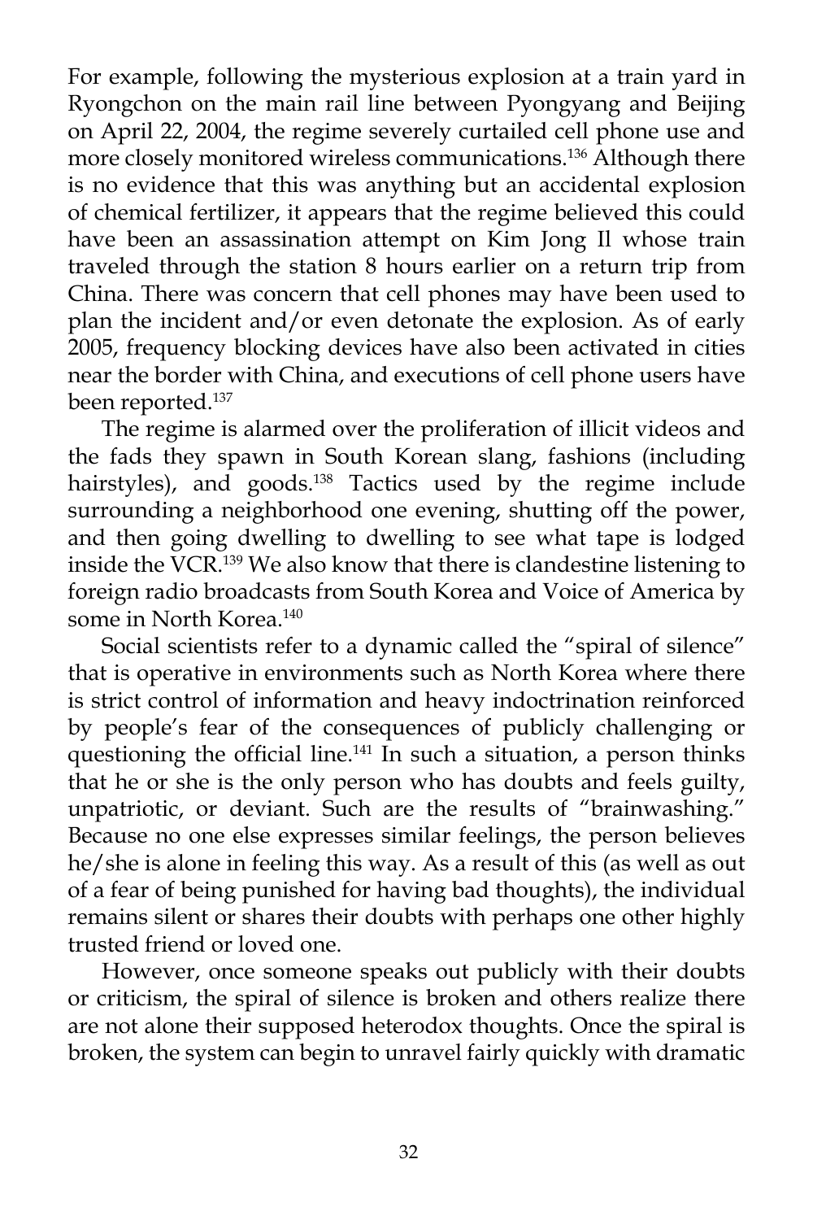For example, following the mysterious explosion at a train yard in Ryongchon on the main rail line between Pyongyang and Beijing on April 22, 2004, the regime severely curtailed cell phone use and more closely monitored wireless communications.[136] Although there is no evidence that this was anything but an accidental explosion of chemical fertilizer, it appears that the regime believed this could have been an assassination attempt on Kim Jong Il whose train traveled through the station 8 hours earlier on a return trip from China. There was concern that cell phones may have been used to plan the incident and/or even detonate the explosion. As of early 2005, frequency blocking devices have also been activated in cities near the border with China, and executions of cell phone users have been reported.[137]

The regime is alarmed over the proliferation of illicit videos and the fads they spawn in South Korean slang, fashions (including hairstyles), and goods.[138] Tactics used by the regime include surrounding a neighborhood one evening, shutting off the power, and then going dwelling to dwelling to see what tape is lodged inside the VCR.[139] We also know that there is clandestine listening to foreign radio broadcasts from South Korea and Voice of America by some in North Korea.[140]

Social scientists refer to a dynamic called the "spiral of silence" that is operative in environments such as North Korea where there is strict control of information and heavy indoctrination reinforced by people's fear of the consequences of publicly challenging or questioning the official line.[141] In such a situation, a person thinks that he or she is the only person who has doubts and feels guilty, unpatriotic, or deviant. Such are the results of "brainwashing." Because no one else expresses similar feelings, the person believes he/she is alone in feeling this way. As a result of this (as well as out of a fear of being punished for having bad thoughts), the individual remains silent or shares their doubts with perhaps one other highly trusted friend or loved one.

However, once someone speaks out publicly with their doubts or criticism, the spiral of silence is broken and others realize there are not alone their supposed heterodox thoughts. Once the spiral is broken, the system can begin to unravel fairly quickly with dramatic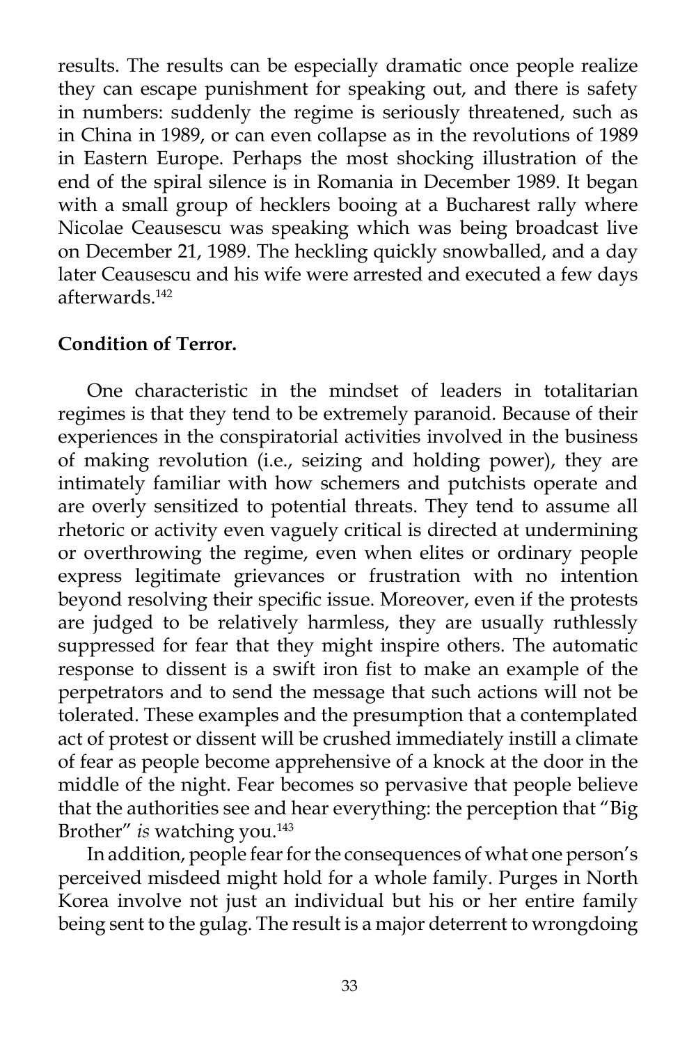results. The results can be especially dramatic once people realize they can escape punishment for speaking out, and there is safety in numbers: suddenly the regime is seriously threatened, such as in China in 1989, or can even collapse as in the revolutions of 1989 in Eastern Europe. Perhaps the most shocking illustration of the end of the spiral silence is in Romania in December 1989. It began with a small group of hecklers booing at a Bucharest rally where Nicolae Ceausescu was speaking which was being broadcast live on December 21, 1989. The heckling quickly snowballed, and a day later Ceausescu and his wife were arrested and executed a few days afterwards.[142]

**Condition of Terror.**

One characteristic in the mindset of leaders in totalitarian regimes is that they tend to be extremely paranoid. Because of their experiences in the conspiratorial activities involved in the business of making revolution (i.e., seizing and holding power), they are intimately familiar with how schemers and putchists operate and are overly sensitized to potential threats. They tend to assume all rhetoric or activity even vaguely critical is directed at undermining or overthrowing the regime, even when elites or ordinary people express legitimate grievances or frustration with no intention beyond resolving their specific issue. Moreover, even if the protests are judged to be relatively harmless, they are usually ruthlessly suppressed for fear that they might inspire others. The automatic response to dissent is a swift iron fist to make an example of the perpetrators and to send the message that such actions will not be tolerated. These examples and the presumption that a contemplated act of protest or dissent will be crushed immediately instill a climate of fear as people become apprehensive of a knock at the door in the middle of the night. Fear becomes so pervasive that people believe that the authorities see and hear everything: the perception that "Big Brother" *is* watching you.[143]

In addition, people fear for the consequences of what one person's perceived misdeed might hold for a whole family. Purges in North Korea involve not just an individual but his or her entire family being sent to the gulag. The result is a major deterrent to wrongdoing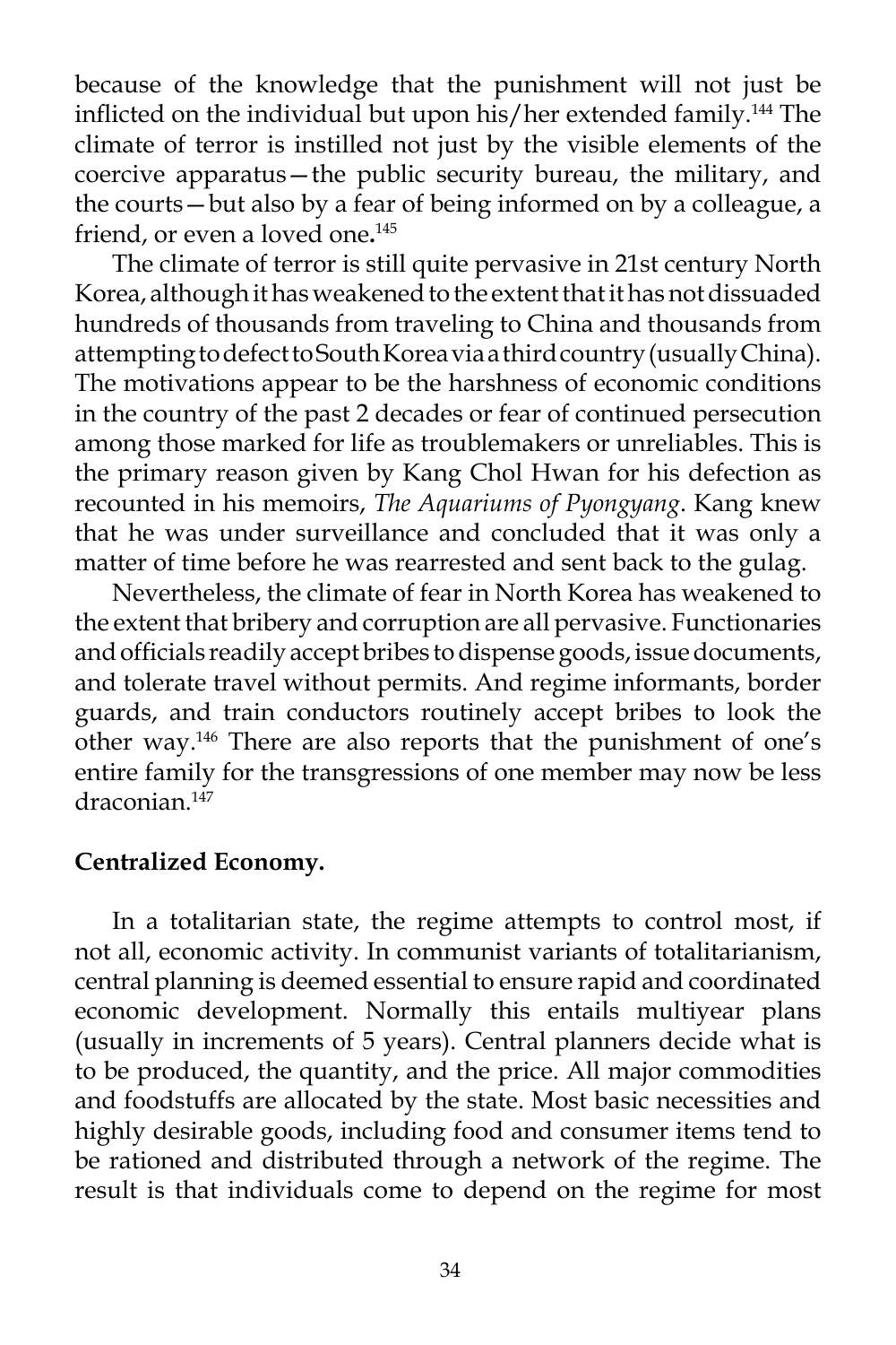because of the knowledge that the punishment will not just be inflicted on the individual but upon his/her extended family.[144] The climate of terror is instilled not just by the visible elements of the coercive apparatus—the public security bureau, the military, and the courts—but also by a fear of being informed on by a colleague, a friend, or even a loved one.[145]

The climate of terror is still quite pervasive in 21st century North Korea, although it has weakened to the extent that it has not dissuaded hundreds of thousands from traveling to China and thousands from attempting to defect to South Korea via a third country (usually China). The motivations appear to be the harshness of economic conditions in the country of the past 2 decades or fear of continued persecution among those marked for life as troublemakers or unreliables. This is the primary reason given by Kang Chol Hwan for his defection as recounted in his memoirs, *The Aquariums of Pyongyang*. Kang knew that he was under surveillance and concluded that it was only a matter of time before he was rearrested and sent back to the gulag.

Nevertheless, the climate of fear in North Korea has weakened to the extent that bribery and corruption are all pervasive. Functionaries and officials readily accept bribes to dispense goods, issue documents, and tolerate travel without permits. And regime informants, border guards, and train conductors routinely accept bribes to look the other way.[146] There are also reports that the punishment of one's entire family for the transgressions of one member may now be less draconian.[147]

**Centralized Economy.**

In a totalitarian state, the regime attempts to control most, if not all, economic activity. In communist variants of totalitarianism, central planning is deemed essential to ensure rapid and coordinated economic development. Normally this entails multiyear plans (usually in increments of 5 years). Central planners decide what is to be produced, the quantity, and the price. All major commodities and foodstuffs are allocated by the state. Most basic necessities and highly desirable goods, including food and consumer items tend to be rationed and distributed through a network of the regime. The result is that individuals come to depend on the regime for most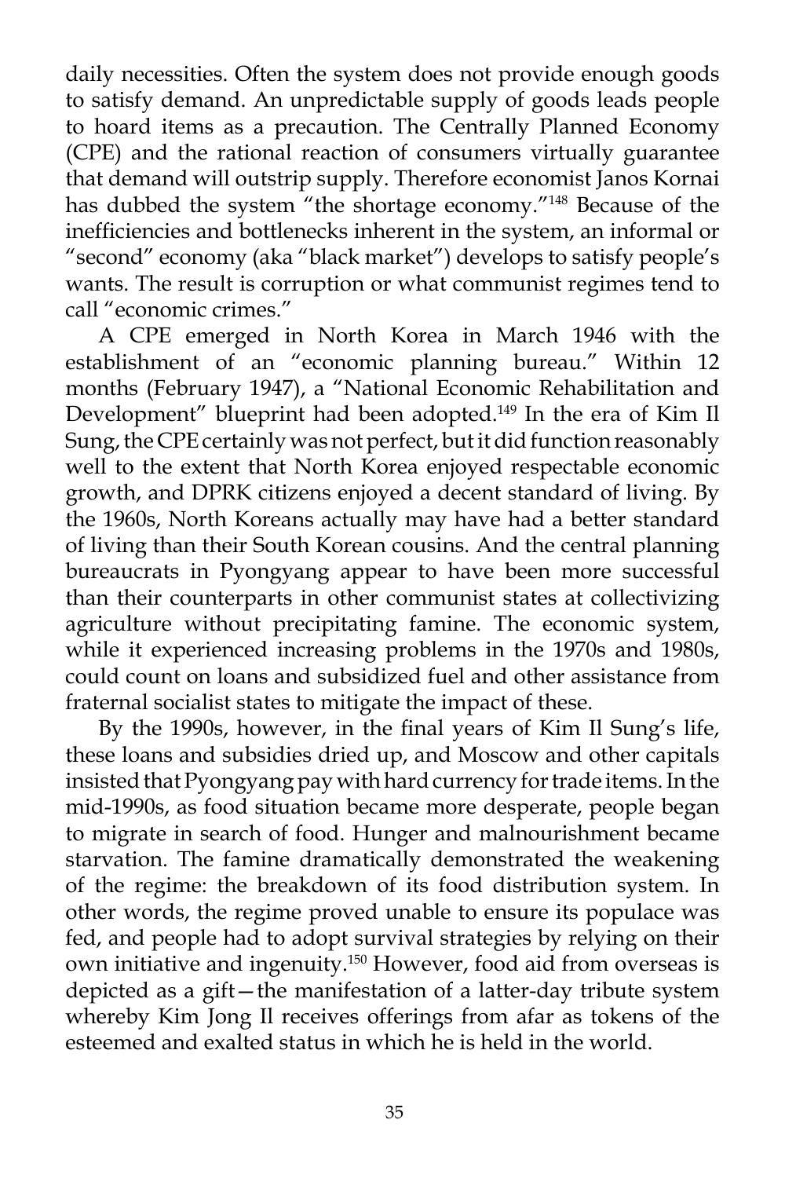daily necessities. Often the system does not provide enough goods to satisfy demand. An unpredictable supply of goods leads people to hoard items as a precaution. The Centrally Planned Economy (CPE) and the rational reaction of consumers virtually guarantee that demand will outstrip supply. Therefore economist Janos Kornai has dubbed the system "the shortage economy."[148] Because of the inefficiencies and bottlenecks inherent in the system, an informal or "second" economy (aka "black market") develops to satisfy people's wants. The result is corruption or what communist regimes tend to call "economic crimes."

A CPE emerged in North Korea in March 1946 with the establishment of an "economic planning bureau." Within 12 months (February 1947), a "National Economic Rehabilitation and Development" blueprint had been adopted.[149] In the era of Kim Il Sung, the CPE certainly was not perfect, but it did function reasonably well to the extent that North Korea enjoyed respectable economic growth, and DPRK citizens enjoyed a decent standard of living. By the 1960s, North Koreans actually may have had a better standard of living than their South Korean cousins. And the central planning bureaucrats in Pyongyang appear to have been more successful than their counterparts in other communist states at collectivizing agriculture without precipitating famine. The economic system, while it experienced increasing problems in the 1970s and 1980s, could count on loans and subsidized fuel and other assistance from fraternal socialist states to mitigate the impact of these.

By the 1990s, however, in the final years of Kim Il Sung's life, these loans and subsidies dried up, and Moscow and other capitals insisted that Pyongyang pay with hard currency for trade items. In the mid-1990s, as food situation became more desperate, people began to migrate in search of food. Hunger and malnourishment became starvation. The famine dramatically demonstrated the weakening of the regime: the breakdown of its food distribution system. In other words, the regime proved unable to ensure its populace was fed, and people had to adopt survival strategies by relying on their own initiative and ingenuity.[150] However, food aid from overseas is depicted as a gift—the manifestation of a latter-day tribute system whereby Kim Jong Il receives offerings from afar as tokens of the esteemed and exalted status in which he is held in the world.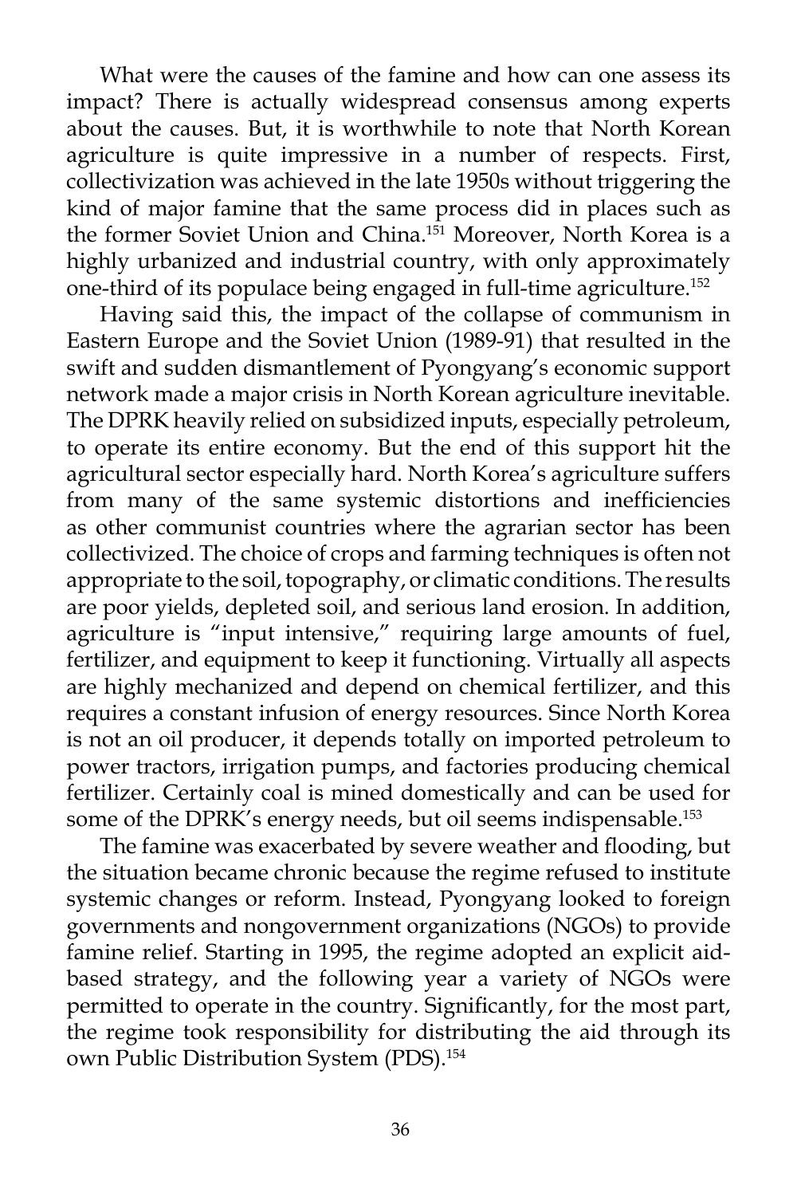What were the causes of the famine and how can one assess its impact? There is actually widespread consensus among experts about the causes. But, it is worthwhile to note that North Korean agriculture is quite impressive in a number of respects. First, collectivization was achieved in the late 1950s without triggering the kind of major famine that the same process did in places such as the former Soviet Union and China.[151] Moreover, North Korea is a highly urbanized and industrial country, with only approximately one-third of its populace being engaged in full-time agriculture.[152]

Having said this, the impact of the collapse of communism in Eastern Europe and the Soviet Union (1989-91) that resulted in the swift and sudden dismantlement of Pyongyang's economic support network made a major crisis in North Korean agriculture inevitable. The DPRK heavily relied on subsidized inputs, especially petroleum, to operate its entire economy. But the end of this support hit the agricultural sector especially hard. North Korea's agriculture suffers from many of the same systemic distortions and inefficiencies as other communist countries where the agrarian sector has been collectivized. The choice of crops and farming techniques is often not appropriate to the soil, topography, or climatic conditions. The results are poor yields, depleted soil, and serious land erosion. In addition, agriculture is "input intensive," requiring large amounts of fuel, fertilizer, and equipment to keep it functioning. Virtually all aspects are highly mechanized and depend on chemical fertilizer, and this requires a constant infusion of energy resources. Since North Korea is not an oil producer, it depends totally on imported petroleum to power tractors, irrigation pumps, and factories producing chemical fertilizer. Certainly coal is mined domestically and can be used for some of the DPRK's energy needs, but oil seems indispensable.[153]

The famine was exacerbated by severe weather and flooding, but the situation became chronic because the regime refused to institute systemic changes or reform. Instead, Pyongyang looked to foreign governments and nongovernment organizations (NGOs) to provide famine relief. Starting in 1995, the regime adopted an explicit aid-based strategy, and the following year a variety of NGOs were permitted to operate in the country. Significantly, for the most part, the regime took responsibility for distributing the aid through its own Public Distribution System (PDS).[154]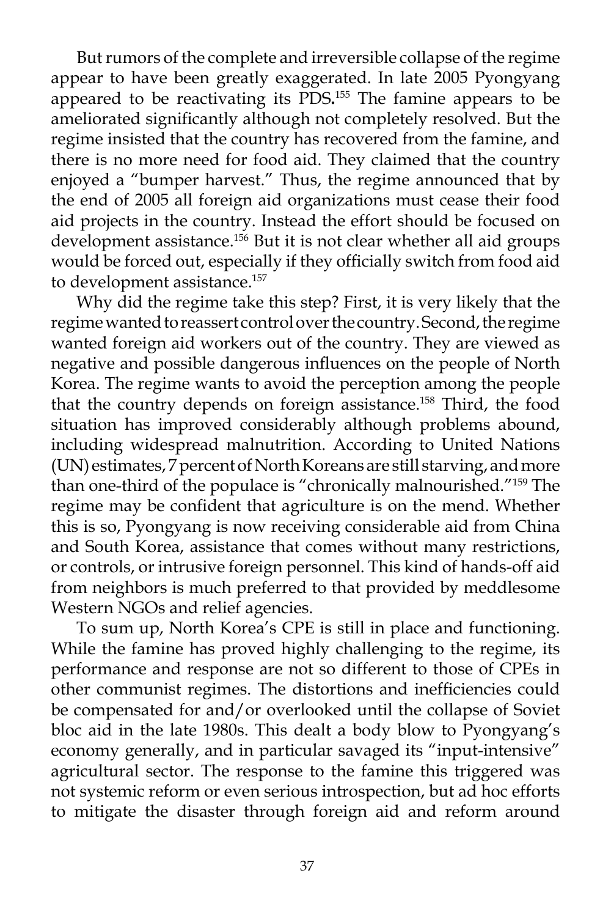But rumors of the complete and irreversible collapse of the regime appear to have been greatly exaggerated. In late 2005 Pyongyang appeared to be reactivating its PDS.[155] The famine appears to be ameliorated significantly although not completely resolved. But the regime insisted that the country has recovered from the famine, and there is no more need for food aid. They claimed that the country enjoyed a "bumper harvest." Thus, the regime announced that by the end of 2005 all foreign aid organizations must cease their food aid projects in the country. Instead the effort should be focused on development assistance.[156] But it is not clear whether all aid groups would be forced out, especially if they officially switch from food aid to development assistance.[157]

Why did the regime take this step? First, it is very likely that the regime wanted to reassert control over the country. Second, the regime wanted foreign aid workers out of the country. They are viewed as negative and possible dangerous influences on the people of North Korea. The regime wants to avoid the perception among the people that the country depends on foreign assistance.[158] Third, the food situation has improved considerably although problems abound, including widespread malnutrition. According to United Nations (UN) estimates, 7 percent of North Koreans are still starving, and more than one-third of the populace is "chronically malnourished."[159] The regime may be confident that agriculture is on the mend. Whether this is so, Pyongyang is now receiving considerable aid from China and South Korea, assistance that comes without many restrictions, or controls, or intrusive foreign personnel. This kind of hands-off aid from neighbors is much preferred to that provided by meddlesome Western NGOs and relief agencies.

To sum up, North Korea's CPE is still in place and functioning. While the famine has proved highly challenging to the regime, its performance and response are not so different to those of CPEs in other communist regimes. The distortions and inefficiencies could be compensated for and/or overlooked until the collapse of Soviet bloc aid in the late 1980s. This dealt a body blow to Pyongyang's economy generally, and in particular savaged its "input-intensive" agricultural sector. The response to the famine this triggered was not systemic reform or even serious introspection, but ad hoc efforts to mitigate the disaster through foreign aid and reform around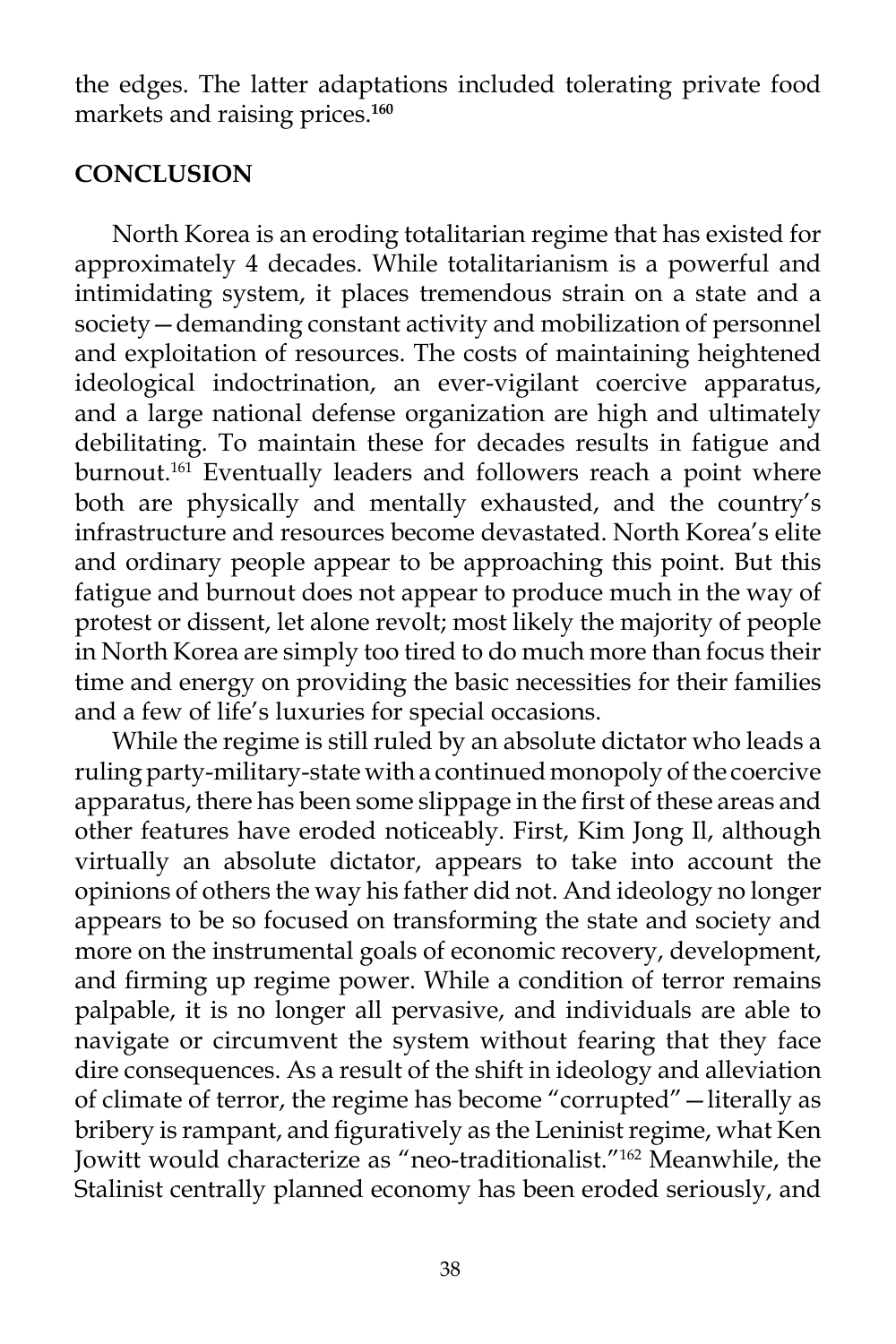the edges. The latter adaptations included tolerating private food markets and raising prices.[160]

## CONCLUSION

North Korea is an eroding totalitarian regime that has existed for approximately 4 decades. While totalitarianism is a powerful and intimidating system, it places tremendous strain on a state and a society—demanding constant activity and mobilization of personnel and exploitation of resources. The costs of maintaining heightened ideological indoctrination, an ever-vigilant coercive apparatus, and a large national defense organization are high and ultimately debilitating. To maintain these for decades results in fatigue and burnout.[161] Eventually leaders and followers reach a point where both are physically and mentally exhausted, and the country's infrastructure and resources become devastated. North Korea's elite and ordinary people appear to be approaching this point. But this fatigue and burnout does not appear to produce much in the way of protest or dissent, let alone revolt; most likely the majority of people in North Korea are simply too tired to do much more than focus their time and energy on providing the basic necessities for their families and a few of life's luxuries for special occasions.

While the regime is still ruled by an absolute dictator who leads a ruling party-military-state with a continued monopoly of the coercive apparatus, there has been some slippage in the first of these areas and other features have eroded noticeably. First, Kim Jong Il, although virtually an absolute dictator, appears to take into account the opinions of others the way his father did not. And ideology no longer appears to be so focused on transforming the state and society and more on the instrumental goals of economic recovery, development, and firming up regime power. While a condition of terror remains palpable, it is no longer all pervasive, and individuals are able to navigate or circumvent the system without fearing that they face dire consequences. As a result of the shift in ideology and alleviation of climate of terror, the regime has become "corrupted"—literally as bribery is rampant, and figuratively as the Leninist regime, what Ken Jowitt would characterize as "neo-traditionalist."[162] Meanwhile, the Stalinist centrally planned economy has been eroded seriously, and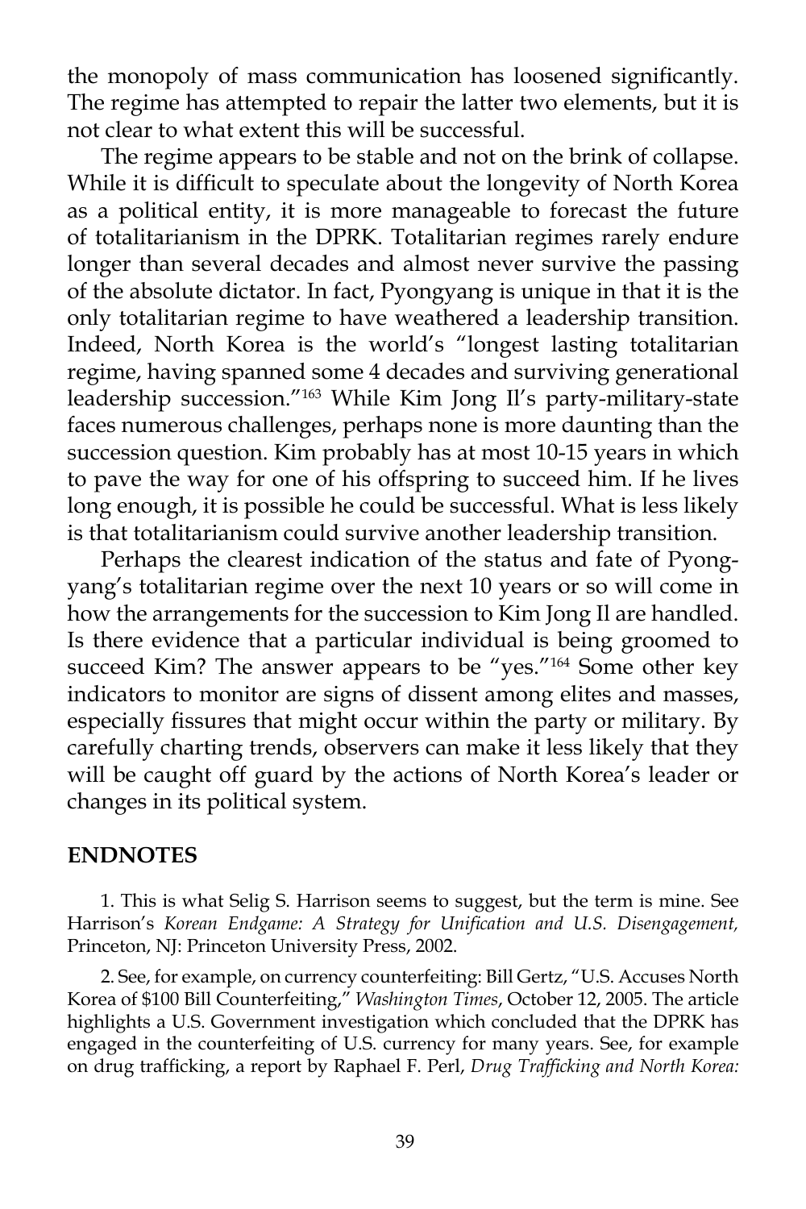the monopoly of mass communication has loosened significantly. The regime has attempted to repair the latter two elements, but it is not clear to what extent this will be successful.

The regime appears to be stable and not on the brink of collapse. While it is difficult to speculate about the longevity of North Korea as a political entity, it is more manageable to forecast the future of totalitarianism in the DPRK. Totalitarian regimes rarely endure longer than several decades and almost never survive the passing of the absolute dictator. In fact, Pyongyang is unique in that it is the only totalitarian regime to have weathered a leadership transition. Indeed, North Korea is the world's "longest lasting totalitarian regime, having spanned some 4 decades and surviving generational leadership succession."[163] While Kim Jong Il's party-military-state faces numerous challenges, perhaps none is more daunting than the succession question. Kim probably has at most 10-15 years in which to pave the way for one of his offspring to succeed him. If he lives long enough, it is possible he could be successful. What is less likely is that totalitarianism could survive another leadership transition.

Perhaps the clearest indication of the status and fate of Pyongyang's totalitarian regime over the next 10 years or so will come in how the arrangements for the succession to Kim Jong Il are handled. Is there evidence that a particular individual is being groomed to succeed Kim? The answer appears to be "yes."[164] Some other key indicators to monitor are signs of dissent among elites and masses, especially fissures that might occur within the party or military. By carefully charting trends, observers can make it less likely that they will be caught off guard by the actions of North Korea's leader or changes in its political system.

## ENDNOTES

1. This is what Selig S. Harrison seems to suggest, but the term is mine. See Harrison's *Korean Endgame: A Strategy for Unification and U.S. Disengagement,* Princeton, NJ: Princeton University Press, 2002.

2. See, for example, on currency counterfeiting: Bill Gertz, "U.S. Accuses North Korea of $100 Bill Counterfeiting," *Washington Times*, October 12, 2005. The article highlights a U.S. Government investigation which concluded that the DPRK has engaged in the counterfeiting of U.S. currency for many years. See, for example on drug trafficking, a report by Raphael F. Perl, *Drug Trafficking and North Korea:*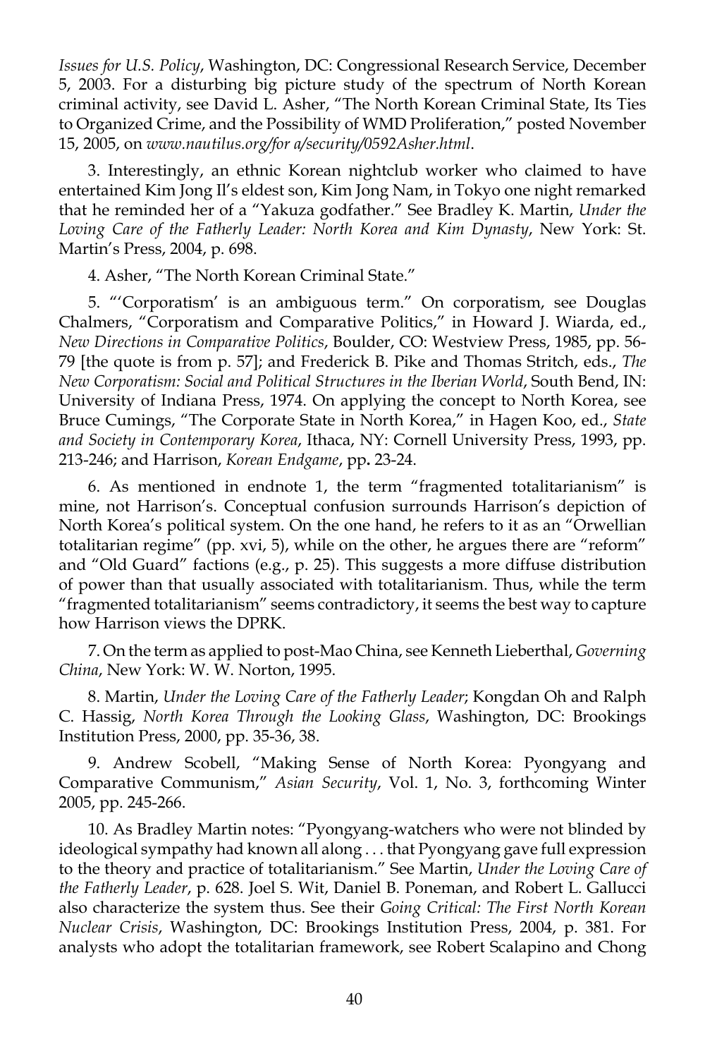*Issues for U.S. Policy*, Washington, DC: Congressional Research Service, December 5, 2003. For a disturbing big picture study of the spectrum of North Korean criminal activity, see David L. Asher, "The North Korean Criminal State, Its Ties to Organized Crime, and the Possibility of WMD Proliferation," posted November 15, 2005, on *www.nautilus.org/for a/security/0592Asher.html*.

3. Interestingly, an ethnic Korean nightclub worker who claimed to have entertained Kim Jong Il's eldest son, Kim Jong Nam, in Tokyo one night remarked that he reminded her of a "Yakuza godfather." See Bradley K. Martin, *Under the Loving Care of the Fatherly Leader: North Korea and Kim Dynasty*, New York: St. Martin's Press, 2004, p. 698.

4. Asher, "The North Korean Criminal State."

5. "'Corporatism' is an ambiguous term." On corporatism, see Douglas Chalmers, "Corporatism and Comparative Politics," in Howard J. Wiarda, ed., *New Directions in Comparative Politics*, Boulder, CO: Westview Press, 1985, pp. 56-79 [the quote is from p. 57]; and Frederick B. Pike and Thomas Stritch, eds., *The New Corporatism: Social and Political Structures in the Iberian World*, South Bend, IN: University of Indiana Press, 1974. On applying the concept to North Korea, see Bruce Cumings, "The Corporate State in North Korea," in Hagen Koo, ed., *State and Society in Contemporary Korea*, Ithaca, NY: Cornell University Press, 1993, pp. 213-246; and Harrison, *Korean Endgame*, pp**.** 23-24.

6. As mentioned in endnote 1, the term "fragmented totalitarianism" is mine, not Harrison's. Conceptual confusion surrounds Harrison's depiction of North Korea's political system. On the one hand, he refers to it as an "Orwellian totalitarian regime" (pp. xvi, 5), while on the other, he argues there are "reform" and "Old Guard" factions (e.g., p. 25). This suggests a more diffuse distribution of power than that usually associated with totalitarianism. Thus, while the term "fragmented totalitarianism" seems contradictory, it seems the best way to capture how Harrison views the DPRK.

7. On the term as applied to post-Mao China, see Kenneth Lieberthal, *Governing China*, New York: W. W. Norton, 1995.

8. Martin, *Under the Loving Care of the Fatherly Leader*; Kongdan Oh and Ralph C. Hassig, *North Korea Through the Looking Glass*, Washington, DC: Brookings Institution Press, 2000, pp. 35-36, 38.

9. Andrew Scobell, "Making Sense of North Korea: Pyongyang and Comparative Communism," *Asian Security*, Vol. 1, No. 3, forthcoming Winter 2005, pp. 245-266.

10. As Bradley Martin notes: "Pyongyang-watchers who were not blinded by ideological sympathy had known all along . . . that Pyongyang gave full expression to the theory and practice of totalitarianism." See Martin, *Under the Loving Care of the Fatherly Leader*, p. 628. Joel S. Wit, Daniel B. Poneman, and Robert L. Gallucci also characterize the system thus. See their *Going Critical: The First North Korean Nuclear Crisis*, Washington, DC: Brookings Institution Press, 2004, p. 381. For analysts who adopt the totalitarian framework, see Robert Scalapino and Chong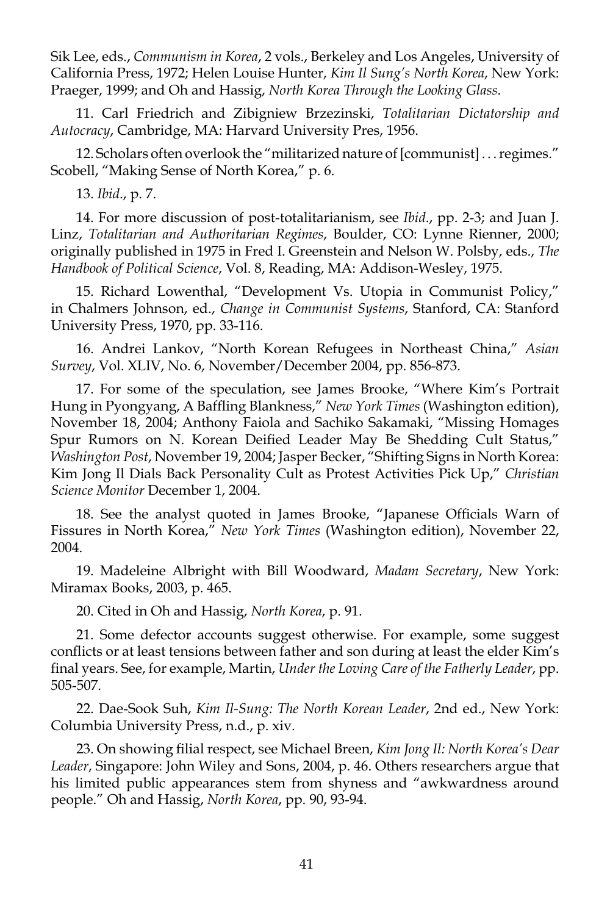Sik Lee, eds., *Communism in Korea*, 2 vols., Berkeley and Los Angeles, University of California Press, 1972; Helen Louise Hunter, *Kim Il Sung's North Korea*, New York: Praeger, 1999; and Oh and Hassig, *North Korea Through the Looking Glass*.

11. Carl Friedrich and Zibigniew Brzezinski, *Totalitarian Dictatorship and Autocracy*, Cambridge, MA: Harvard University Pres, 1956.

12. Scholars often overlook the "militarized nature of [communist] . . . regimes." Scobell, "Making Sense of North Korea," p. 6.

13. *Ibid*., p. 7.

14. For more discussion of post-totalitarianism, see *Ibid*., pp. 2-3; and Juan J. Linz, *Totalitarian and Authoritarian Regimes*, Boulder, CO: Lynne Rienner, 2000; originally published in 1975 in Fred I. Greenstein and Nelson W. Polsby, eds., *The Handbook of Political Science*, Vol. 8, Reading, MA: Addison-Wesley, 1975.

15. Richard Lowenthal, "Development Vs. Utopia in Communist Policy," in Chalmers Johnson, ed., *Change in Communist Systems*, Stanford, CA: Stanford University Press, 1970, pp. 33-116.

16. Andrei Lankov, "North Korean Refugees in Northeast China," *Asian Survey*, Vol. XLIV, No. 6, November/December 2004, pp. 856-873.

17. For some of the speculation, see James Brooke, "Where Kim's Portrait Hung in Pyongyang, A Baffling Blankness," *New York Times* (Washington edition), November 18, 2004; Anthony Faiola and Sachiko Sakamaki, "Missing Homages Spur Rumors on N. Korean Deified Leader May Be Shedding Cult Status," *Washington Post*, November 19, 2004; Jasper Becker, "Shifting Signs in North Korea: Kim Jong Il Dials Back Personality Cult as Protest Activities Pick Up," *Christian Science Monitor* December 1, 2004.

18. See the analyst quoted in James Brooke, "Japanese Officials Warn of Fissures in North Korea," *New York Times* (Washington edition), November 22, 2004.

19. Madeleine Albright with Bill Woodward, *Madam Secretary*, New York: Miramax Books, 2003, p. 465.

20. Cited in Oh and Hassig, *North Korea*, p. 91.

21. Some defector accounts suggest otherwise. For example, some suggest conflicts or at least tensions between father and son during at least the elder Kim's final years. See, for example, Martin, *Under the Loving Care of the Fatherly Leader*, pp. 505-507.

22. Dae-Sook Suh, *Kim Il-Sung: The North Korean Leader*, 2nd ed., New York: Columbia University Press, n.d., p. xiv.

23. On showing filial respect, see Michael Breen, *Kim Jong Il: North Korea's Dear Leader*, Singapore: John Wiley and Sons, 2004, p. 46. Others researchers argue that his limited public appearances stem from shyness and "awkwardness around people." Oh and Hassig, *North Korea*, pp. 90, 93-94.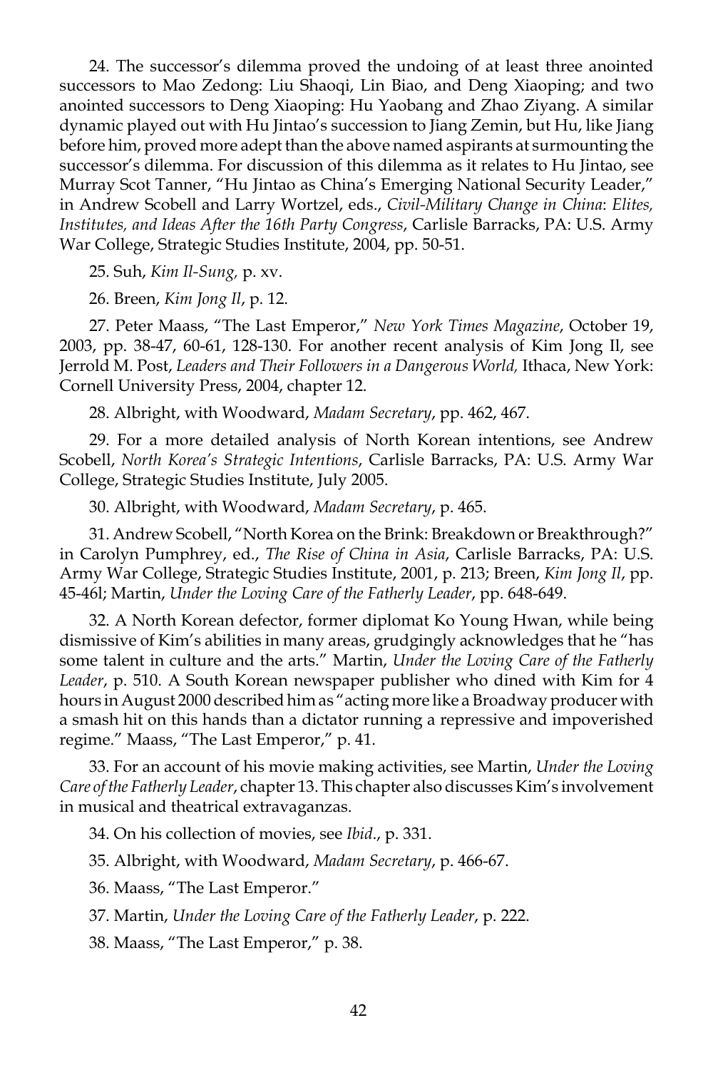24. The successor's dilemma proved the undoing of at least three anointed successors to Mao Zedong: Liu Shaoqi, Lin Biao, and Deng Xiaoping; and two anointed successors to Deng Xiaoping: Hu Yaobang and Zhao Ziyang. A similar dynamic played out with Hu Jintao's succession to Jiang Zemin, but Hu, like Jiang before him, proved more adept than the above named aspirants at surmounting the successor's dilemma. For discussion of this dilemma as it relates to Hu Jintao, see Murray Scot Tanner, "Hu Jintao as China's Emerging National Security Leader," in Andrew Scobell and Larry Wortzel, eds., *Civil-Military Change in China*: *Elites, Institutes, and Ideas After the 16th Party Congress*, Carlisle Barracks, PA: U.S. Army War College, Strategic Studies Institute, 2004, pp. 50-51.

25. Suh, *Kim Il-Sung,* p. xv.

26. Breen, *Kim Jong Il*, p. 12.

27. Peter Maass, "The Last Emperor," *New York Times Magazine*, October 19, 2003, pp. 38-47, 60-61, 128-130. For another recent analysis of Kim Jong Il, see Jerrold M. Post, *Leaders and Their Followers in a Dangerous World,* Ithaca, New York: Cornell University Press, 2004, chapter 12.

28. Albright, with Woodward, *Madam Secretary*, pp. 462, 467.

29. For a more detailed analysis of North Korean intentions, see Andrew Scobell, *North Korea's Strategic Intentions*, Carlisle Barracks, PA: U.S. Army War College, Strategic Studies Institute, July 2005.

30. Albright, with Woodward, *Madam Secretary*, p. 465.

31. Andrew Scobell, "North Korea on the Brink: Breakdown or Breakthrough?" in Carolyn Pumphrey, ed., *The Rise of China in Asia*, Carlisle Barracks, PA: U.S. Army War College, Strategic Studies Institute, 2001, p. 213; Breen, *Kim Jong Il*, pp. 45-46l; Martin, *Under the Loving Care of the Fatherly Leader*, pp. 648-649.

32. A North Korean defector, former diplomat Ko Young Hwan, while being dismissive of Kim's abilities in many areas, grudgingly acknowledges that he "has some talent in culture and the arts." Martin, *Under the Loving Care of the Fatherly Leader*, p. 510. A South Korean newspaper publisher who dined with Kim for 4 hours in August 2000 described him as "acting more like a Broadway producer with a smash hit on this hands than a dictator running a repressive and impoverished regime." Maass, "The Last Emperor," p. 41.

33. For an account of his movie making activities, see Martin, *Under the Loving Care of the Fatherly Leader*, chapter 13. This chapter also discusses Kim's involvement in musical and theatrical extravaganzas.

34. On his collection of movies, see *Ibid*., p. 331.

35. Albright, with Woodward, *Madam Secretary*, p. 466-67.

36. Maass, "The Last Emperor."

37. Martin, *Under the Loving Care of the Fatherly Leader*, p. 222.

38. Maass, "The Last Emperor," p. 38.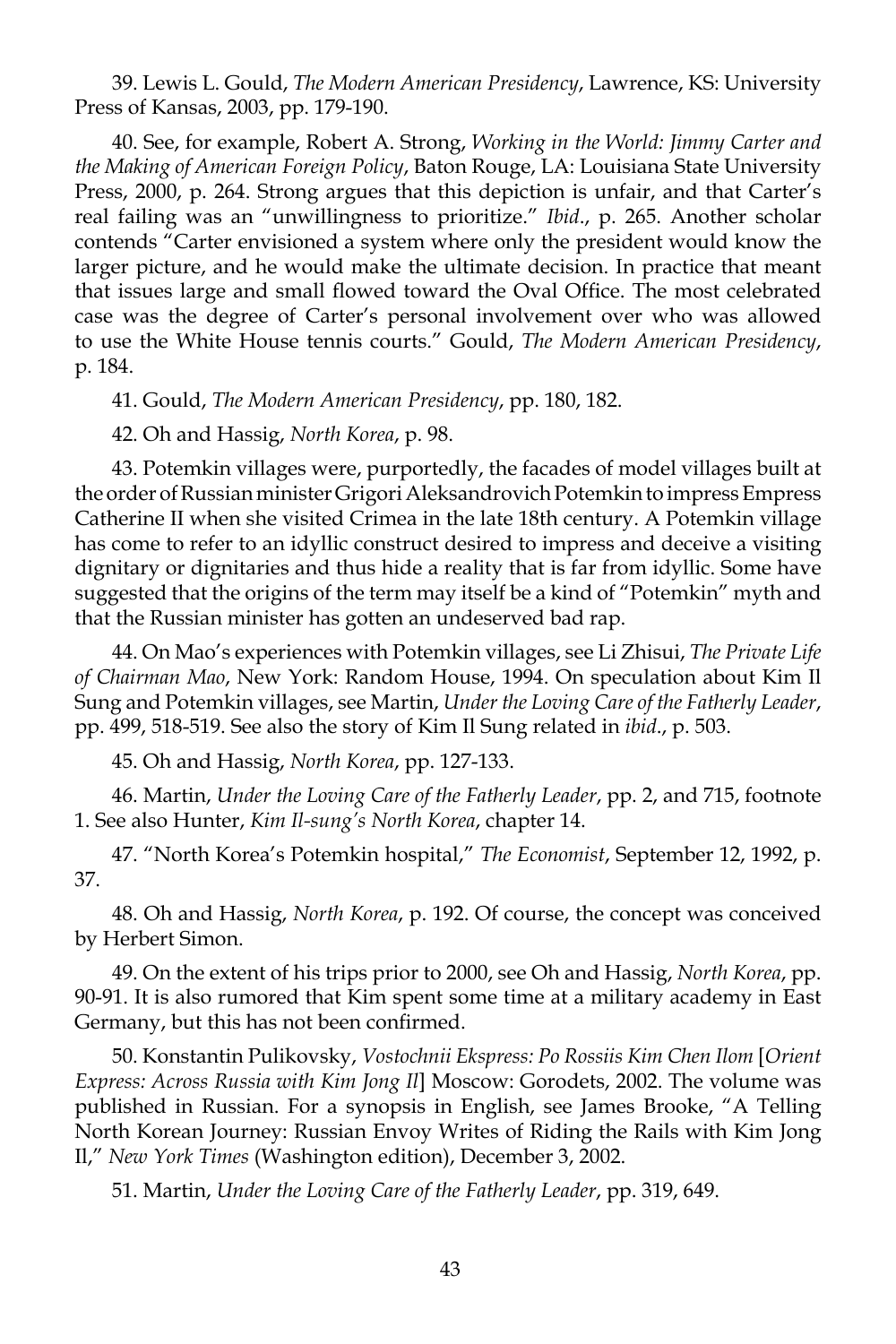39. Lewis L. Gould, *The Modern American Presidency*, Lawrence, KS: University Press of Kansas, 2003, pp. 179-190.

40. See, for example, Robert A. Strong, *Working in the World: Jimmy Carter and the Making of American Foreign Policy*, Baton Rouge, LA: Louisiana State University Press, 2000, p. 264. Strong argues that this depiction is unfair, and that Carter's real failing was an "unwillingness to prioritize." *Ibid*., p. 265. Another scholar contends "Carter envisioned a system where only the president would know the larger picture, and he would make the ultimate decision. In practice that meant that issues large and small flowed toward the Oval Office. The most celebrated case was the degree of Carter's personal involvement over who was allowed to use the White House tennis courts." Gould, *The Modern American Presidency*, p. 184.

41. Gould, *The Modern American Presidency*, pp. 180, 182.

42. Oh and Hassig, *North Korea*, p. 98.

43. Potemkin villages were, purportedly, the facades of model villages built at the order of Russian minister Grigori Aleksandrovich Potemkin to impress Empress Catherine II when she visited Crimea in the late 18th century. A Potemkin village has come to refer to an idyllic construct desired to impress and deceive a visiting dignitary or dignitaries and thus hide a reality that is far from idyllic. Some have suggested that the origins of the term may itself be a kind of "Potemkin" myth and that the Russian minister has gotten an undeserved bad rap.

44. On Mao's experiences with Potemkin villages, see Li Zhisui, *The Private Life of Chairman Mao*, New York: Random House, 1994. On speculation about Kim Il Sung and Potemkin villages, see Martin, *Under the Loving Care of the Fatherly Leader*, pp. 499, 518-519. See also the story of Kim Il Sung related in *ibid*., p. 503.

45. Oh and Hassig, *North Korea*, pp. 127-133.

46. Martin, *Under the Loving Care of the Fatherly Leader*, pp. 2, and 715, footnote 1. See also Hunter, *Kim Il-sung's North Korea*, chapter 14.

47. "North Korea's Potemkin hospital," *The Economist*, September 12, 1992, p. 37.

48. Oh and Hassig, *North Korea*, p. 192. Of course, the concept was conceived by Herbert Simon.

49. On the extent of his trips prior to 2000, see Oh and Hassig, *North Korea*, pp. 90-91. It is also rumored that Kim spent some time at a military academy in East Germany, but this has not been confirmed.

50. Konstantin Pulikovsky, *Vostochnii Ekspress: Po Rossiis Kim Chen Ilom* [*Orient Express: Across Russia with Kim Jong Il*] Moscow: Gorodets, 2002. The volume was published in Russian. For a synopsis in English, see James Brooke, "A Telling North Korean Journey: Russian Envoy Writes of Riding the Rails with Kim Jong Il," *New York Times* (Washington edition), December 3, 2002.

51. Martin, *Under the Loving Care of the Fatherly Leader*, pp. 319, 649.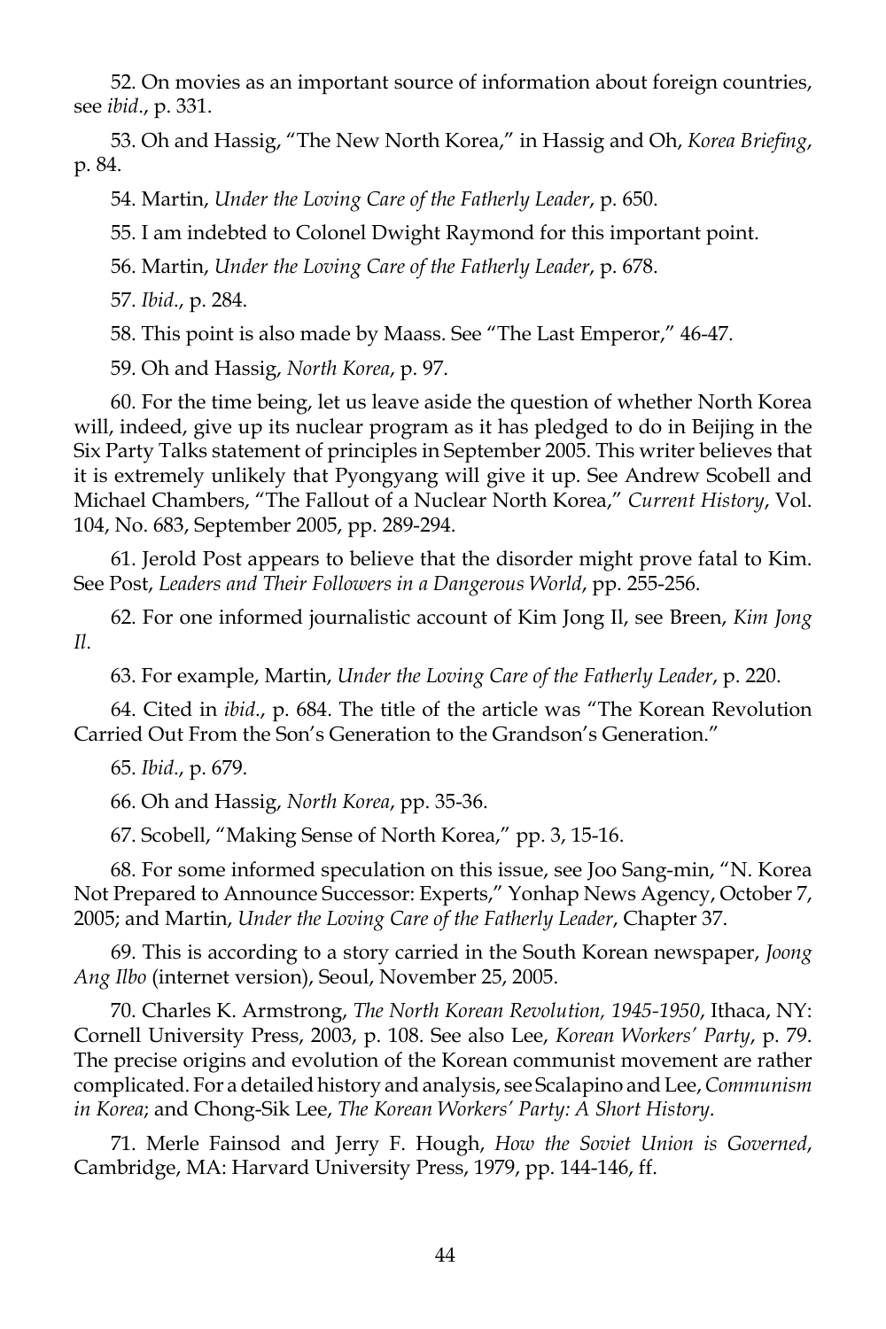52. On movies as an important source of information about foreign countries, see *ibid*., p. 331.

53. Oh and Hassig, "The New North Korea," in Hassig and Oh, *Korea Briefing*, p. 84.

54. Martin, *Under the Loving Care of the Fatherly Leader*, p. 650.

55. I am indebted to Colonel Dwight Raymond for this important point.

56. Martin, *Under the Loving Care of the Fatherly Leader*, p. 678.

57. *Ibid*., p. 284.

58. This point is also made by Maass. See "The Last Emperor," 46-47.

59. Oh and Hassig, *North Korea*, p. 97.

60. For the time being, let us leave aside the question of whether North Korea will, indeed, give up its nuclear program as it has pledged to do in Beijing in the Six Party Talks statement of principles in September 2005. This writer believes that it is extremely unlikely that Pyongyang will give it up. See Andrew Scobell and Michael Chambers, "The Fallout of a Nuclear North Korea," *Current History*, Vol. 104, No. 683, September 2005, pp. 289-294.

61. Jerold Post appears to believe that the disorder might prove fatal to Kim. See Post, *Leaders and Their Followers in a Dangerous World*, pp. 255-256.

62. For one informed journalistic account of Kim Jong Il, see Breen, *Kim Jong Il*.

63. For example, Martin, *Under the Loving Care of the Fatherly Leader*, p. 220.

64. Cited in *ibid*., p. 684. The title of the article was "The Korean Revolution Carried Out From the Son's Generation to the Grandson's Generation."

65. *Ibid*., p. 679.

66. Oh and Hassig, *North Korea*, pp. 35-36.

67. Scobell, "Making Sense of North Korea," pp. 3, 15-16.

68. For some informed speculation on this issue, see Joo Sang-min, "N. Korea Not Prepared to Announce Successor: Experts," Yonhap News Agency, October 7, 2005; and Martin, *Under the Loving Care of the Fatherly Leader*, Chapter 37.

69. This is according to a story carried in the South Korean newspaper, *Joong Ang Ilbo* (internet version), Seoul, November 25, 2005.

70. Charles K. Armstrong, *The North Korean Revolution, 1945-1950*, Ithaca, NY: Cornell University Press, 2003, p. 108. See also Lee, *Korean Workers' Party*, p. 79. The precise origins and evolution of the Korean communist movement are rather complicated. For a detailed history and analysis, see Scalapino and Lee, *Communism in Korea*; and Chong-Sik Lee, *The Korean Workers' Party: A Short History*.

71. Merle Fainsod and Jerry F. Hough, *How the Soviet Union is Governed*, Cambridge, MA: Harvard University Press, 1979, pp. 144-146, ff.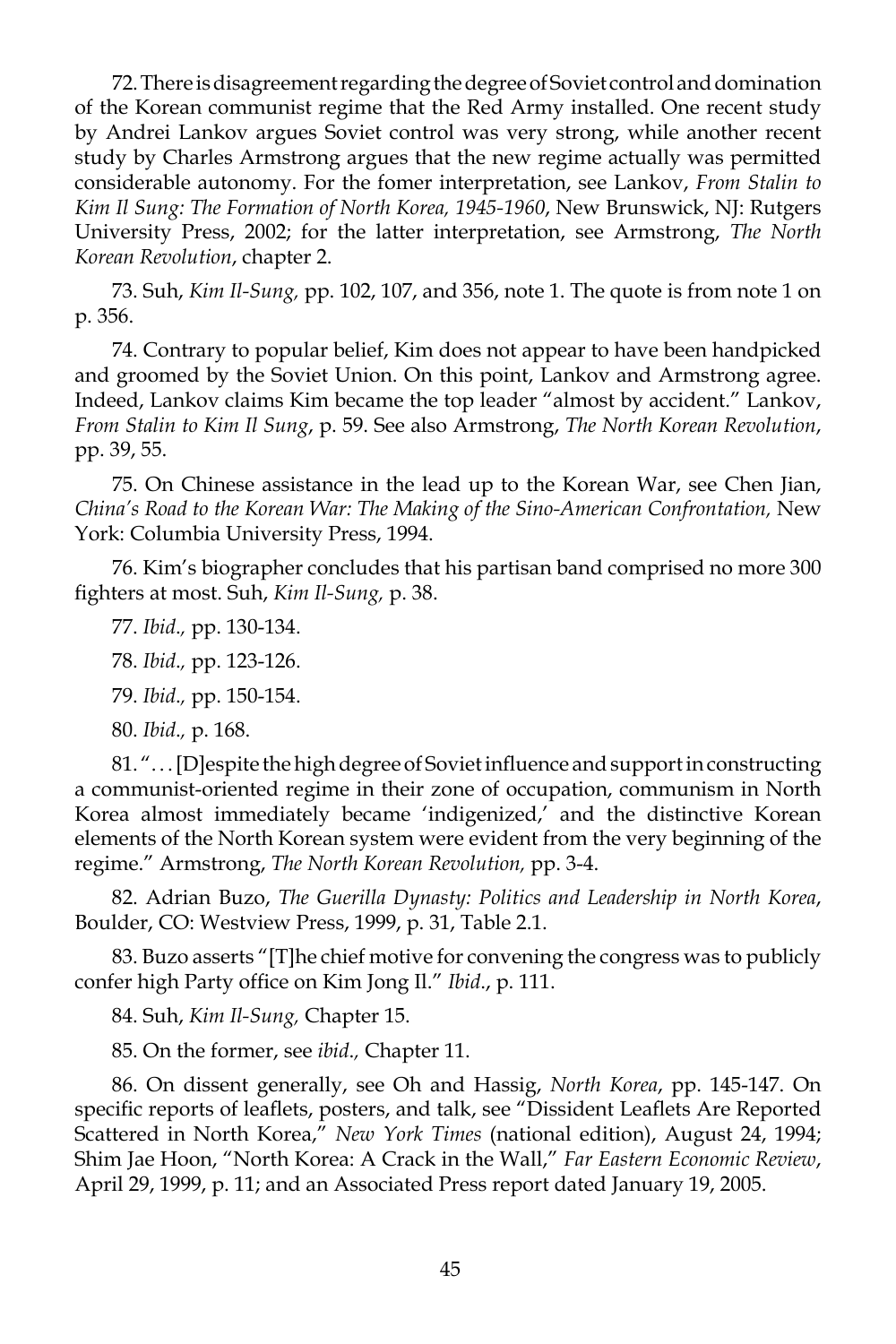72. There is disagreement regarding the degree of Soviet control and domination of the Korean communist regime that the Red Army installed. One recent study by Andrei Lankov argues Soviet control was very strong, while another recent study by Charles Armstrong argues that the new regime actually was permitted considerable autonomy. For the fomer interpretation, see Lankov, *From Stalin to Kim Il Sung: The Formation of North Korea, 1945-1960*, New Brunswick, NJ: Rutgers University Press, 2002; for the latter interpretation, see Armstrong, *The North Korean Revolution*, chapter 2.

73. Suh, *Kim Il-Sung,* pp. 102, 107, and 356, note 1. The quote is from note 1 on p. 356.

74. Contrary to popular belief, Kim does not appear to have been handpicked and groomed by the Soviet Union. On this point, Lankov and Armstrong agree. Indeed, Lankov claims Kim became the top leader "almost by accident." Lankov, *From Stalin to Kim Il Sung*, p. 59. See also Armstrong, *The North Korean Revolution*, pp. 39, 55.

75. On Chinese assistance in the lead up to the Korean War, see Chen Jian, *China's Road to the Korean War: The Making of the Sino-American Confrontation,* New York: Columbia University Press, 1994.

76. Kim's biographer concludes that his partisan band comprised no more 300 fighters at most. Suh, *Kim Il-Sung,* p. 38.

77. *Ibid.,* pp. 130-134.

78. *Ibid.,* pp. 123-126.

79. *Ibid.,* pp. 150-154.

80. *Ibid.,* p. 168.

81. ". . . [D]espite the high degree of Soviet influence and support in constructing a communist-oriented regime in their zone of occupation, communism in North Korea almost immediately became 'indigenized,' and the distinctive Korean elements of the North Korean system were evident from the very beginning of the regime." Armstrong, *The North Korean Revolution,* pp. 3-4.

82. Adrian Buzo, *The Guerilla Dynasty: Politics and Leadership in North Korea*, Boulder, CO: Westview Press, 1999, p. 31, Table 2.1.

83. Buzo asserts "[T]he chief motive for convening the congress was to publicly confer high Party office on Kim Jong Il." *Ibid.*, p. 111.

84. Suh, *Kim Il-Sung,* Chapter 15.

85. On the former, see *ibid.,* Chapter 11.

86. On dissent generally, see Oh and Hassig, *North Korea*, pp. 145-147. On specific reports of leaflets, posters, and talk, see "Dissident Leaflets Are Reported Scattered in North Korea," *New York Times* (national edition), August 24, 1994; Shim Jae Hoon, "North Korea: A Crack in the Wall," *Far Eastern Economic Review*, April 29, 1999, p. 11; and an Associated Press report dated January 19, 2005.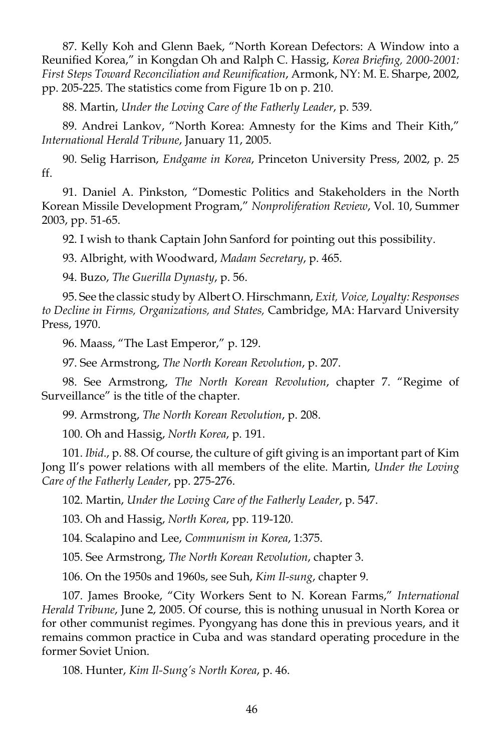87. Kelly Koh and Glenn Baek, "North Korean Defectors: A Window into a Reunified Korea," in Kongdan Oh and Ralph C. Hassig, *Korea Briefing, 2000-2001: First Steps Toward Reconciliation and Reunification*, Armonk, NY: M. E. Sharpe, 2002, pp. 205-225. The statistics come from Figure 1b on p. 210.

88. Martin, *Under the Loving Care of the Fatherly Leader*, p. 539.

89. Andrei Lankov, "North Korea: Amnesty for the Kims and Their Kith," *International Herald Tribune*, January 11, 2005.

90. Selig Harrison, *Endgame in Korea*, Princeton University Press, 2002, p. 25 ff.

91. Daniel A. Pinkston, "Domestic Politics and Stakeholders in the North Korean Missile Development Program," *Nonproliferation Review*, Vol. 10, Summer 2003, pp. 51-65.

92. I wish to thank Captain John Sanford for pointing out this possibility.

93. Albright, with Woodward, *Madam Secretary*, p. 465.

94. Buzo, *The Guerilla Dynasty*, p. 56.

95. See the classic study by Albert O. Hirschmann, *Exit, Voice, Loyalty: Responses to Decline in Firms, Organizations, and States,* Cambridge, MA: Harvard University Press, 1970.

96. Maass, "The Last Emperor," p. 129.

97. See Armstrong, *The North Korean Revolution*, p. 207.

98. See Armstrong, *The North Korean Revolution*, chapter 7. "Regime of Surveillance" is the title of the chapter.

99. Armstrong, *The North Korean Revolution*, p. 208.

100. Oh and Hassig, *North Korea*, p. 191.

101. *Ibid*., p. 88. Of course, the culture of gift giving is an important part of Kim Jong Il's power relations with all members of the elite. Martin, *Under the Loving Care of the Fatherly Leader*, pp. 275-276.

102. Martin, *Under the Loving Care of the Fatherly Leader*, p. 547.

103. Oh and Hassig, *North Korea*, pp. 119-120.

104. Scalapino and Lee, *Communism in Korea*, 1:375.

105. See Armstrong, *The North Korean Revolution*, chapter 3.

106. On the 1950s and 1960s, see Suh, *Kim Il-sung*, chapter 9.

107. James Brooke, "City Workers Sent to N. Korean Farms," *International Herald Tribune*, June 2, 2005. Of course, this is nothing unusual in North Korea or for other communist regimes. Pyongyang has done this in previous years, and it remains common practice in Cuba and was standard operating procedure in the former Soviet Union.

108. Hunter, *Kim Il-Sung's North Korea*, p. 46.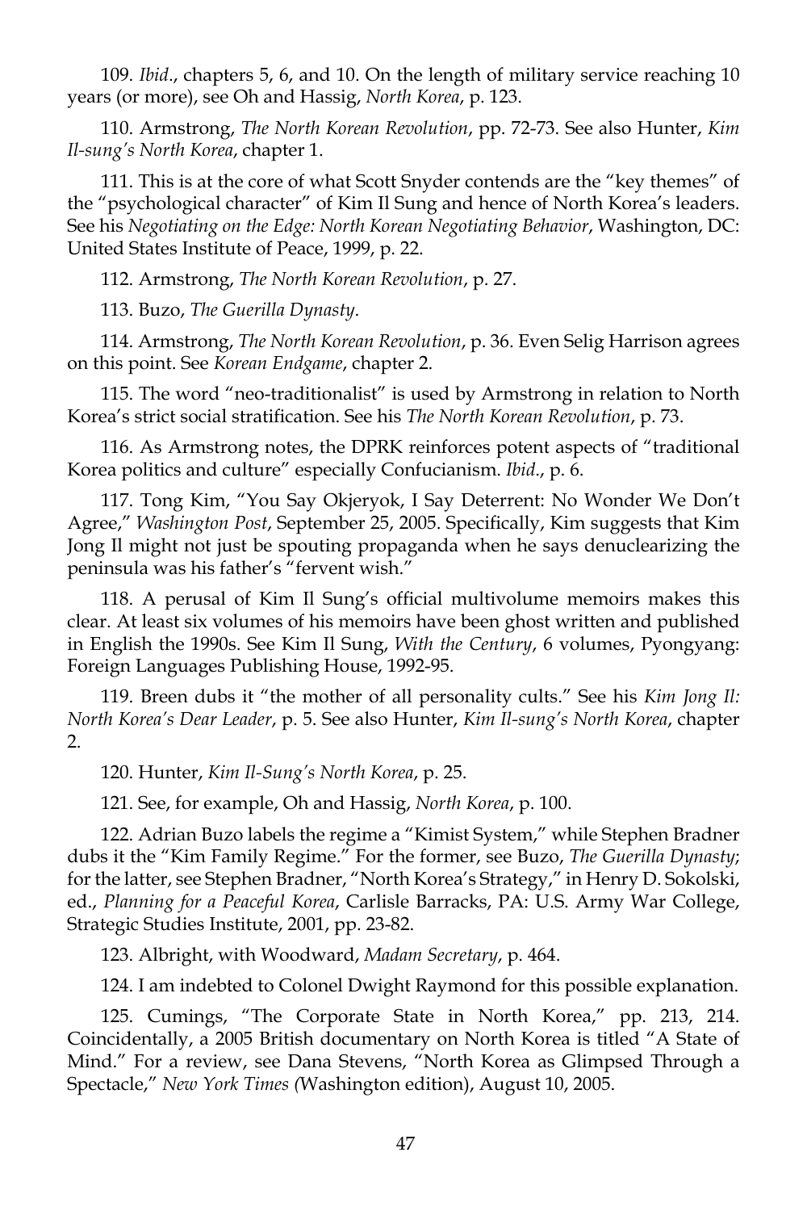109. *Ibid*., chapters 5, 6, and 10. On the length of military service reaching 10 years (or more), see Oh and Hassig, *North Korea*, p. 123.

110. Armstrong, *The North Korean Revolution*, pp. 72-73. See also Hunter, *Kim Il-sung's North Korea*, chapter 1.

111. This is at the core of what Scott Snyder contends are the "key themes" of the "psychological character" of Kim Il Sung and hence of North Korea's leaders. See his *Negotiating on the Edge: North Korean Negotiating Behavior*, Washington, DC: United States Institute of Peace, 1999, p. 22.

112. Armstrong, *The North Korean Revolution*, p. 27.

113. Buzo, *The Guerilla Dynasty*.

114. Armstrong, *The North Korean Revolution*, p. 36. Even Selig Harrison agrees on this point. See *Korean Endgame*, chapter 2.

115. The word "neo-traditionalist" is used by Armstrong in relation to North Korea's strict social stratification. See his *The North Korean Revolution*, p. 73.

116. As Armstrong notes, the DPRK reinforces potent aspects of "traditional Korea politics and culture" especially Confucianism. *Ibid*., p. 6.

117. Tong Kim, "You Say Okjeryok, I Say Deterrent: No Wonder We Don't Agree," *Washington Post*, September 25, 2005. Specifically, Kim suggests that Kim Jong Il might not just be spouting propaganda when he says denuclearizing the peninsula was his father's "fervent wish."

118. A perusal of Kim Il Sung's official multivolume memoirs makes this clear. At least six volumes of his memoirs have been ghost written and published in English the 1990s. See Kim Il Sung, *With the Century*, 6 volumes, Pyongyang: Foreign Languages Publishing House, 1992-95.

119. Breen dubs it "the mother of all personality cults." See his *Kim Jong Il: North Korea's Dear Leader*, p. 5. See also Hunter, *Kim Il-sung's North Korea*, chapter 2.

120. Hunter, *Kim Il-Sung's North Korea*, p. 25.

121. See, for example, Oh and Hassig, *North Korea*, p. 100.

122. Adrian Buzo labels the regime a "Kimist System," while Stephen Bradner dubs it the "Kim Family Regime." For the former, see Buzo, *The Guerilla Dynasty*; for the latter, see Stephen Bradner, "North Korea's Strategy," in Henry D. Sokolski, ed., *Planning for a Peaceful Korea*, Carlisle Barracks, PA: U.S. Army War College, Strategic Studies Institute, 2001, pp. 23-82.

123. Albright, with Woodward, *Madam Secretary*, p. 464.

124. I am indebted to Colonel Dwight Raymond for this possible explanation.

125. Cumings, "The Corporate State in North Korea," pp. 213, 214. Coincidentally, a 2005 British documentary on North Korea is titled "A State of Mind." For a review, see Dana Stevens, "North Korea as Glimpsed Through a Spectacle," *New York Times (*Washington edition), August 10, 2005.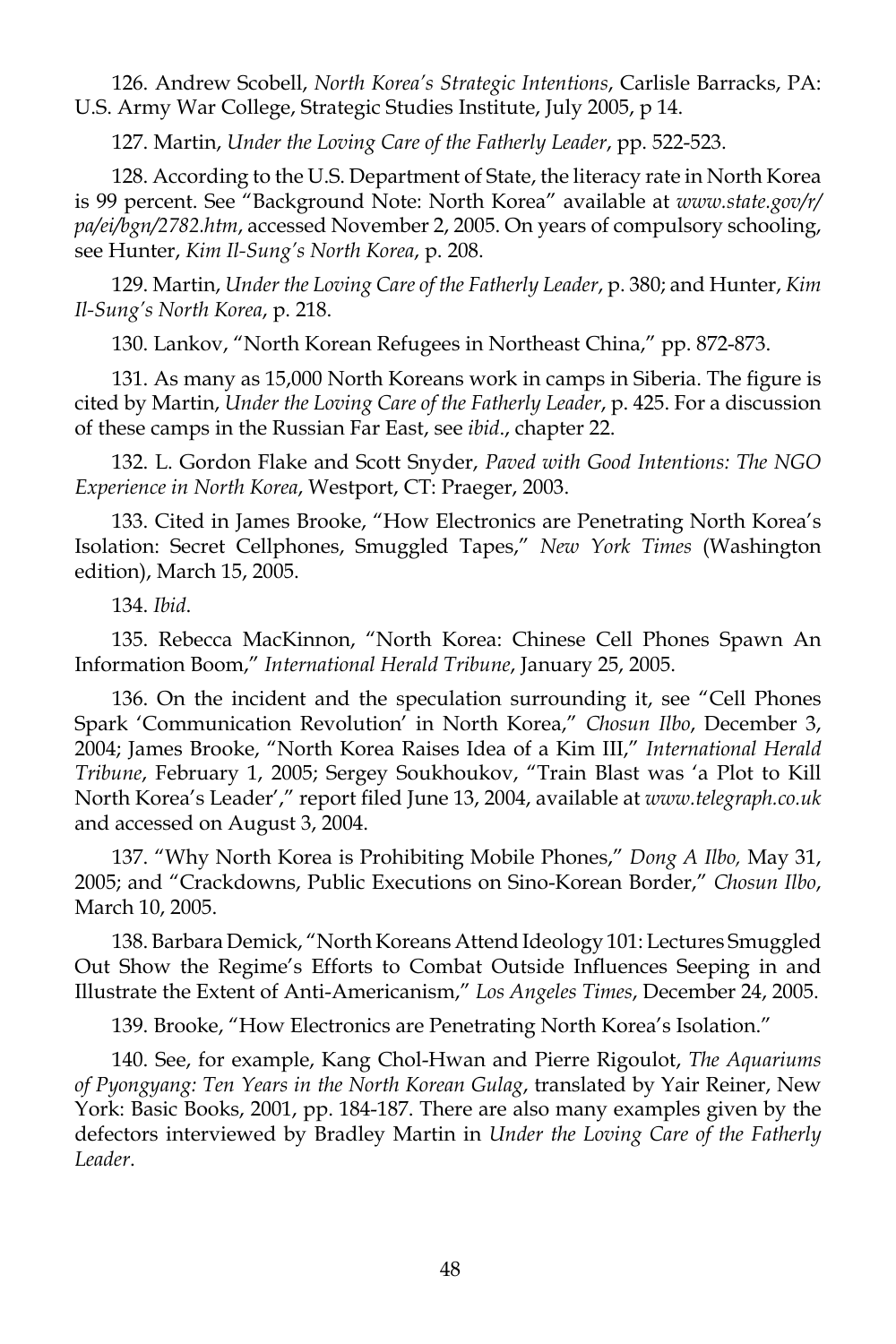126. Andrew Scobell, *North Korea's Strategic Intentions*, Carlisle Barracks, PA: U.S. Army War College, Strategic Studies Institute, July 2005, p 14.

127. Martin, *Under the Loving Care of the Fatherly Leader*, pp. 522-523.

128. According to the U.S. Department of State, the literacy rate in North Korea is 99 percent. See "Background Note: North Korea" available at *www.state.gov/r/pa/ei/bgn/2782.htm*, accessed November 2, 2005. On years of compulsory schooling, see Hunter, *Kim Il-Sung's North Korea*, p. 208.

129. Martin, *Under the Loving Care of the Fatherly Leader*, p. 380; and Hunter, *Kim Il-Sung's North Korea*, p. 218.

130. Lankov, "North Korean Refugees in Northeast China," pp. 872-873.

131. As many as 15,000 North Koreans work in camps in Siberia. The figure is cited by Martin, *Under the Loving Care of the Fatherly Leader*, p. 425. For a discussion of these camps in the Russian Far East, see *ibid*., chapter 22.

132. L. Gordon Flake and Scott Snyder, *Paved with Good Intentions: The NGO Experience in North Korea*, Westport, CT: Praeger, 2003.

133. Cited in James Brooke, "How Electronics are Penetrating North Korea's Isolation: Secret Cellphones, Smuggled Tapes," *New York Times* (Washington edition), March 15, 2005.

134. *Ibid*.

135. Rebecca MacKinnon, "North Korea: Chinese Cell Phones Spawn An Information Boom," *International Herald Tribune*, January 25, 2005.

136. On the incident and the speculation surrounding it, see "Cell Phones Spark 'Communication Revolution' in North Korea," *Chosun Ilbo*, December 3, 2004; James Brooke, "North Korea Raises Idea of a Kim III," *International Herald Tribune*, February 1, 2005; Sergey Soukhoukov, "Train Blast was 'a Plot to Kill North Korea's Leader'," report filed June 13, 2004, available at *www.telegraph.co.uk* and accessed on August 3, 2004.

137. "Why North Korea is Prohibiting Mobile Phones," *Dong A Ilbo,* May 31, 2005; and "Crackdowns, Public Executions on Sino-Korean Border," *Chosun Ilbo*, March 10, 2005.

138. Barbara Demick, "North Koreans Attend Ideology 101: Lectures Smuggled Out Show the Regime's Efforts to Combat Outside Influences Seeping in and Illustrate the Extent of Anti-Americanism," *Los Angeles Times*, December 24, 2005.

139. Brooke, "How Electronics are Penetrating North Korea's Isolation."

140. See, for example, Kang Chol-Hwan and Pierre Rigoulot, *The Aquariums of Pyongyang: Ten Years in the North Korean Gulag*, translated by Yair Reiner, New York: Basic Books, 2001, pp. 184-187. There are also many examples given by the defectors interviewed by Bradley Martin in *Under the Loving Care of the Fatherly Leader*.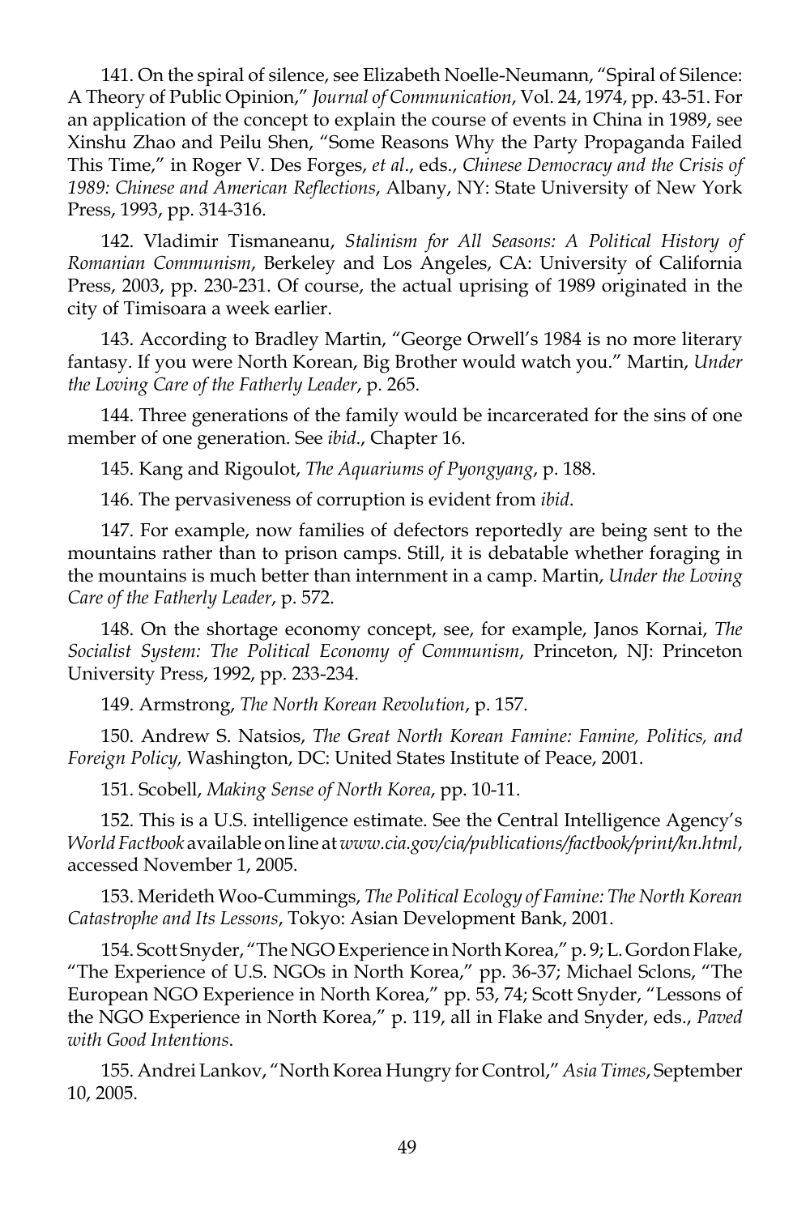141. On the spiral of silence, see Elizabeth Noelle-Neumann, "Spiral of Silence: A Theory of Public Opinion," *Journal of Communication*, Vol. 24, 1974, pp. 43-51. For an application of the concept to explain the course of events in China in 1989, see Xinshu Zhao and Peilu Shen, "Some Reasons Why the Party Propaganda Failed This Time," in Roger V. Des Forges, *et al*., eds., *Chinese Democracy and the Crisis of 1989: Chinese and American Reflections*, Albany, NY: State University of New York Press, 1993, pp. 314-316.

142. Vladimir Tismaneanu, *Stalinism for All Seasons: A Political History of Romanian Communism*, Berkeley and Los Angeles, CA: University of California Press, 2003, pp. 230-231. Of course, the actual uprising of 1989 originated in the city of Timisoara a week earlier.

143. According to Bradley Martin, "George Orwell's 1984 is no more literary fantasy. If you were North Korean, Big Brother would watch you." Martin, *Under the Loving Care of the Fatherly Leader*, p. 265.

144. Three generations of the family would be incarcerated for the sins of one member of one generation. See *ibid*., Chapter 16.

145. Kang and Rigoulot, *The Aquariums of Pyongyang*, p. 188.

146. The pervasiveness of corruption is evident from *ibid*.

147. For example, now families of defectors reportedly are being sent to the mountains rather than to prison camps. Still, it is debatable whether foraging in the mountains is much better than internment in a camp. Martin, *Under the Loving Care of the Fatherly Leader*, p. 572.

148. On the shortage economy concept, see, for example, Janos Kornai, *The Socialist System: The Political Economy of Communism*, Princeton, NJ: Princeton University Press, 1992, pp. 233-234.

149. Armstrong, *The North Korean Revolution*, p. 157.

150. Andrew S. Natsios, *The Great North Korean Famine: Famine, Politics, and Foreign Policy,* Washington, DC: United States Institute of Peace, 2001.

151. Scobell, *Making Sense of North Korea*, pp. 10-11.

152. This is a U.S. intelligence estimate. See the Central Intelligence Agency's *World Factbook* available on line at *www.cia.gov/cia/publications/factbook/print/kn.html*, accessed November 1, 2005.

153. Merideth Woo-Cummings, *The Political Ecology of Famine: The North Korean Catastrophe and Its Lessons*, Tokyo: Asian Development Bank, 2001.

154. Scott Snyder, "The NGO Experience in North Korea," p. 9; L. Gordon Flake, "The Experience of U.S. NGOs in North Korea," pp. 36-37; Michael Sclons, "The European NGO Experience in North Korea," pp. 53, 74; Scott Snyder, "Lessons of the NGO Experience in North Korea," p. 119, all in Flake and Snyder, eds., *Paved with Good Intentions*.

155. Andrei Lankov, "North Korea Hungry for Control," *Asia Times*, September 10, 2005.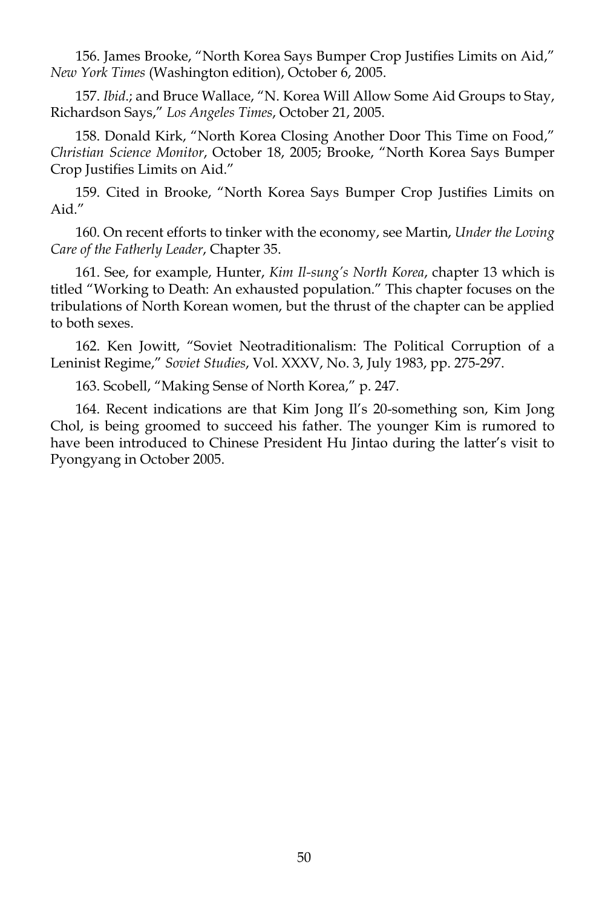156. James Brooke, "North Korea Says Bumper Crop Justifies Limits on Aid," *New York Times* (Washington edition), October 6, 2005.

157. *Ibid.*; and Bruce Wallace, "N. Korea Will Allow Some Aid Groups to Stay, Richardson Says," *Los Angeles Times*, October 21, 2005.

158. Donald Kirk, "North Korea Closing Another Door This Time on Food," *Christian Science Monitor*, October 18, 2005; Brooke, "North Korea Says Bumper Crop Justifies Limits on Aid."

159. Cited in Brooke, "North Korea Says Bumper Crop Justifies Limits on Aid."

160. On recent efforts to tinker with the economy, see Martin, *Under the Loving Care of the Fatherly Leader*, Chapter 35.

161. See, for example, Hunter, *Kim Il-sung's North Korea*, chapter 13 which is titled "Working to Death: An exhausted population." This chapter focuses on the tribulations of North Korean women, but the thrust of the chapter can be applied to both sexes.

162. Ken Jowitt, "Soviet Neotraditionalism: The Political Corruption of a Leninist Regime," *Soviet Studies*, Vol. XXXV, No. 3, July 1983, pp. 275-297.

163. Scobell, "Making Sense of North Korea," p. 247.

164. Recent indications are that Kim Jong Il's 20-something son, Kim Jong Chol, is being groomed to succeed his father. The younger Kim is rumored to have been introduced to Chinese President Hu Jintao during the latter's visit to Pyongyang in October 2005.